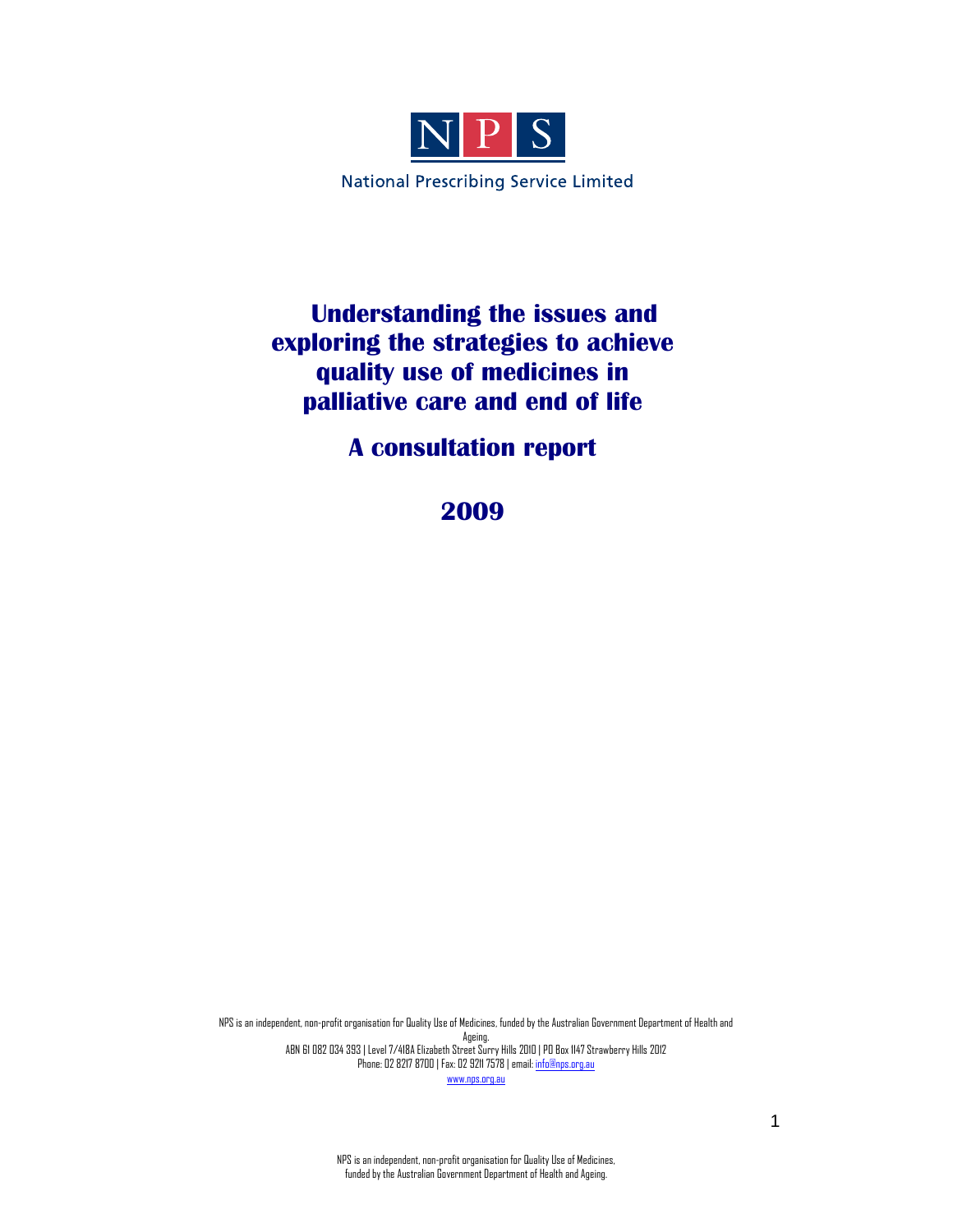NPS

National Prescribing Service Limited

# Understanding the issues and exploring the strategies to achieve quality use of medicines in palliative care and end of life

## A consultation report

## 2009

NPS is an independent, non-profit organisation for Quality Use of Medicines, funded by the Australian Government Department of Health and Ageing.
ABN 61 082 034 393 | Level 7/418A Elizabeth Street Surry Hills 2010 | PO Box 1147 Strawberry Hills 2012
Phone: 02 8217 8700 | Fax: 02 9211 7578 | email: info@nps.org.au
www.nps.org.au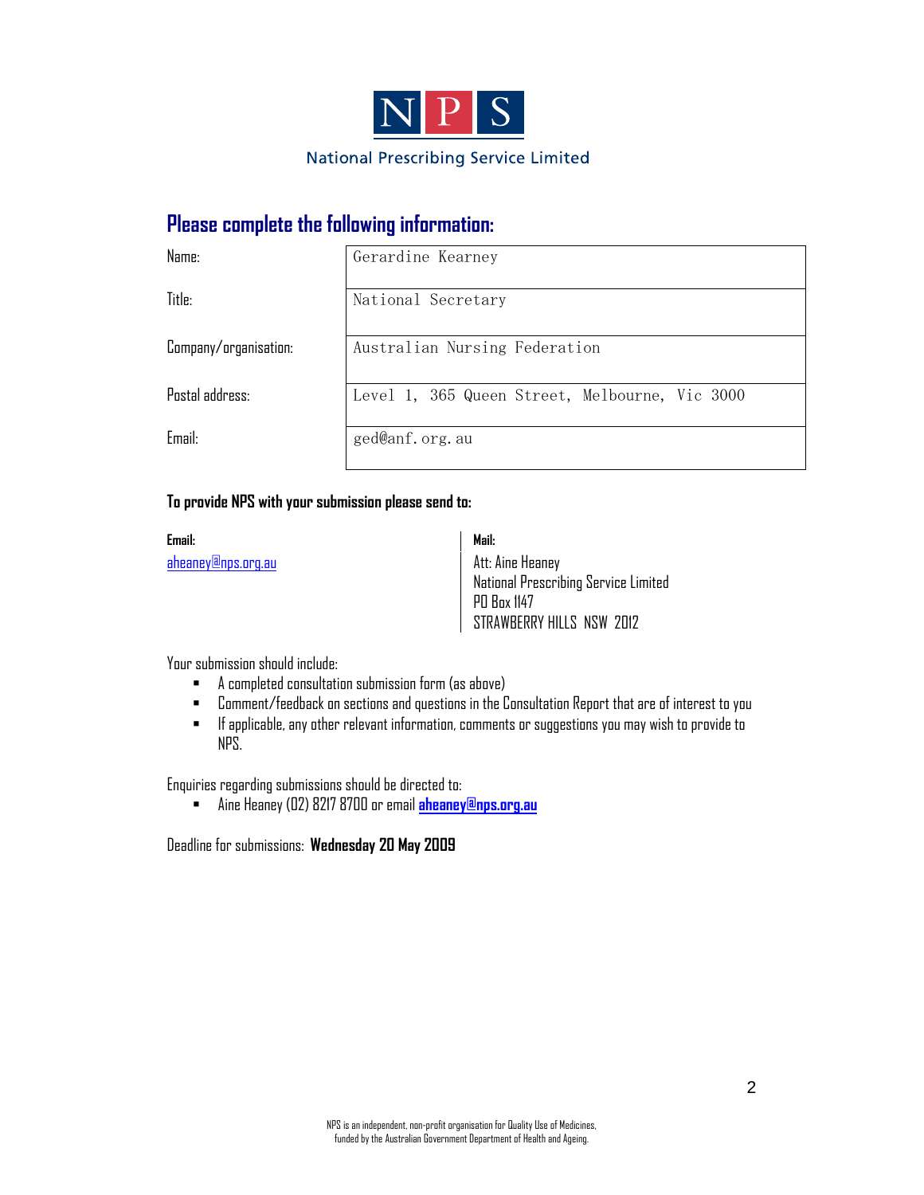NPS

National Prescribing Service Limited

## Please complete the following information:

| | |
|---|---|
| Name: | Gerardine Kearney |
| Title: | National Secretary |
| Company/organisation: | Australian Nursing Federation |
| Postal address: | Level 1, 365 Queen Street, Melbourne, Vic 3000 |
| Email: | ged@anf.org.au |

**To provide NPS with your submission please send to:**

**Email:**
aheaney@nps.org.au

**Mail:**
Att: Aine Heaney
National Prescribing Service Limited
PO Box 1147
STRAWBERRY HILLS NSW 2012

Your submission should include:

- A completed consultation submission form (as above)
- Comment/feedback on sections and questions in the Consultation Report that are of interest to you
- If applicable, any other relevant information, comments or suggestions you may wish to provide to NPS.

Enquiries regarding submissions should be directed to:

- Aine Heaney (02) 8217 8700 or email **aheaney@nps.org.au**

Deadline for submissions: **Wednesday 20 May 2009**

NPS is an independent, non-profit organisation for Quality Use of Medicines, funded by the Australian Government Department of Health and Ageing.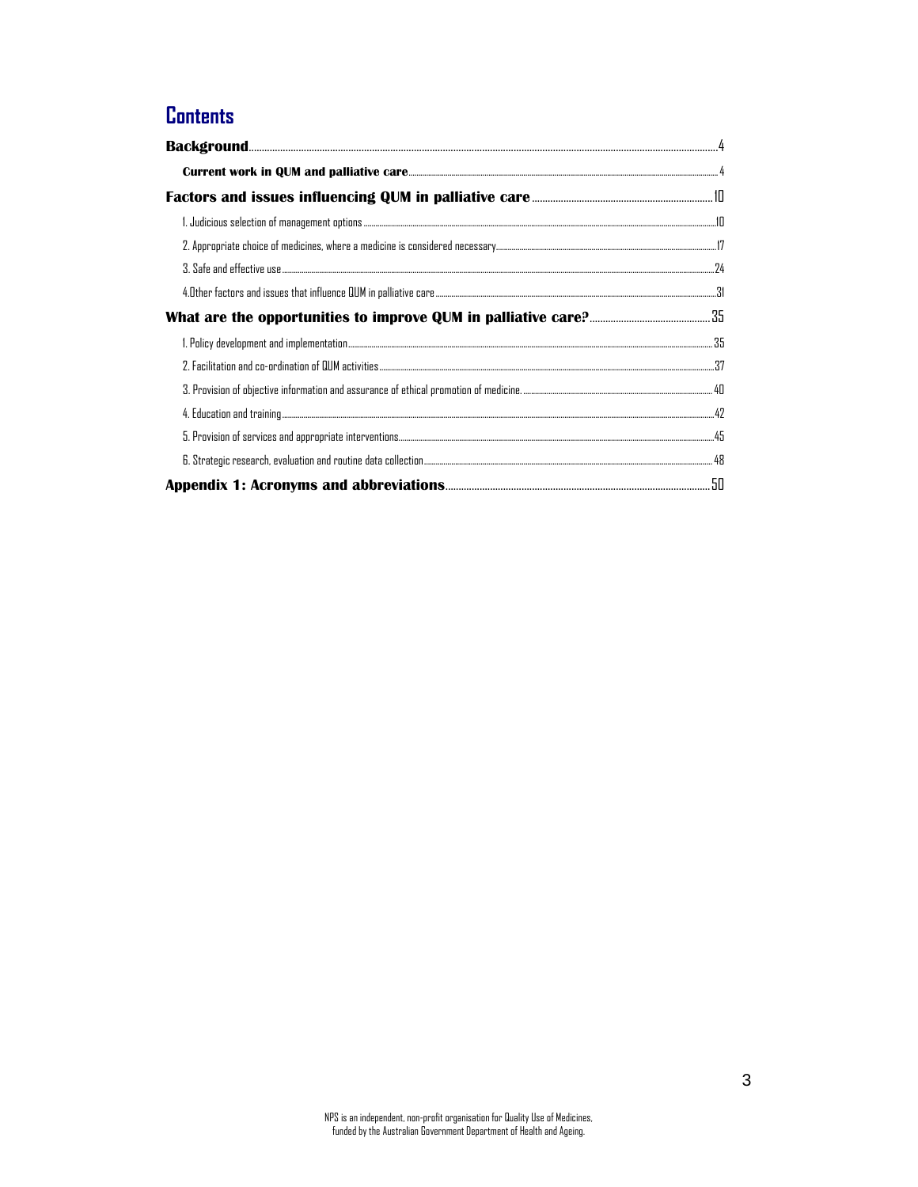# Contents

- **Background** ... 4
  - **Current work in QUM and palliative care** ... 4
- **Factors and issues influencing QUM in palliative care** ... 10
  - 1. Judicious selection of management options ... 10
  - 2. Appropriate choice of medicines, where a medicine is considered necessary ... 17
  - 3. Safe and effective use ... 24
  - 4. Other factors and issues that influence QUM in palliative care ... 31
- **What are the opportunities to improve QUM in palliative care?** ... 35
  - 1. Policy development and implementation ... 35
  - 2. Facilitation and co-ordination of QUM activities ... 37
  - 3. Provision of objective information and assurance of ethical promotion of medicine. ... 40
  - 4. Education and training ... 42
  - 5. Provision of services and appropriate interventions ... 45
  - 6. Strategic research, evaluation and routine data collection ... 48
- **Appendix 1: Acronyms and abbreviations** ... 50

NPS is an independent, non-profit organisation for Quality Use of Medicines, funded by the Australian Government Department of Health and Ageing.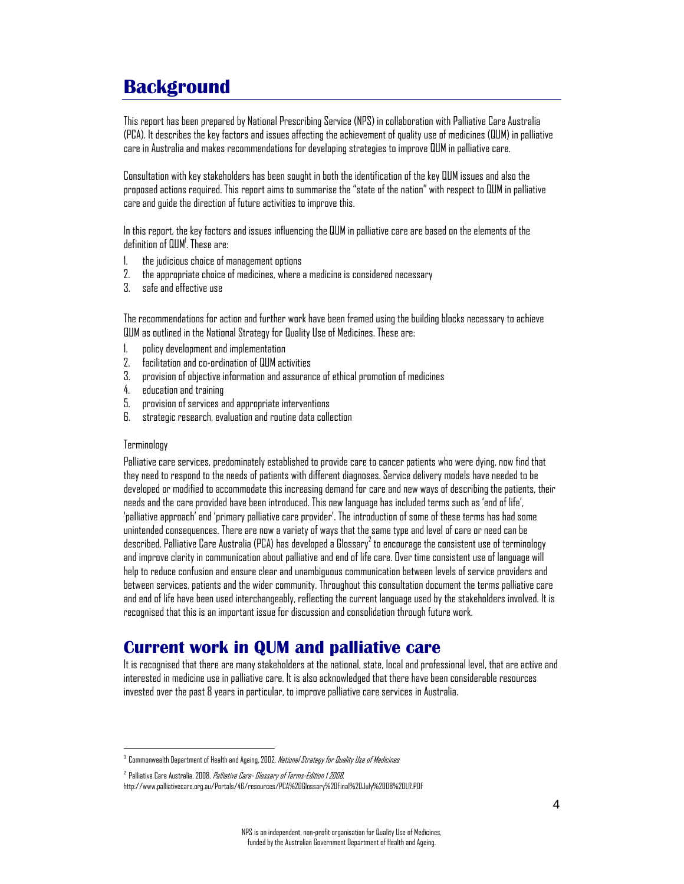# Background

This report has been prepared by National Prescribing Service (NPS) in collaboration with Palliative Care Australia (PCA). It describes the key factors and issues affecting the achievement of quality use of medicines (QUM) in palliative care in Australia and makes recommendations for developing strategies to improve QUM in palliative care.

Consultation with key stakeholders has been sought in both the identification of the key QUM issues and also the proposed actions required. This report aims to summarise the "state of the nation" with respect to QUM in palliative care and guide the direction of future activities to improve this.

In this report, the key factors and issues influencing the QUM in palliative care are based on the elements of the definition of QUM[1]. These are:

1. the judicious choice of management options
2. the appropriate choice of medicines, where a medicine is considered necessary
3. safe and effective use

The recommendations for action and further work have been framed using the building blocks necessary to achieve QUM as outlined in the National Strategy for Quality Use of Medicines. These are:

1. policy development and implementation
2. facilitation and co-ordination of QUM activities
3. provision of objective information and assurance of ethical promotion of medicines
4. education and training
5. provision of services and appropriate interventions
6. strategic research, evaluation and routine data collection

Terminology

Palliative care services, predominately established to provide care to cancer patients who were dying, now find that they need to respond to the needs of patients with different diagnoses. Service delivery models have needed to be developed or modified to accommodate this increasing demand for care and new ways of describing the patients, their needs and the care provided have been introduced. This new language has included terms such as 'end of life', 'palliative approach' and 'primary palliative care provider'. The introduction of some of these terms has had some unintended consequences. There are now a variety of ways that the same type and level of care or need can be described. Palliative Care Australia (PCA) has developed a Glossary[2] to encourage the consistent use of terminology and improve clarity in communication about palliative and end of life care. Over time consistent use of language will help to reduce confusion and ensure clear and unambiguous communication between levels of service providers and between services, patients and the wider community. Throughout this consultation document the terms palliative care and end of life have been used interchangeably, reflecting the current language used by the stakeholders involved. It is recognised that this is an important issue for discussion and consolidation through future work.

# Current work in QUM and palliative care

It is recognised that there are many stakeholders at the national, state, local and professional level, that are active and interested in medicine use in palliative care. It is also acknowledged that there have been considerable resources invested over the past 8 years in particular, to improve palliative care services in Australia.

---

[1] Commonwealth Department of Health and Ageing, 2002. *National Strategy for Quality Use of Medicines*

[2] Palliative Care Australia, 2008. *Palliative Care- Glossary of Terms-Edition I 2008.* http://www.palliativecare.org.au/Portals/46/resources/PCA%20Glossary%20Final%20July%2008%20LR.PDF

NPS is an independent, non-profit organisation for Quality Use of Medicines, funded by the Australian Government Department of Health and Ageing.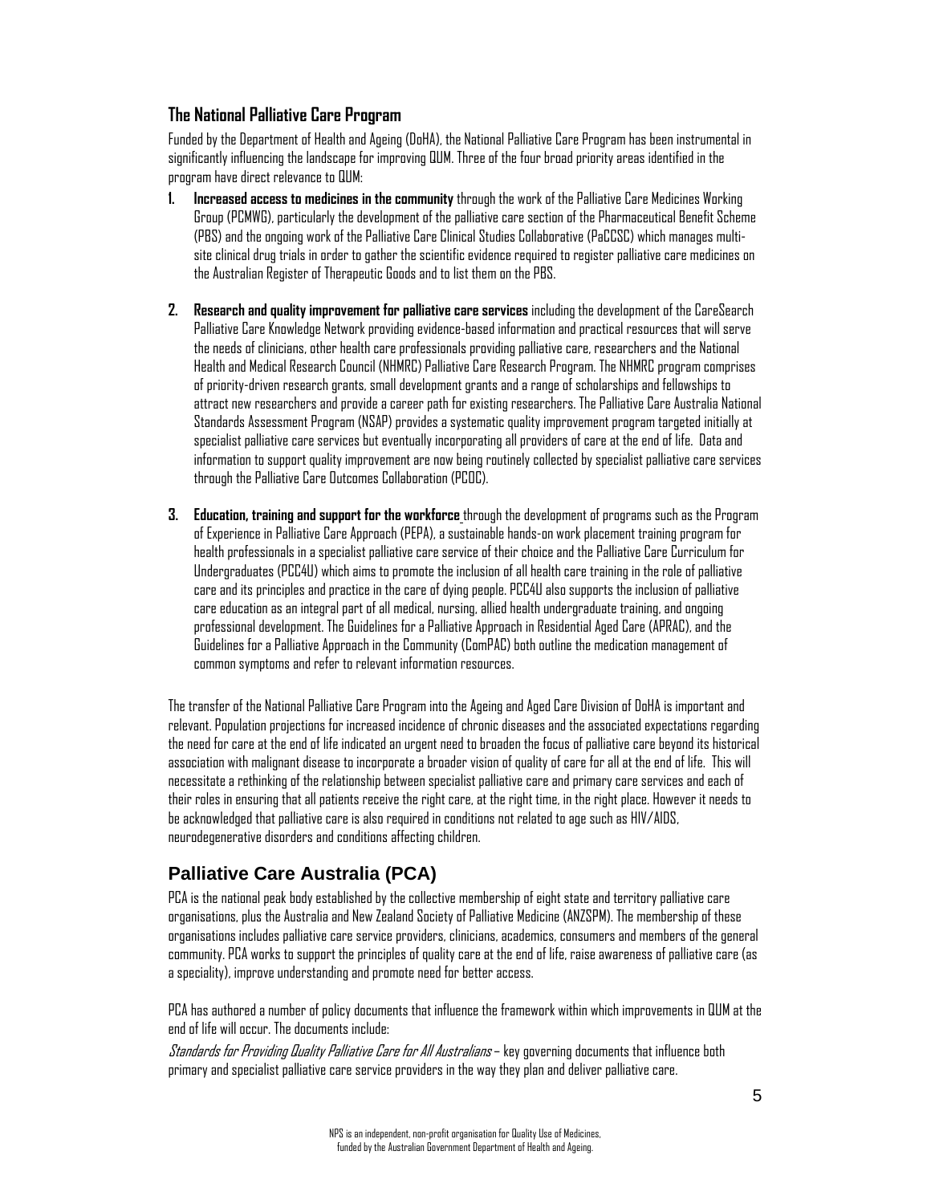### The National Palliative Care Program

Funded by the Department of Health and Ageing (DoHA), the National Palliative Care Program has been instrumental in significantly influencing the landscape for improving QUM. Three of the four broad priority areas identified in the program have direct relevance to QUM:

1. **Increased access to medicines in the community** through the work of the Palliative Care Medicines Working Group (PCMWG), particularly the development of the palliative care section of the Pharmaceutical Benefit Scheme (PBS) and the ongoing work of the Palliative Care Clinical Studies Collaborative (PaCCSC) which manages multi-site clinical drug trials in order to gather the scientific evidence required to register palliative care medicines on the Australian Register of Therapeutic Goods and to list them on the PBS.

2. **Research and quality improvement for palliative care services** including the development of the CareSearch Palliative Care Knowledge Network providing evidence-based information and practical resources that will serve the needs of clinicians, other health care professionals providing palliative care, researchers and the National Health and Medical Research Council (NHMRC) Palliative Care Research Program. The NHMRC program comprises of priority-driven research grants, small development grants and a range of scholarships and fellowships to attract new researchers and provide a career path for existing researchers. The Palliative Care Australia National Standards Assessment Program (NSAP) provides a systematic quality improvement program targeted initially at specialist palliative care services but eventually incorporating all providers of care at the end of life. Data and information to support quality improvement are now being routinely collected by specialist palliative care services through the Palliative Care Outcomes Collaboration (PCOC).

3. **Education, training and support for the workforce** through the development of programs such as the Program of Experience in Palliative Care Approach (PEPA), a sustainable hands-on work placement training program for health professionals in a specialist palliative care service of their choice and the Palliative Care Curriculum for Undergraduates (PCC4U) which aims to promote the inclusion of all health care training in the role of palliative care and its principles and practice in the care of dying people. PCC4U also supports the inclusion of palliative care education as an integral part of all medical, nursing, allied health undergraduate training, and ongoing professional development. The Guidelines for a Palliative Approach in Residential Aged Care (APRAC), and the Guidelines for a Palliative Approach in the Community (ComPAC) both outline the medication management of common symptoms and refer to relevant information resources.

The transfer of the National Palliative Care Program into the Ageing and Aged Care Division of DoHA is important and relevant. Population projections for increased incidence of chronic diseases and the associated expectations regarding the need for care at the end of life indicated an urgent need to broaden the focus of palliative care beyond its historical association with malignant disease to incorporate a broader vision of quality of care for all at the end of life. This will necessitate a rethinking of the relationship between specialist palliative care and primary care services and each of their roles in ensuring that all patients receive the right care, at the right time, in the right place. However it needs to be acknowledged that palliative care is also required in conditions not related to age such as HIV/AIDS, neurodegenerative disorders and conditions affecting children.

## Palliative Care Australia (PCA)

PCA is the national peak body established by the collective membership of eight state and territory palliative care organisations, plus the Australia and New Zealand Society of Palliative Medicine (ANZSPM). The membership of these organisations includes palliative care service providers, clinicians, academics, consumers and members of the general community. PCA works to support the principles of quality care at the end of life, raise awareness of palliative care (as a speciality), improve understanding and promote need for better access.

PCA has authored a number of policy documents that influence the framework within which improvements in QUM at the end of life will occur. The documents include:

*Standards for Providing Quality Palliative Care for All Australians* – key governing documents that influence both primary and specialist palliative care service providers in the way they plan and deliver palliative care.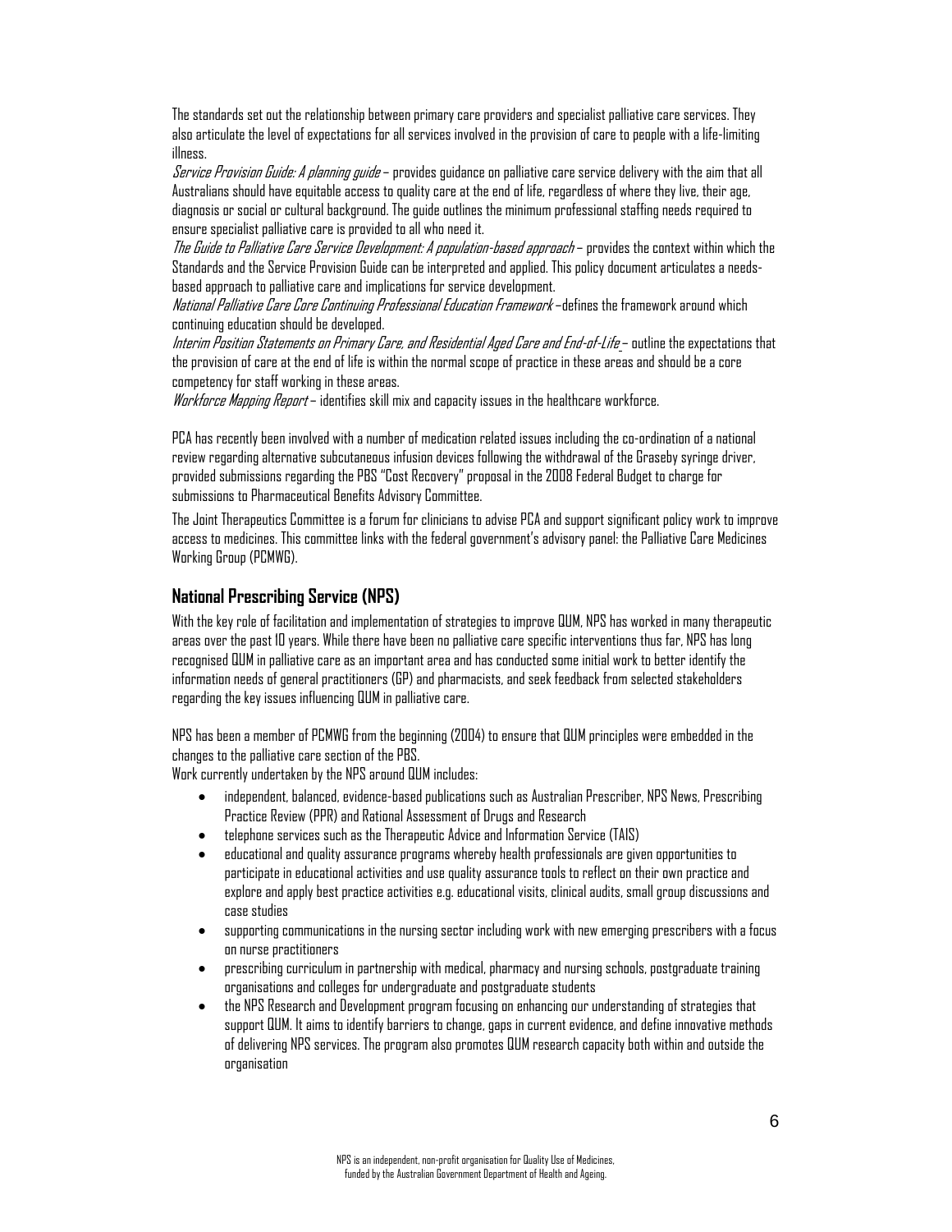The standards set out the relationship between primary care providers and specialist palliative care services. They also articulate the level of expectations for all services involved in the provision of care to people with a life-limiting illness.

*Service Provision Guide: A planning guide* – provides guidance on palliative care service delivery with the aim that all Australians should have equitable access to quality care at the end of life, regardless of where they live, their age, diagnosis or social or cultural background. The guide outlines the minimum professional staffing needs required to ensure specialist palliative care is provided to all who need it.

*The Guide to Palliative Care Service Development: A population-based approach* – provides the context within which the Standards and the Service Provision Guide can be interpreted and applied. This policy document articulates a needs-based approach to palliative care and implications for service development.

*National Palliative Care Core Continuing Professional Education Framework* –defines the framework around which continuing education should be developed.

*Interim Position Statements on Primary Care, and Residential Aged Care and End-of-Life* – outline the expectations that the provision of care at the end of life is within the normal scope of practice in these areas and should be a core competency for staff working in these areas.

*Workforce Mapping Report* – identifies skill mix and capacity issues in the healthcare workforce.

PCA has recently been involved with a number of medication related issues including the co-ordination of a national review regarding alternative subcutaneous infusion devices following the withdrawal of the Graseby syringe driver, provided submissions regarding the PBS "Cost Recovery" proposal in the 2008 Federal Budget to charge for submissions to Pharmaceutical Benefits Advisory Committee.

The Joint Therapeutics Committee is a forum for clinicians to advise PCA and support significant policy work to improve access to medicines. This committee links with the federal government's advisory panel: the Palliative Care Medicines Working Group (PCMWG).

## National Prescribing Service (NPS)

With the key role of facilitation and implementation of strategies to improve QUM, NPS has worked in many therapeutic areas over the past 10 years. While there have been no palliative care specific interventions thus far, NPS has long recognised QUM in palliative care as an important area and has conducted some initial work to better identify the information needs of general practitioners (GP) and pharmacists, and seek feedback from selected stakeholders regarding the key issues influencing QUM in palliative care.

NPS has been a member of PCMWG from the beginning (2004) to ensure that QUM principles were embedded in the changes to the palliative care section of the PBS.

Work currently undertaken by the NPS around QUM includes:

- independent, balanced, evidence-based publications such as Australian Prescriber, NPS News, Prescribing Practice Review (PPR) and Rational Assessment of Drugs and Research
- telephone services such as the Therapeutic Advice and Information Service (TAIS)
- educational and quality assurance programs whereby health professionals are given opportunities to participate in educational activities and use quality assurance tools to reflect on their own practice and explore and apply best practice activities e.g. educational visits, clinical audits, small group discussions and case studies
- supporting communications in the nursing sector including work with new emerging prescribers with a focus on nurse practitioners
- prescribing curriculum in partnership with medical, pharmacy and nursing schools, postgraduate training organisations and colleges for undergraduate and postgraduate students
- the NPS Research and Development program focusing on enhancing our understanding of strategies that support QUM. It aims to identify barriers to change, gaps in current evidence, and define innovative methods of delivering NPS services. The program also promotes QUM research capacity both within and outside the organisation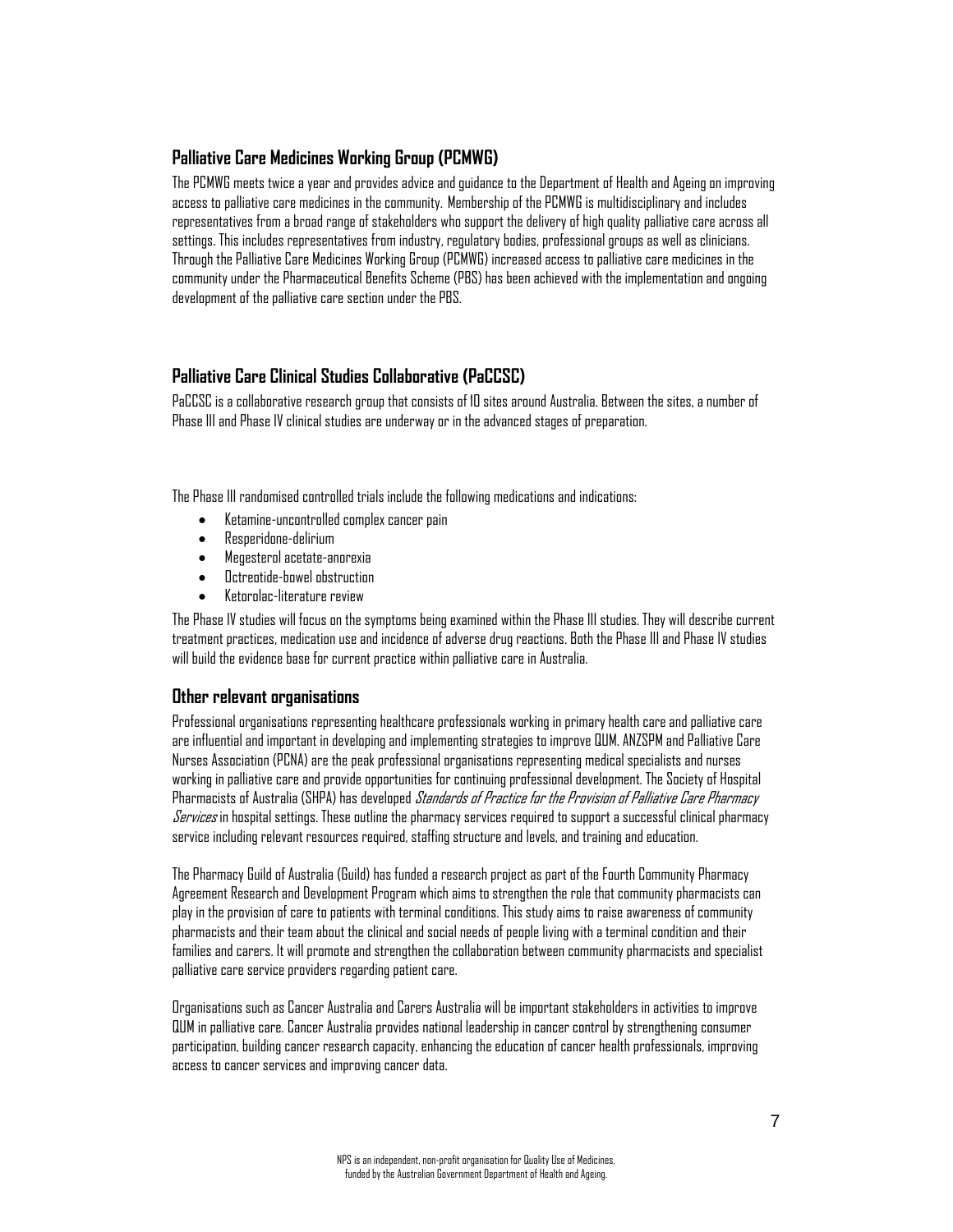## Palliative Care Medicines Working Group (PCMWG)

The PCMWG meets twice a year and provides advice and guidance to the Department of Health and Ageing on improving access to palliative care medicines in the community. Membership of the PCMWG is multidisciplinary and includes representatives from a broad range of stakeholders who support the delivery of high quality palliative care across all settings. This includes representatives from industry, regulatory bodies, professional groups as well as clinicians. Through the Palliative Care Medicines Working Group (PCMWG) increased access to palliative care medicines in the community under the Pharmaceutical Benefits Scheme (PBS) has been achieved with the implementation and ongoing development of the palliative care section under the PBS.

## Palliative Care Clinical Studies Collaborative (PaCCSC)

PaCCSC is a collaborative research group that consists of 10 sites around Australia. Between the sites, a number of Phase III and Phase IV clinical studies are underway or in the advanced stages of preparation.

The Phase III randomised controlled trials include the following medications and indications:

- Ketamine-uncontrolled complex cancer pain
- Resperidone-delirium
- Megesterol acetate-anorexia
- Octreotide-bowel obstruction
- Ketorolac-literature review

The Phase IV studies will focus on the symptoms being examined within the Phase III studies. They will describe current treatment practices, medication use and incidence of adverse drug reactions. Both the Phase III and Phase IV studies will build the evidence base for current practice within palliative care in Australia.

## Other relevant organisations

Professional organisations representing healthcare professionals working in primary health care and palliative care are influential and important in developing and implementing strategies to improve QUM. ANZSPM and Palliative Care Nurses Association (PCNA) are the peak professional organisations representing medical specialists and nurses working in palliative care and provide opportunities for continuing professional development. The Society of Hospital Pharmacists of Australia (SHPA) has developed *Standards of Practice for the Provision of Palliative Care Pharmacy Services* in hospital settings. These outline the pharmacy services required to support a successful clinical pharmacy service including relevant resources required, staffing structure and levels, and training and education.

The Pharmacy Guild of Australia (Guild) has funded a research project as part of the Fourth Community Pharmacy Agreement Research and Development Program which aims to strengthen the role that community pharmacists can play in the provision of care to patients with terminal conditions. This study aims to raise awareness of community pharmacists and their team about the clinical and social needs of people living with a terminal condition and their families and carers. It will promote and strengthen the collaboration between community pharmacists and specialist palliative care service providers regarding patient care.

Organisations such as Cancer Australia and Carers Australia will be important stakeholders in activities to improve QUM in palliative care. Cancer Australia provides national leadership in cancer control by strengthening consumer participation, building cancer research capacity, enhancing the education of cancer health professionals, improving access to cancer services and improving cancer data.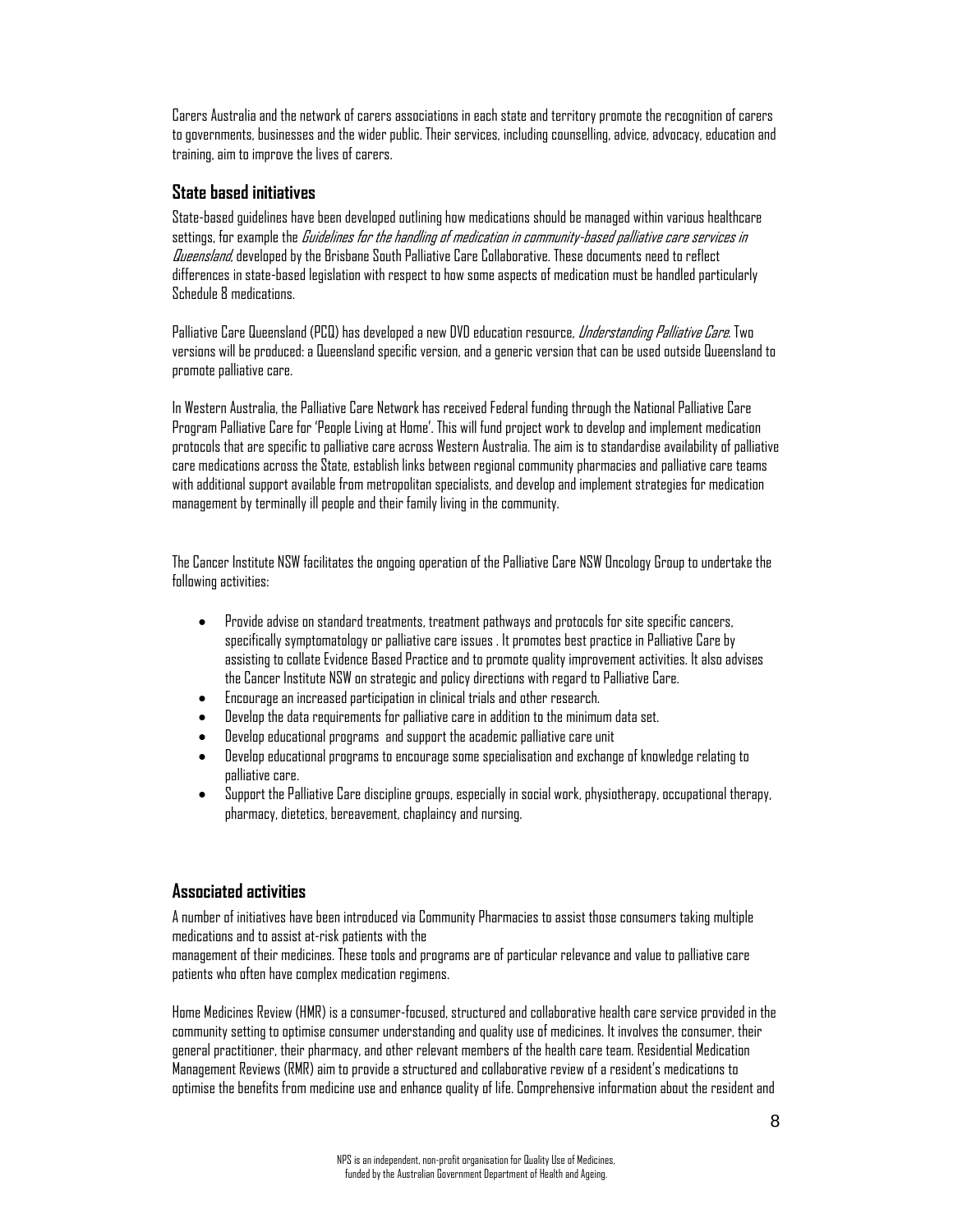Carers Australia and the network of carers associations in each state and territory promote the recognition of carers to governments, businesses and the wider public. Their services, including counselling, advice, advocacy, education and training, aim to improve the lives of carers.

### State based initiatives

State-based guidelines have been developed outlining how medications should be managed within various healthcare settings, for example the *Guidelines for the handling of medication in community-based palliative care services in Queensland*, developed by the Brisbane South Palliative Care Collaborative. These documents need to reflect differences in state-based legislation with respect to how some aspects of medication must be handled particularly Schedule 8 medications.

Palliative Care Queensland (PCQ) has developed a new DVD education resource, *Understanding Palliative Care*. Two versions will be produced: a Queensland specific version, and a generic version that can be used outside Queensland to promote palliative care.

In Western Australia, the Palliative Care Network has received Federal funding through the National Palliative Care Program Palliative Care for 'People Living at Home'. This will fund project work to develop and implement medication protocols that are specific to palliative care across Western Australia. The aim is to standardise availability of palliative care medications across the State, establish links between regional community pharmacies and palliative care teams with additional support available from metropolitan specialists, and develop and implement strategies for medication management by terminally ill people and their family living in the community.

The Cancer Institute NSW facilitates the ongoing operation of the Palliative Care NSW Oncology Group to undertake the following activities:

- Provide advise on standard treatments, treatment pathways and protocols for site specific cancers, specifically symptomatology or palliative care issues . It promotes best practice in Palliative Care by assisting to collate Evidence Based Practice and to promote quality improvement activities. It also advises the Cancer Institute NSW on strategic and policy directions with regard to Palliative Care.
- Encourage an increased participation in clinical trials and other research.
- Develop the data requirements for palliative care in addition to the minimum data set.
- Develop educational programs and support the academic palliative care unit
- Develop educational programs to encourage some specialisation and exchange of knowledge relating to palliative care.
- Support the Palliative Care discipline groups, especially in social work, physiotherapy, occupational therapy, pharmacy, dietetics, bereavement, chaplaincy and nursing.

### Associated activities

A number of initiatives have been introduced via Community Pharmacies to assist those consumers taking multiple medications and to assist at-risk patients with the management of their medicines. These tools and programs are of particular relevance and value to palliative care patients who often have complex medication regimens.

Home Medicines Review (HMR) is a consumer-focused, structured and collaborative health care service provided in the community setting to optimise consumer understanding and quality use of medicines. It involves the consumer, their general practitioner, their pharmacy, and other relevant members of the health care team. Residential Medication Management Reviews (RMR) aim to provide a structured and collaborative review of a resident's medications to optimise the benefits from medicine use and enhance quality of life. Comprehensive information about the resident and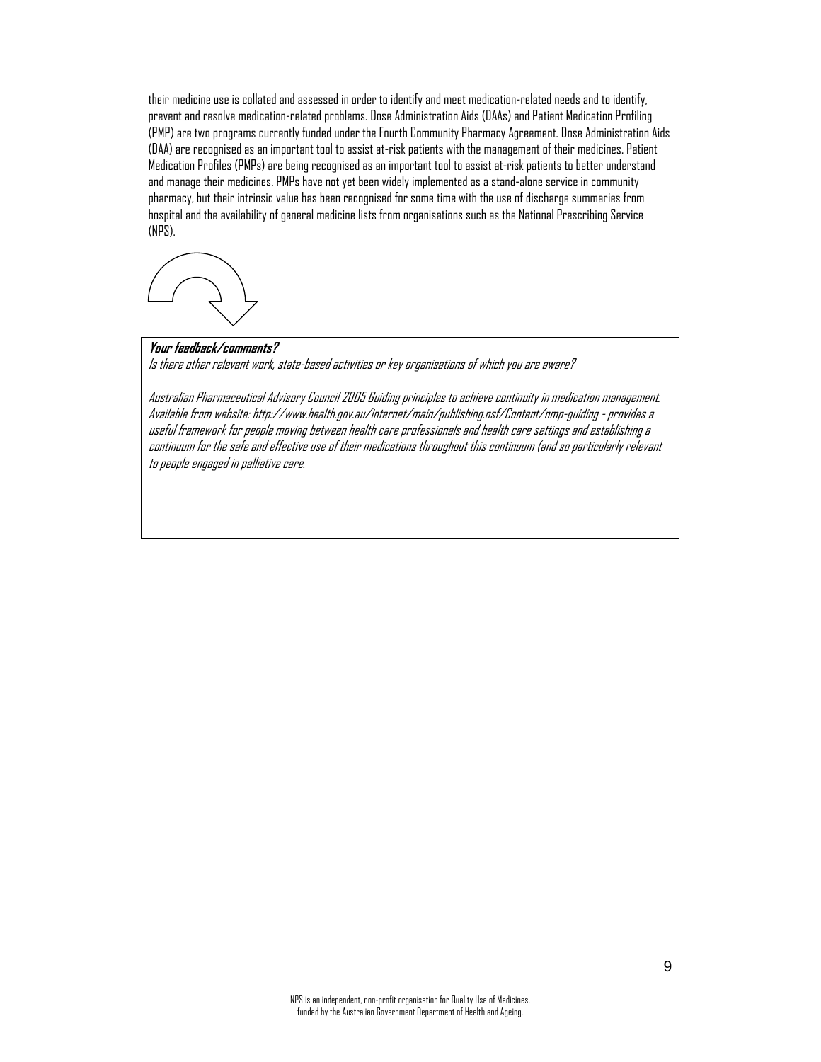their medicine use is collated and assessed in order to identify and meet medication-related needs and to identify, prevent and resolve medication-related problems. Dose Administration Aids (DAAs) and Patient Medication Profiling (PMP) are two programs currently funded under the Fourth Community Pharmacy Agreement. Dose Administration Aids (DAA) are recognised as an important tool to assist at-risk patients with the management of their medicines. Patient Medication Profiles (PMPs) are being recognised as an important tool to assist at-risk patients to better understand and manage their medicines. PMPs have not yet been widely implemented as a stand-alone service in community pharmacy, but their intrinsic value has been recognised for some time with the use of discharge summaries from hospital and the availability of general medicine lists from organisations such as the National Prescribing Service (NPS).

***Your feedback/comments?***

*Is there other relevant work, state-based activities or key organisations of which you are aware?*

*Australian Pharmaceutical Advisory Council 2005 Guiding principles to achieve continuity in medication management. Available from website: http://www.health.gov.au/internet/main/publishing.nsf/Content/nmp-guiding - provides a useful framework for people moving between health care professionals and health care settings and establishing a continuum for the safe and effective use of their medications throughout this continuum (and so particularly relevant to people engaged in palliative care.*

NPS is an independent, non-profit organisation for Quality Use of Medicines, funded by the Australian Government Department of Health and Ageing.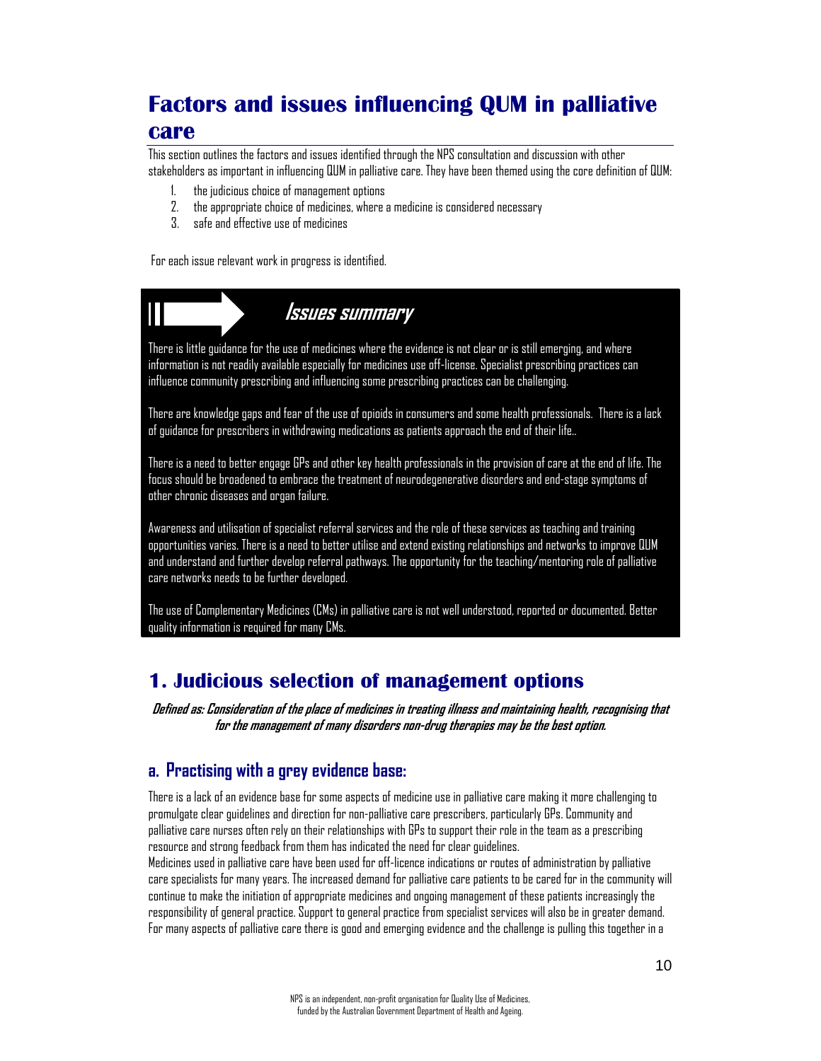# Factors and issues influencing QUM in palliative care

This section outlines the factors and issues identified through the NPS consultation and discussion with other stakeholders as important in influencing QUM in palliative care. They have been themed using the core definition of QUM:

1. the judicious choice of management options
2. the appropriate choice of medicines, where a medicine is considered necessary
3. safe and effective use of medicines

For each issue relevant work in progress is identified.

### *Issues summary*

There is little guidance for the use of medicines where the evidence is not clear or is still emerging, and where information is not readily available especially for medicines use off-license. Specialist prescribing practices can influence community prescribing and influencing some prescribing practices can be challenging.

There are knowledge gaps and fear of the use of opioids in consumers and some health professionals. There is a lack of guidance for prescribers in withdrawing medications as patients approach the end of their life..

There is a need to better engage GPs and other key health professionals in the provision of care at the end of life. The focus should be broadened to embrace the treatment of neurodegenerative disorders and end-stage symptoms of other chronic diseases and organ failure.

Awareness and utilisation of specialist referral services and the role of these services as teaching and training opportunities varies. There is a need to better utilise and extend existing relationships and networks to improve QUM and understand and further develop referral pathways. The opportunity for the teaching/mentoring role of palliative care networks needs to be further developed.

The use of Complementary Medicines (CMs) in palliative care is not well understood, reported or documented. Better quality information is required for many CMs.

## 1. Judicious selection of management options

***Defined as: Consideration of the place of medicines in treating illness and maintaining health, recognising that for the management of many disorders non-drug therapies may be the best option.***

### a. Practising with a grey evidence base:

There is a lack of an evidence base for some aspects of medicine use in palliative care making it more challenging to promulgate clear guidelines and direction for non-palliative care prescribers, particularly GPs. Community and palliative care nurses often rely on their relationships with GPs to support their role in the team as a prescribing resource and strong feedback from them has indicated the need for clear guidelines.

Medicines used in palliative care have been used for off-licence indications or routes of administration by palliative care specialists for many years. The increased demand for palliative care patients to be cared for in the community will continue to make the initiation of appropriate medicines and ongoing management of these patients increasingly the responsibility of general practice. Support to general practice from specialist services will also be in greater demand. For many aspects of palliative care there is good and emerging evidence and the challenge is pulling this together in a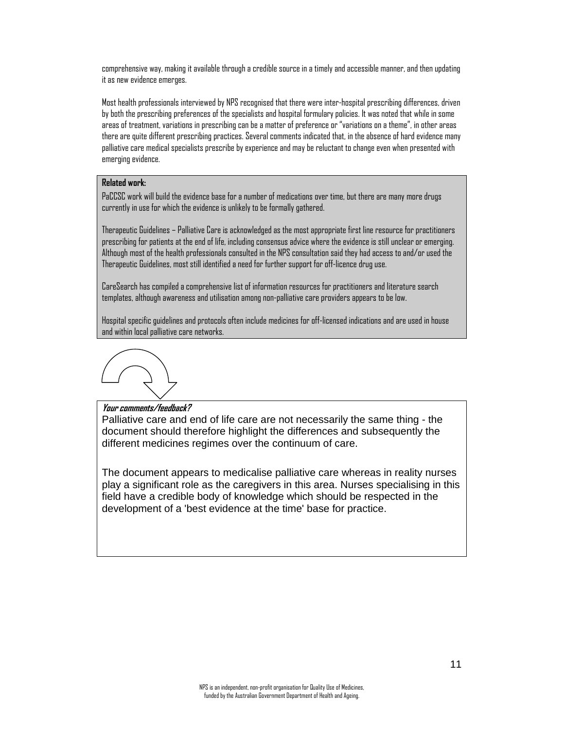comprehensive way, making it available through a credible source in a timely and accessible manner, and then updating it as new evidence emerges.

Most health professionals interviewed by NPS recognised that there were inter-hospital prescribing differences, driven by both the prescribing preferences of the specialists and hospital formulary policies. It was noted that while in some areas of treatment, variations in prescribing can be a matter of preference or "variations on a theme", in other areas there are quite different prescribing practices. Several comments indicated that, in the absence of hard evidence many palliative care medical specialists prescribe by experience and may be reluctant to change even when presented with emerging evidence.

**Related work:**

PaCCSC work will build the evidence base for a number of medications over time, but there are many more drugs currently in use for which the evidence is unlikely to be formally gathered.

Therapeutic Guidelines – Palliative Care is acknowledged as the most appropriate first line resource for practitioners prescribing for patients at the end of life, including consensus advice where the evidence is still unclear or emerging. Although most of the health professionals consulted in the NPS consultation said they had access to and/or used the Therapeutic Guidelines, most still identified a need for further support for off-licence drug use.

CareSearch has compiled a comprehensive list of information resources for practitioners and literature search templates, although awareness and utilisation among non-palliative care providers appears to be low.

Hospital specific guidelines and protocols often include medicines for off-licensed indications and are used in house and within local palliative care networks.

***Your comments/feedback?***

Palliative care and end of life care are not necessarily the same thing - the document should therefore highlight the differences and subsequently the different medicines regimes over the continuum of care.

The document appears to medicalise palliative care whereas in reality nurses play a significant role as the caregivers in this area. Nurses specialising in this field have a credible body of knowledge which should be respected in the development of a 'best evidence at the time' base for practice.

NPS is an independent, non-profit organisation for Quality Use of Medicines, funded by the Australian Government Department of Health and Ageing.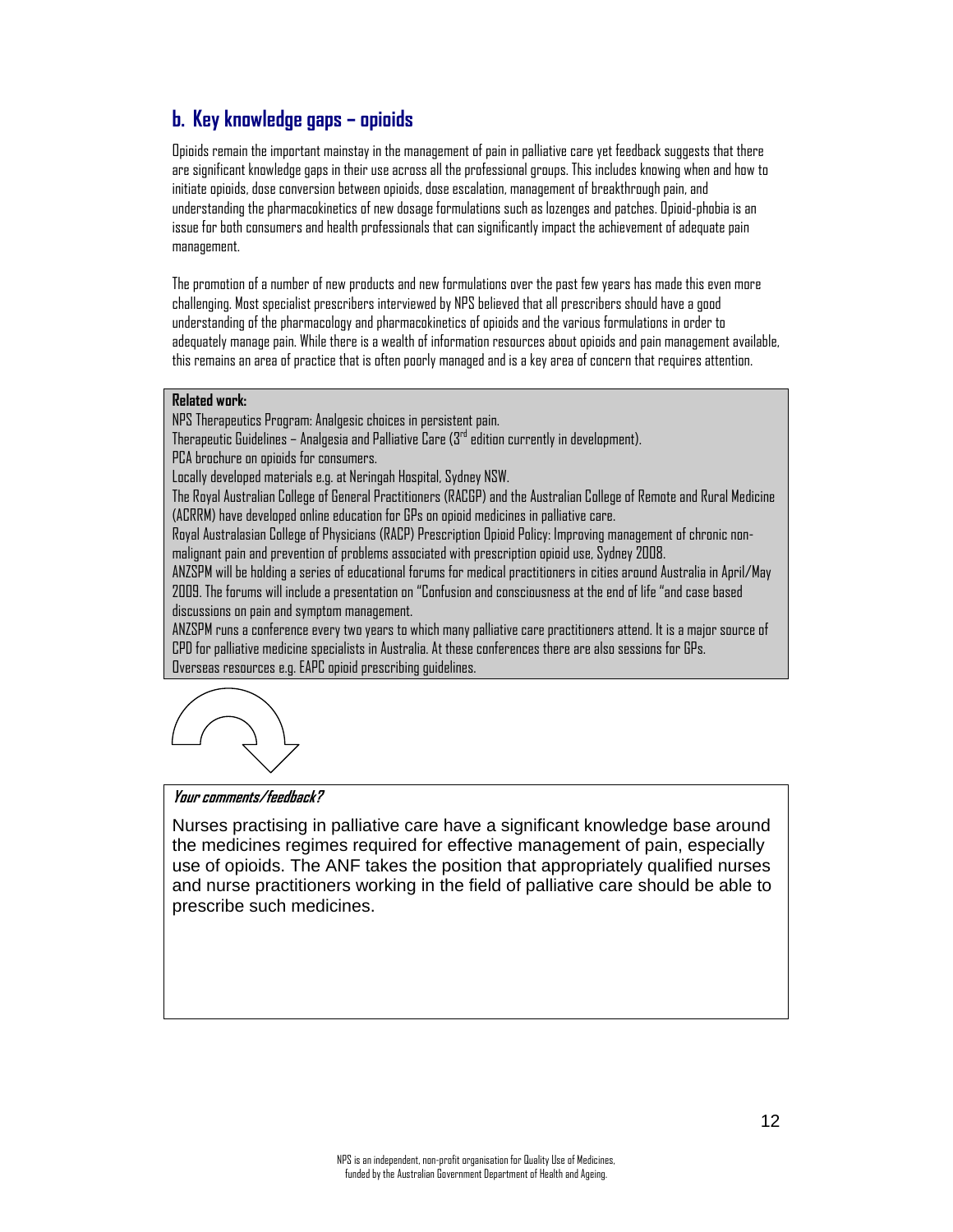## b. Key knowledge gaps – opioids

Opioids remain the important mainstay in the management of pain in palliative care yet feedback suggests that there are significant knowledge gaps in their use across all the professional groups. This includes knowing when and how to initiate opioids, dose conversion between opioids, dose escalation, management of breakthrough pain, and understanding the pharmacokinetics of new dosage formulations such as lozenges and patches. Opioid-phobia is an issue for both consumers and health professionals that can significantly impact the achievement of adequate pain management.

The promotion of a number of new products and new formulations over the past few years has made this even more challenging. Most specialist prescribers interviewed by NPS believed that all prescribers should have a good understanding of the pharmacology and pharmacokinetics of opioids and the various formulations in order to adequately manage pain. While there is a wealth of information resources about opioids and pain management available, this remains an area of practice that is often poorly managed and is a key area of concern that requires attention.

**Related work:**

NPS Therapeutics Program: Analgesic choices in persistent pain.
Therapeutic Guidelines – Analgesia and Palliative Care (3rd edition currently in development).
PCA brochure on opioids for consumers.
Locally developed materials e.g. at Neringah Hospital, Sydney NSW.
The Royal Australian College of General Practitioners (RACGP) and the Australian College of Remote and Rural Medicine (ACRRM) have developed online education for GPs on opioid medicines in palliative care.
Royal Australasian College of Physicians (RACP) Prescription Opioid Policy: Improving management of chronic non-malignant pain and prevention of problems associated with prescription opioid use, Sydney 2008.
ANZSPM will be holding a series of educational forums for medical practitioners in cities around Australia in April/May 2009. The forums will include a presentation on "Confusion and consciousness at the end of life "and case based discussions on pain and symptom management.
ANZSPM runs a conference every two years to which many palliative care practitioners attend. It is a major source of CPD for palliative medicine specialists in Australia. At these conferences there are also sessions for GPs.
Overseas resources e.g. EAPC opioid prescribing guidelines.

***Your comments/feedback?***

Nurses practising in palliative care have a significant knowledge base around the medicines regimes required for effective management of pain, especially use of opioids. The ANF takes the position that appropriately qualified nurses and nurse practitioners working in the field of palliative care should be able to prescribe such medicines.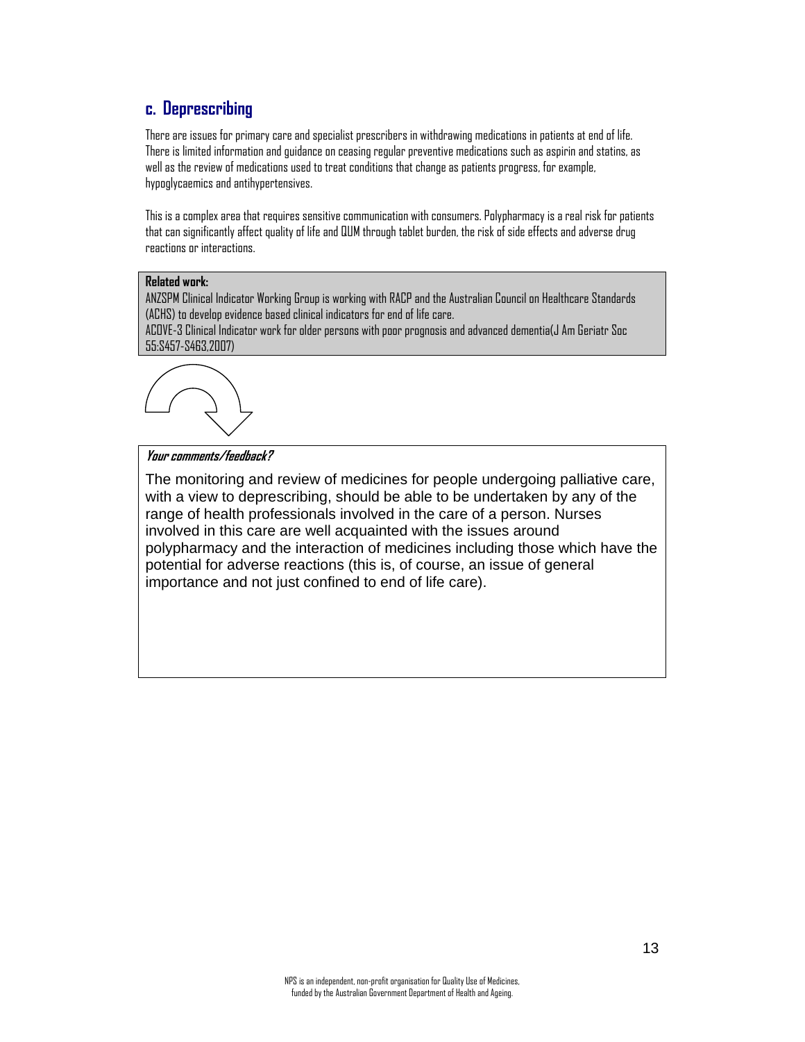## c. Deprescribing

There are issues for primary care and specialist prescribers in withdrawing medications in patients at end of life. There is limited information and guidance on ceasing regular preventive medications such as aspirin and statins, as well as the review of medications used to treat conditions that change as patients progress, for example, hypoglycaemics and antihypertensives.

This is a complex area that requires sensitive communication with consumers. Polypharmacy is a real risk for patients that can significantly affect quality of life and QUM through tablet burden, the risk of side effects and adverse drug reactions or interactions.

**Related work:**
ANZSPM Clinical Indicator Working Group is working with RACP and the Australian Council on Healthcare Standards (ACHS) to develop evidence based clinical indicators for end of life care.
ACOVE-3 Clinical Indicator work for older persons with poor prognosis and advanced dementia(J Am Geriatr Soc 55:S457-S463,2007)

***Your comments/feedback?***

The monitoring and review of medicines for people undergoing palliative care, with a view to deprescribing, should be able to be undertaken by any of the range of health professionals involved in the care of a person. Nurses involved in this care are well acquainted with the issues around polypharmacy and the interaction of medicines including those which have the potential for adverse reactions (this is, of course, an issue of general importance and not just confined to end of life care).

NPS is an independent, non-profit organisation for Quality Use of Medicines, funded by the Australian Government Department of Health and Ageing.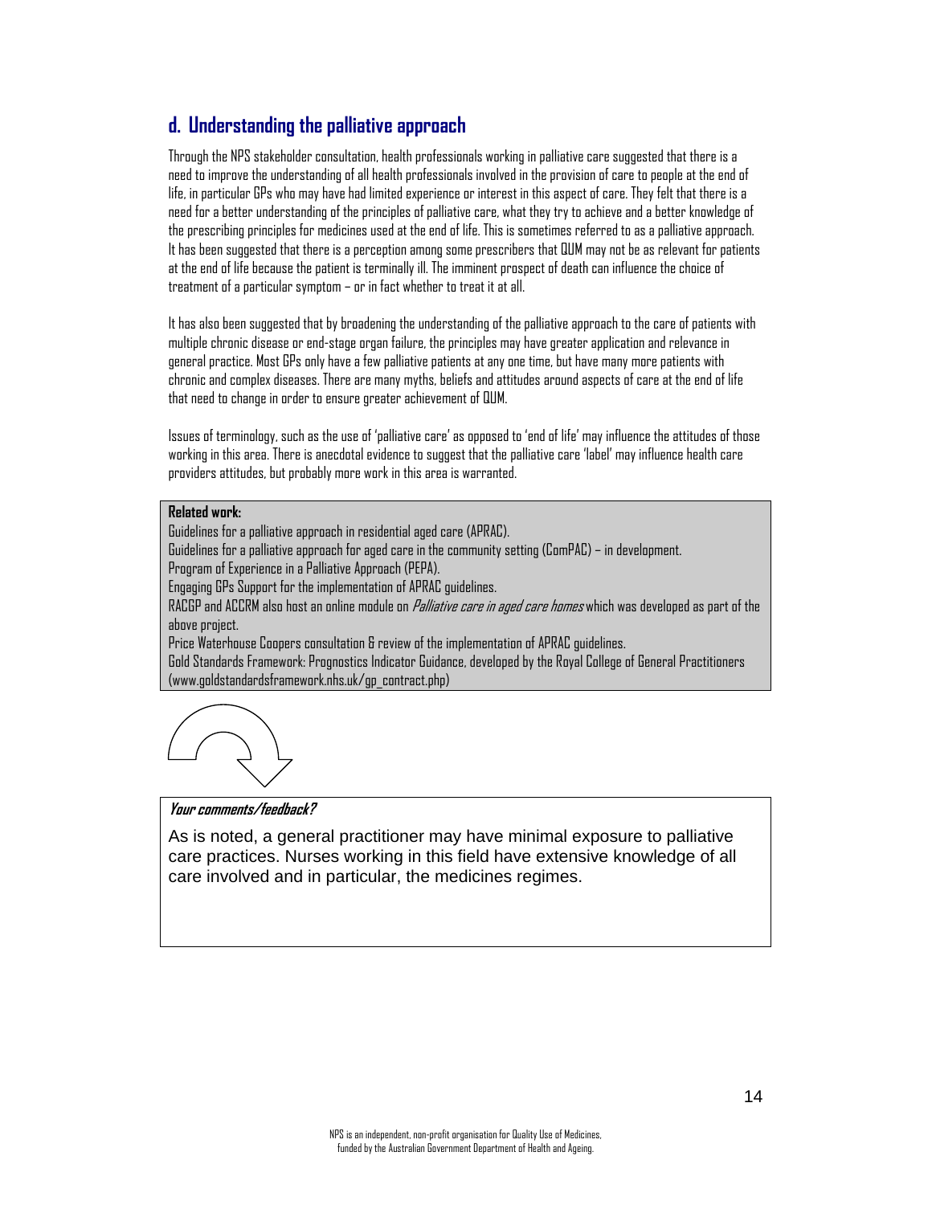## d. Understanding the palliative approach

Through the NPS stakeholder consultation, health professionals working in palliative care suggested that there is a need to improve the understanding of all health professionals involved in the provision of care to people at the end of life, in particular GPs who may have had limited experience or interest in this aspect of care. They felt that there is a need for a better understanding of the principles of palliative care, what they try to achieve and a better knowledge of the prescribing principles for medicines used at the end of life. This is sometimes referred to as a palliative approach. It has been suggested that there is a perception among some prescribers that QUM may not be as relevant for patients at the end of life because the patient is terminally ill. The imminent prospect of death can influence the choice of treatment of a particular symptom – or in fact whether to treat it at all.

It has also been suggested that by broadening the understanding of the palliative approach to the care of patients with multiple chronic disease or end-stage organ failure, the principles may have greater application and relevance in general practice. Most GPs only have a few palliative patients at any one time, but have many more patients with chronic and complex diseases. There are many myths, beliefs and attitudes around aspects of care at the end of life that need to change in order to ensure greater achievement of QUM.

Issues of terminology, such as the use of 'palliative care' as opposed to 'end of life' may influence the attitudes of those working in this area. There is anecdotal evidence to suggest that the palliative care 'label' may influence health care providers attitudes, but probably more work in this area is warranted.

**Related work:**

Guidelines for a palliative approach in residential aged care (APRAC).
Guidelines for a palliative approach for aged care in the community setting (ComPAC) – in development.
Program of Experience in a Palliative Approach (PEPA).
Engaging GPs Support for the implementation of APRAC guidelines.
RACGP and ACCRM also host an online module on *Palliative care in aged care homes* which was developed as part of the above project.
Price Waterhouse Coopers consultation & review of the implementation of APRAC guidelines.
Gold Standards Framework: Prognostics Indicator Guidance, developed by the Royal College of General Practitioners (www.goldstandardsframework.nhs.uk/gp_contract.php)

***Your comments/feedback?***

As is noted, a general practitioner may have minimal exposure to palliative care practices. Nurses working in this field have extensive knowledge of all care involved and in particular, the medicines regimes.

NPS is an independent, non-profit organisation for Quality Use of Medicines, funded by the Australian Government Department of Health and Ageing.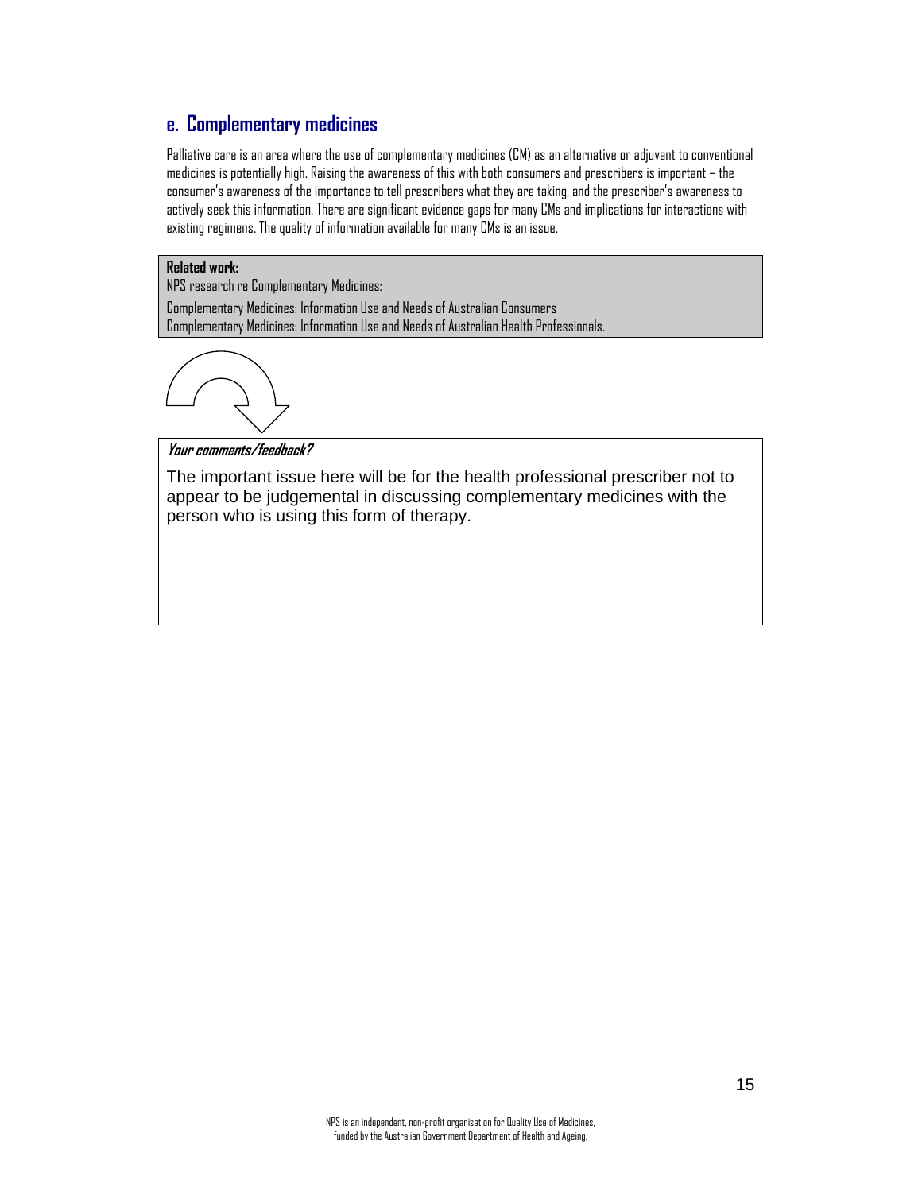## e. Complementary medicines

Palliative care is an area where the use of complementary medicines (CM) as an alternative or adjuvant to conventional medicines is potentially high. Raising the awareness of this with both consumers and prescribers is important – the consumer's awareness of the importance to tell prescribers what they are taking, and the prescriber's awareness to actively seek this information. There are significant evidence gaps for many CMs and implications for interactions with existing regimens. The quality of information available for many CMs is an issue.

**Related work:**

NPS research re Complementary Medicines:

Complementary Medicines: Information Use and Needs of Australian Consumers
Complementary Medicines: Information Use and Needs of Australian Health Professionals.

***Your comments/feedback?***

The important issue here will be for the health professional prescriber not to appear to be judgemental in discussing complementary medicines with the person who is using this form of therapy.

NPS is an independent, non-profit organisation for Quality Use of Medicines, funded by the Australian Government Department of Health and Ageing.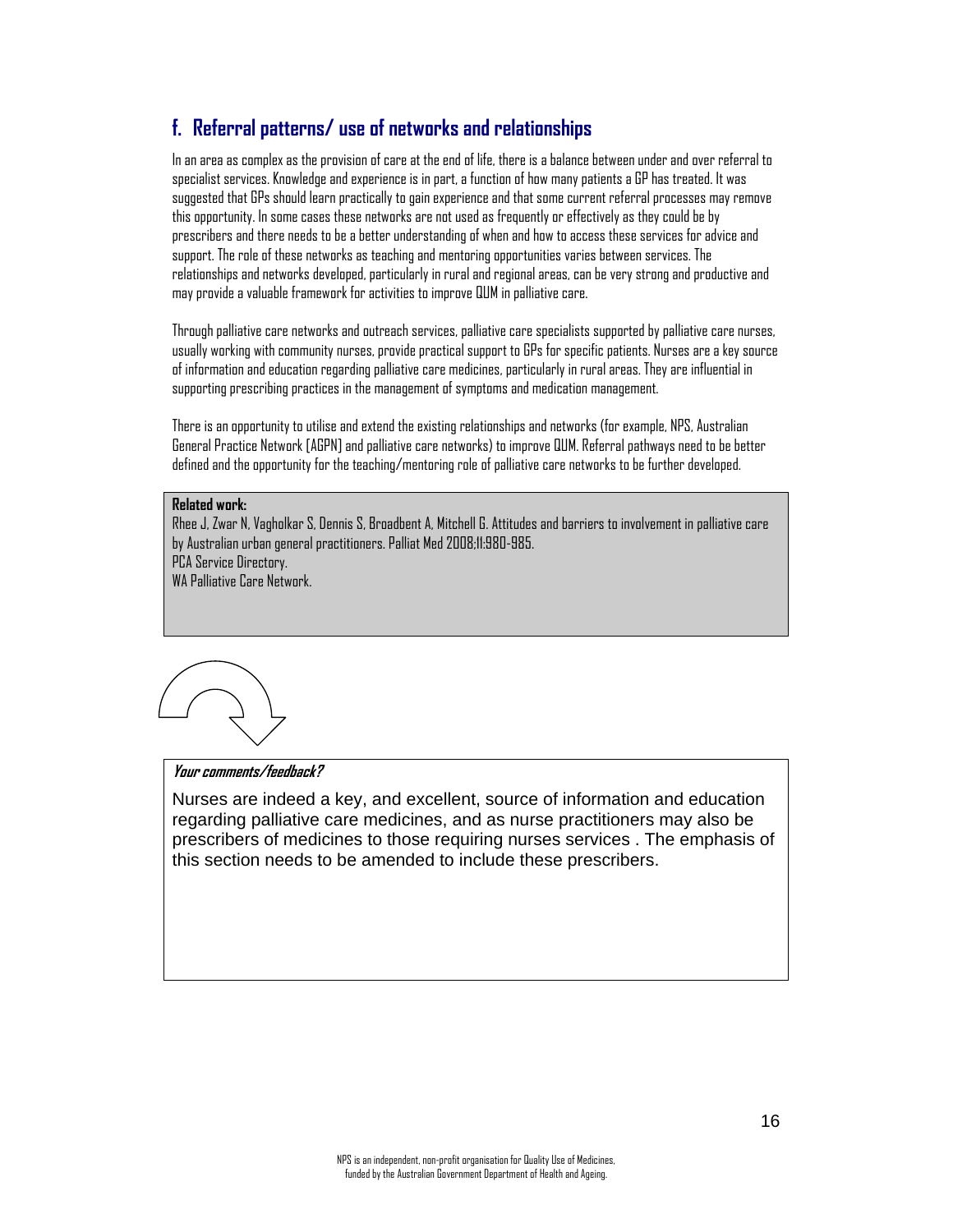## f. Referral patterns/ use of networks and relationships

In an area as complex as the provision of care at the end of life, there is a balance between under and over referral to specialist services. Knowledge and experience is in part, a function of how many patients a GP has treated. It was suggested that GPs should learn practically to gain experience and that some current referral processes may remove this opportunity. In some cases these networks are not used as frequently or effectively as they could be by prescribers and there needs to be a better understanding of when and how to access these services for advice and support. The role of these networks as teaching and mentoring opportunities varies between services. The relationships and networks developed, particularly in rural and regional areas, can be very strong and productive and may provide a valuable framework for activities to improve QUM in palliative care.

Through palliative care networks and outreach services, palliative care specialists supported by palliative care nurses, usually working with community nurses, provide practical support to GPs for specific patients. Nurses are a key source of information and education regarding palliative care medicines, particularly in rural areas. They are influential in supporting prescribing practices in the management of symptoms and medication management.

There is an opportunity to utilise and extend the existing relationships and networks (for example, NPS, Australian General Practice Network [AGPN] and palliative care networks) to improve QUM. Referral pathways need to be better defined and the opportunity for the teaching/mentoring role of palliative care networks to be further developed.

**Related work:**

Rhee J, Zwar N, Vagholkar S, Dennis S, Broadbent A, Mitchell G. Attitudes and barriers to involvement in palliative care by Australian urban general practitioners. Palliat Med 2008;11:980-985.

PCA Service Directory.

WA Palliative Care Network.

***Your comments/feedback?***

Nurses are indeed a key, and excellent, source of information and education regarding palliative care medicines, and as nurse practitioners may also be prescribers of medicines to those requiring nurses services . The emphasis of this section needs to be amended to include these prescribers.

NPS is an independent, non-profit organisation for Quality Use of Medicines, funded by the Australian Government Department of Health and Ageing.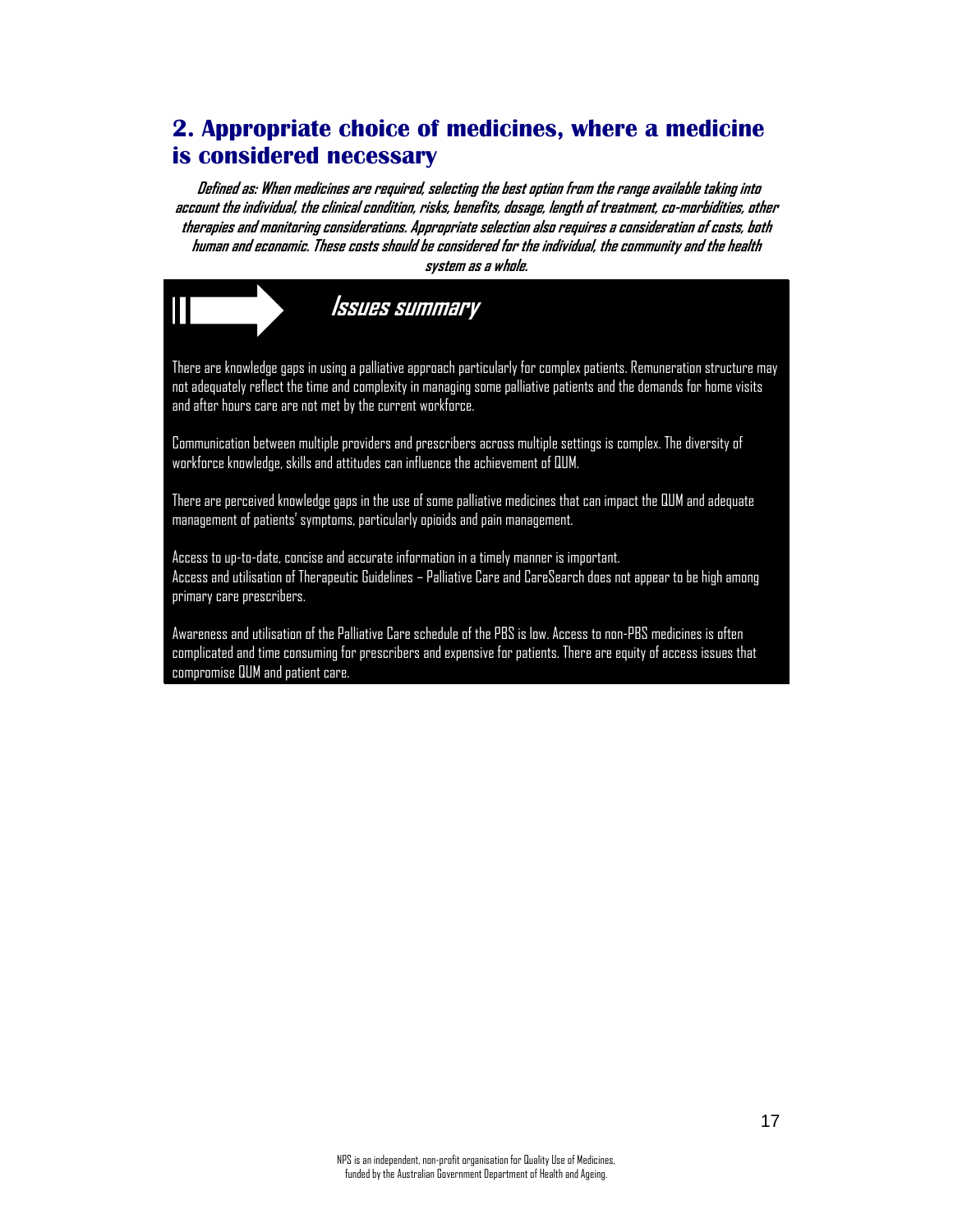## 2. Appropriate choice of medicines, where a medicine is considered necessary

***Defined as: When medicines are required, selecting the best option from the range available taking into account the individual, the clinical condition, risks, benefits, dosage, length of treatment, co-morbidities, other therapies and monitoring considerations. Appropriate selection also requires a consideration of costs, both human and economic. These costs should be considered for the individual, the community and the health system as a whole.***

### *Issues summary*

There are knowledge gaps in using a palliative approach particularly for complex patients. Remuneration structure may not adequately reflect the time and complexity in managing some palliative patients and the demands for home visits and after hours care are not met by the current workforce.

Communication between multiple providers and prescribers across multiple settings is complex. The diversity of workforce knowledge, skills and attitudes can influence the achievement of QUM.

There are perceived knowledge gaps in the use of some palliative medicines that can impact the QUM and adequate management of patients' symptoms, particularly opioids and pain management.

Access to up-to-date, concise and accurate information in a timely manner is important.
Access and utilisation of Therapeutic Guidelines – Palliative Care and CareSearch does not appear to be high among primary care prescribers.

Awareness and utilisation of the Palliative Care schedule of the PBS is low. Access to non-PBS medicines is often complicated and time consuming for prescribers and expensive for patients. There are equity of access issues that compromise QUM and patient care.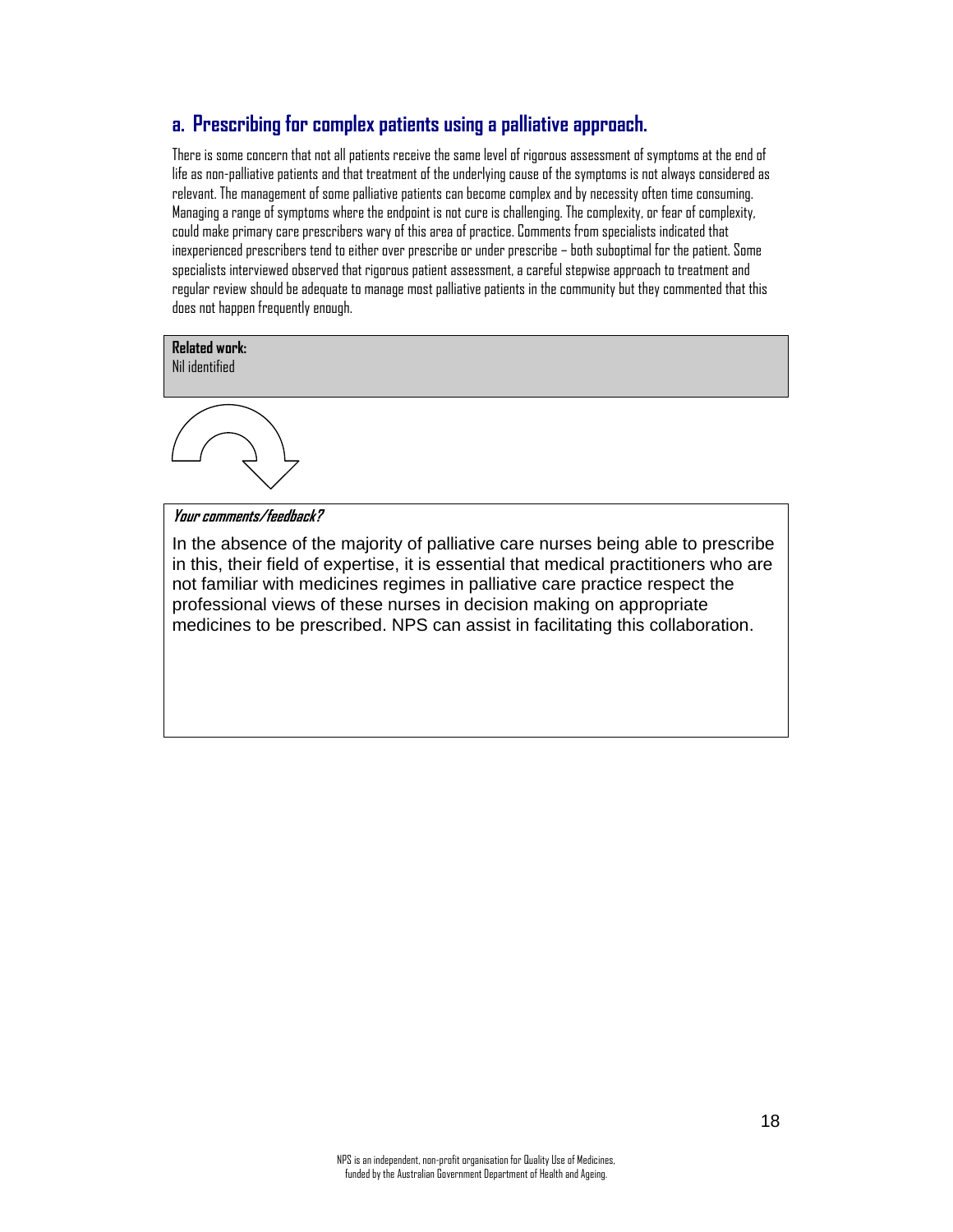## a. Prescribing for complex patients using a palliative approach.

There is some concern that not all patients receive the same level of rigorous assessment of symptoms at the end of life as non-palliative patients and that treatment of the underlying cause of the symptoms is not always considered as relevant. The management of some palliative patients can become complex and by necessity often time consuming. Managing a range of symptoms where the endpoint is not cure is challenging. The complexity, or fear of complexity, could make primary care prescribers wary of this area of practice. Comments from specialists indicated that inexperienced prescribers tend to either over prescribe or under prescribe – both suboptimal for the patient. Some specialists interviewed observed that rigorous patient assessment, a careful stepwise approach to treatment and regular review should be adequate to manage most palliative patients in the community but they commented that this does not happen frequently enough.

**Related work:**
Nil identified

***Your comments/feedback?***

In the absence of the majority of palliative care nurses being able to prescribe in this, their field of expertise, it is essential that medical practitioners who are not familiar with medicines regimes in palliative care practice respect the professional views of these nurses in decision making on appropriate medicines to be prescribed. NPS can assist in facilitating this collaboration.

NPS is an independent, non-profit organisation for Quality Use of Medicines, funded by the Australian Government Department of Health and Ageing.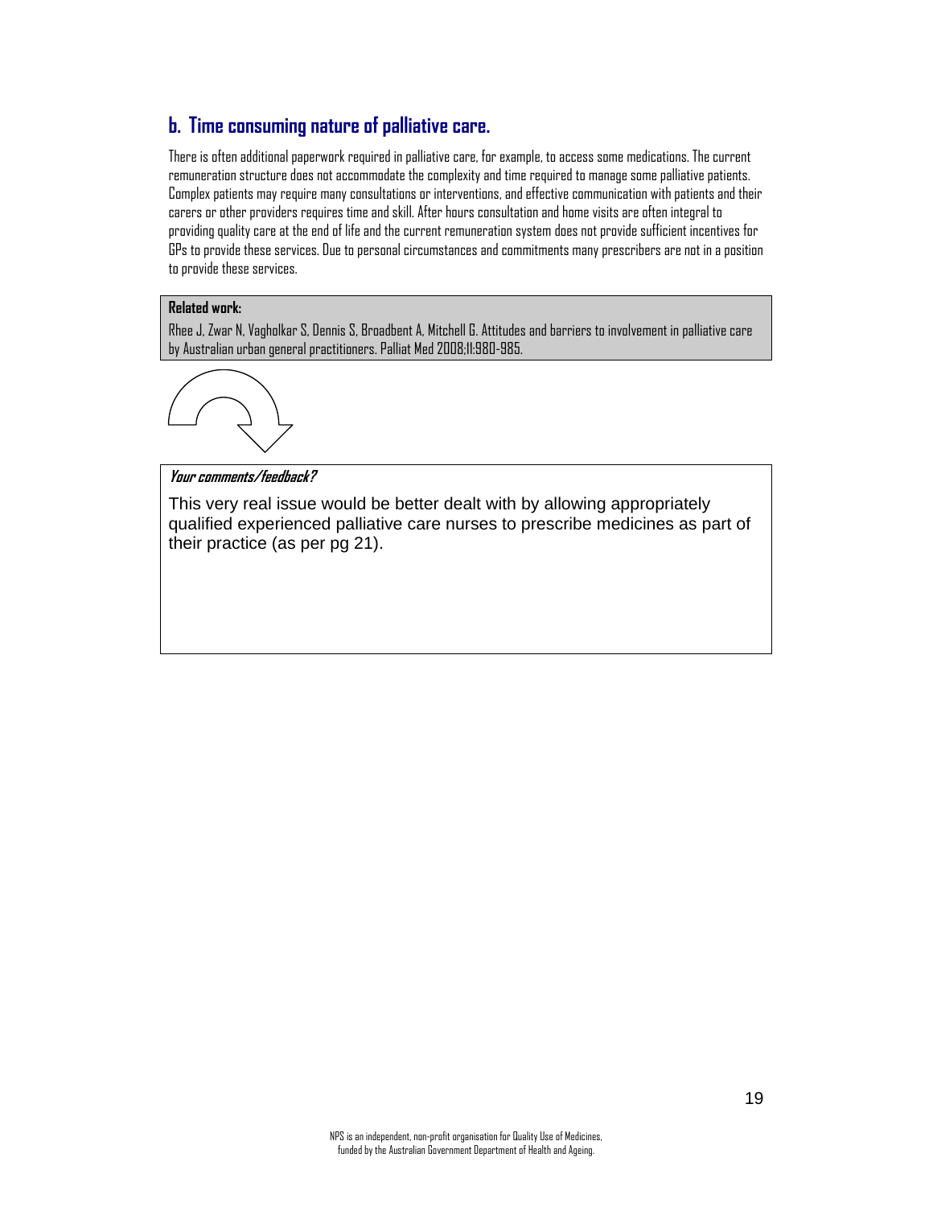## b. Time consuming nature of palliative care.

There is often additional paperwork required in palliative care, for example, to access some medications. The current remuneration structure does not accommodate the complexity and time required to manage some palliative patients. Complex patients may require many consultations or interventions, and effective communication with patients and their carers or other providers requires time and skill. After hours consultation and home visits are often integral to providing quality care at the end of life and the current remuneration system does not provide sufficient incentives for GPs to provide these services. Due to personal circumstances and commitments many prescribers are not in a position to provide these services.

**Related work:**

Rhee J, Zwar N, Vagholkar S, Dennis S, Broadbent A, Mitchell G. Attitudes and barriers to involvement in palliative care by Australian urban general practitioners. Palliat Med 2008;11:980-985.

***Your comments/feedback?***

This very real issue would be better dealt with by allowing appropriately qualified experienced palliative care nurses to prescribe medicines as part of their practice (as per pg 21).

NPS is an independent, non-profit organisation for Quality Use of Medicines, funded by the Australian Government Department of Health and Ageing.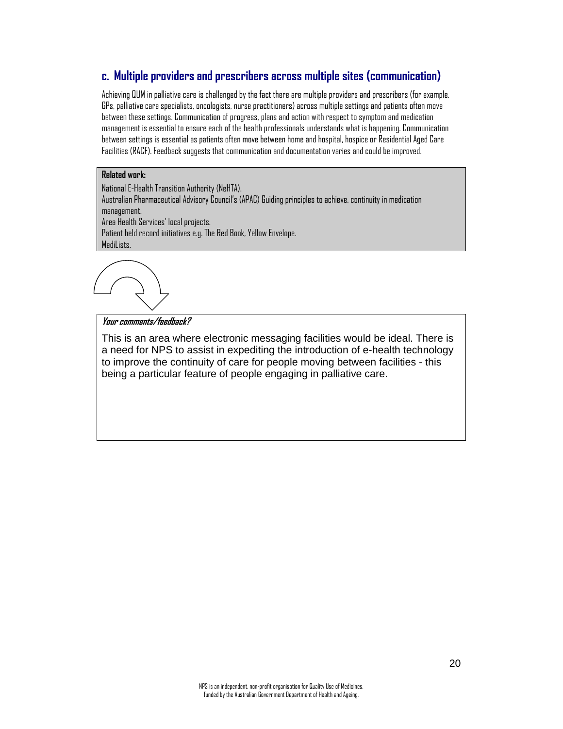## c. Multiple providers and prescribers across multiple sites (communication)

Achieving QUM in palliative care is challenged by the fact there are multiple providers and prescribers (for example, GPs, palliative care specialists, oncologists, nurse practitioners) across multiple settings and patients often move between these settings. Communication of progress, plans and action with respect to symptom and medication management is essential to ensure each of the health professionals understands what is happening. Communication between settings is essential as patients often move between home and hospital, hospice or Residential Aged Care Facilities (RACF). Feedback suggests that communication and documentation varies and could be improved.

**Related work:**

National E-Health Transition Authority (NeHTA).
Australian Pharmaceutical Advisory Council's (APAC) Guiding principles to achieve. continuity in medication management.
Area Health Services' local projects.
Patient held record initiatives e.g. The Red Book, Yellow Envelope.
MediLists.

***Your comments/feedback?***

This is an area where electronic messaging facilities would be ideal. There is a need for NPS to assist in expediting the introduction of e-health technology to improve the continuity of care for people moving between facilities - this being a particular feature of people engaging in palliative care.

NPS is an independent, non-profit organisation for Quality Use of Medicines, funded by the Australian Government Department of Health and Ageing.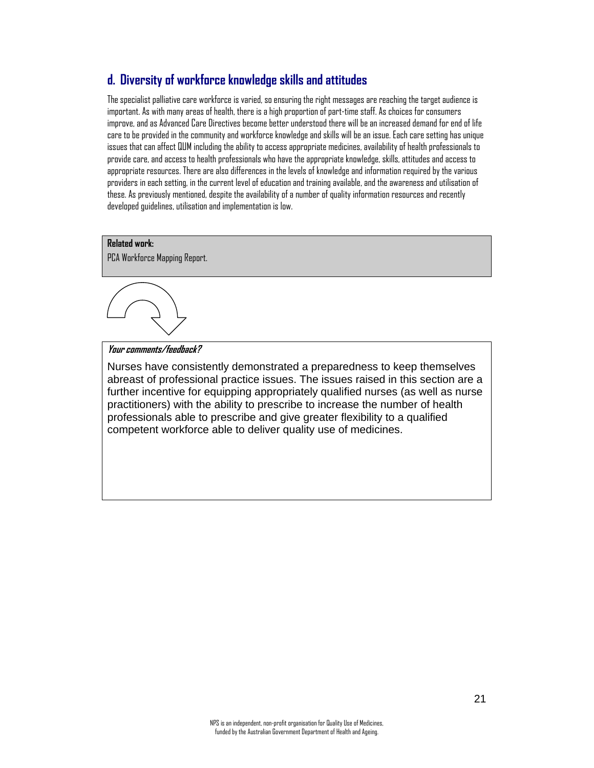## d. Diversity of workforce knowledge skills and attitudes

The specialist palliative care workforce is varied, so ensuring the right messages are reaching the target audience is important. As with many areas of health, there is a high proportion of part-time staff. As choices for consumers improve, and as Advanced Care Directives become better understood there will be an increased demand for end of life care to be provided in the community and workforce knowledge and skills will be an issue. Each care setting has unique issues that can affect QUM including the ability to access appropriate medicines, availability of health professionals to provide care, and access to health professionals who have the appropriate knowledge, skills, attitudes and access to appropriate resources. There are also differences in the levels of knowledge and information required by the various providers in each setting, in the current level of education and training available, and the awareness and utilisation of these. As previously mentioned, despite the availability of a number of quality information resources and recently developed guidelines, utilisation and implementation is low.

**Related work:**

PCA Workforce Mapping Report.

***Your comments/feedback?***

Nurses have consistently demonstrated a preparedness to keep themselves abreast of professional practice issues. The issues raised in this section are a further incentive for equipping appropriately qualified nurses (as well as nurse practitioners) with the ability to prescribe to increase the number of health professionals able to prescribe and give greater flexibility to a qualified competent workforce able to deliver quality use of medicines.

NPS is an independent, non-profit organisation for Quality Use of Medicines, funded by the Australian Government Department of Health and Ageing.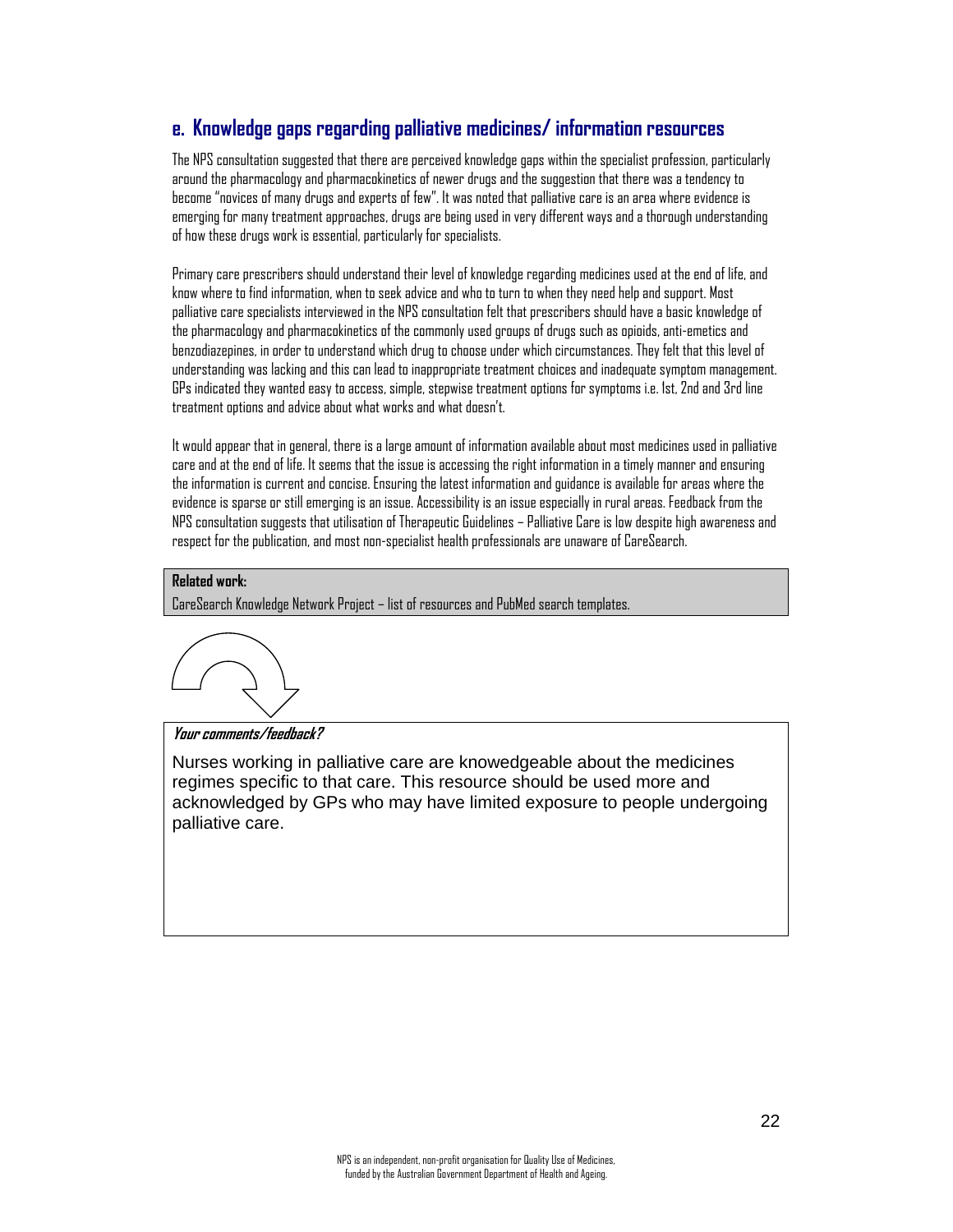## e. Knowledge gaps regarding palliative medicines/ information resources

The NPS consultation suggested that there are perceived knowledge gaps within the specialist profession, particularly around the pharmacology and pharmacokinetics of newer drugs and the suggestion that there was a tendency to become "novices of many drugs and experts of few". It was noted that palliative care is an area where evidence is emerging for many treatment approaches, drugs are being used in very different ways and a thorough understanding of how these drugs work is essential, particularly for specialists.

Primary care prescribers should understand their level of knowledge regarding medicines used at the end of life, and know where to find information, when to seek advice and who to turn to when they need help and support. Most palliative care specialists interviewed in the NPS consultation felt that prescribers should have a basic knowledge of the pharmacology and pharmacokinetics of the commonly used groups of drugs such as opioids, anti-emetics and benzodiazepines, in order to understand which drug to choose under which circumstances. They felt that this level of understanding was lacking and this can lead to inappropriate treatment choices and inadequate symptom management. GPs indicated they wanted easy to access, simple, stepwise treatment options for symptoms i.e. 1st, 2nd and 3rd line treatment options and advice about what works and what doesn't.

It would appear that in general, there is a large amount of information available about most medicines used in palliative care and at the end of life. It seems that the issue is accessing the right information in a timely manner and ensuring the information is current and concise. Ensuring the latest information and guidance is available for areas where the evidence is sparse or still emerging is an issue. Accessibility is an issue especially in rural areas. Feedback from the NPS consultation suggests that utilisation of Therapeutic Guidelines – Palliative Care is low despite high awareness and respect for the publication, and most non-specialist health professionals are unaware of CareSearch.

**Related work:**
CareSearch Knowledge Network Project – list of resources and PubMed search templates.

***Your comments/feedback?***

Nurses working in palliative care are knowedgeable about the medicines regimes specific to that care. This resource should be used more and acknowledged by GPs who may have limited exposure to people undergoing palliative care.

NPS is an independent, non-profit organisation for Quality Use of Medicines, funded by the Australian Government Department of Health and Ageing.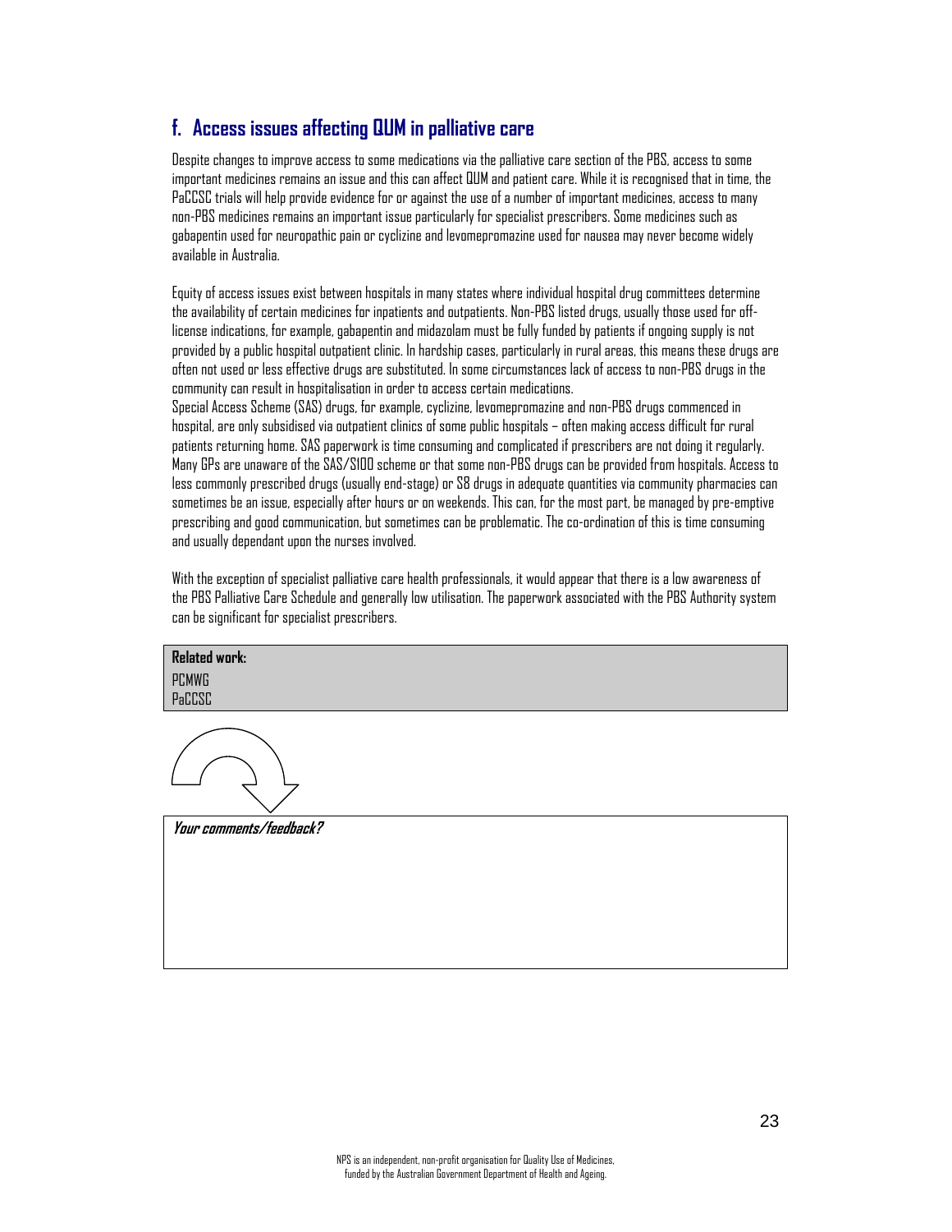## f. Access issues affecting QUM in palliative care

Despite changes to improve access to some medications via the palliative care section of the PBS, access to some important medicines remains an issue and this can affect QUM and patient care. While it is recognised that in time, the PaCCSC trials will help provide evidence for or against the use of a number of important medicines, access to many non-PBS medicines remains an important issue particularly for specialist prescribers. Some medicines such as gabapentin used for neuropathic pain or cyclizine and levomepromazine used for nausea may never become widely available in Australia.

Equity of access issues exist between hospitals in many states where individual hospital drug committees determine the availability of certain medicines for inpatients and outpatients. Non-PBS listed drugs, usually those used for off-license indications, for example, gabapentin and midazolam must be fully funded by patients if ongoing supply is not provided by a public hospital outpatient clinic. In hardship cases, particularly in rural areas, this means these drugs are often not used or less effective drugs are substituted. In some circumstances lack of access to non-PBS drugs in the community can result in hospitalisation in order to access certain medications.
Special Access Scheme (SAS) drugs, for example, cyclizine, levomepromazine and non-PBS drugs commenced in hospital, are only subsidised via outpatient clinics of some public hospitals – often making access difficult for rural patients returning home. SAS paperwork is time consuming and complicated if prescribers are not doing it regularly. Many GPs are unaware of the SAS/S100 scheme or that some non-PBS drugs can be provided from hospitals. Access to less commonly prescribed drugs (usually end-stage) or S8 drugs in adequate quantities via community pharmacies can sometimes be an issue, especially after hours or on weekends. This can, for the most part, be managed by pre-emptive prescribing and good communication, but sometimes can be problematic. The co-ordination of this is time consuming and usually dependant upon the nurses involved.

With the exception of specialist palliative care health professionals, it would appear that there is a low awareness of the PBS Palliative Care Schedule and generally low utilisation. The paperwork associated with the PBS Authority system can be significant for specialist prescribers.

**Related work:**
PCMWG
PaCCSC

***Your comments/feedback?***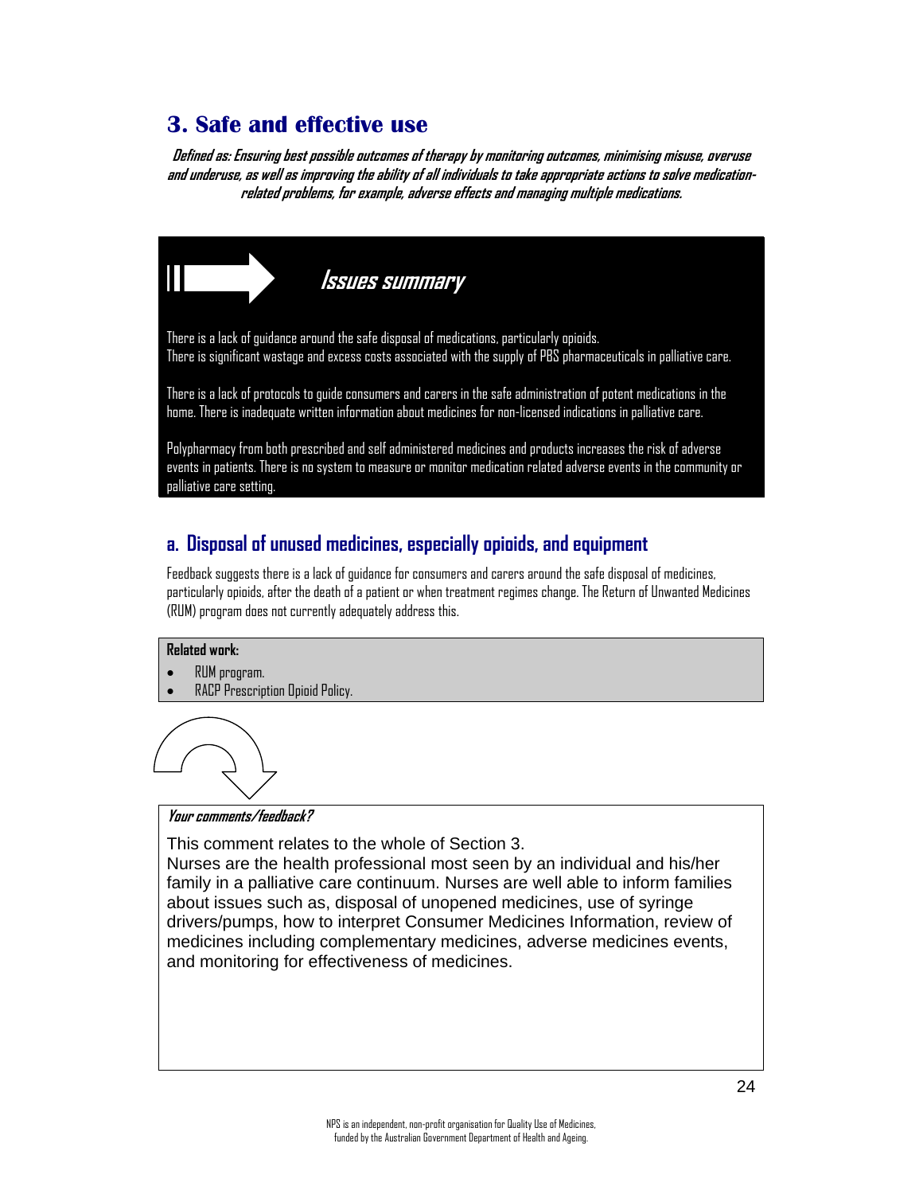## 3. Safe and effective use

***Defined as: Ensuring best possible outcomes of therapy by monitoring outcomes, minimising misuse, overuse and underuse, as well as improving the ability of all individuals to take appropriate actions to solve medication-related problems, for example, adverse effects and managing multiple medications.***

### *Issues summary*

There is a lack of guidance around the safe disposal of medications, particularly opioids.
There is significant wastage and excess costs associated with the supply of PBS pharmaceuticals in palliative care.

There is a lack of protocols to guide consumers and carers in the safe administration of potent medications in the home. There is inadequate written information about medicines for non-licensed indications in palliative care.

Polypharmacy from both prescribed and self administered medicines and products increases the risk of adverse events in patients. There is no system to measure or monitor medication related adverse events in the community or palliative care setting.

### a. Disposal of unused medicines, especially opioids, and equipment

Feedback suggests there is a lack of guidance for consumers and carers around the safe disposal of medicines, particularly opioids, after the death of a patient or when treatment regimes change. The Return of Unwanted Medicines (RUM) program does not currently adequately address this.

**Related work:**

- RUM program.
- RACP Prescription Opioid Policy.

***Your comments/feedback?***

This comment relates to the whole of Section 3.
Nurses are the health professional most seen by an individual and his/her family in a palliative care continuum. Nurses are well able to inform families about issues such as, disposal of unopened medicines, use of syringe drivers/pumps, how to interpret Consumer Medicines Information, review of medicines including complementary medicines, adverse medicines events, and monitoring for effectiveness of medicines.

NPS is an independent, non-profit organisation for Quality Use of Medicines, funded by the Australian Government Department of Health and Ageing.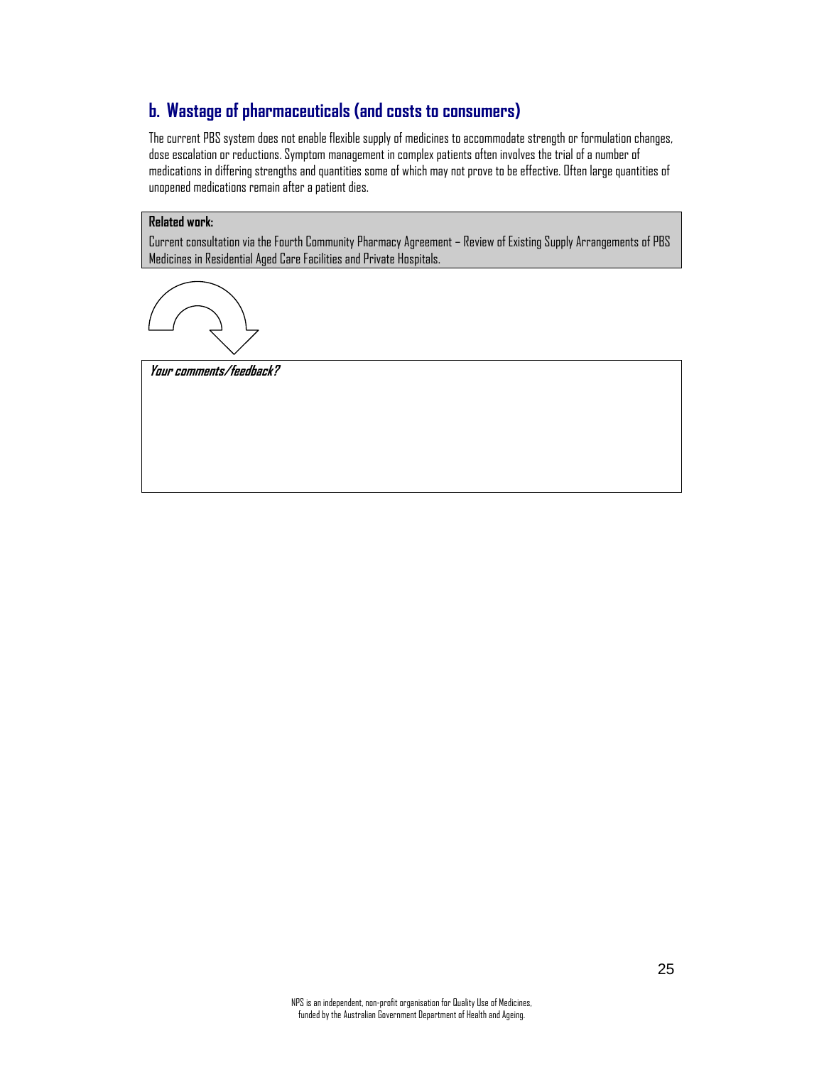## b. Wastage of pharmaceuticals (and costs to consumers)

The current PBS system does not enable flexible supply of medicines to accommodate strength or formulation changes, dose escalation or reductions. Symptom management in complex patients often involves the trial of a number of medications in differing strengths and quantities some of which may not prove to be effective. Often large quantities of unopened medications remain after a patient dies.

**Related work:**
Current consultation via the Fourth Community Pharmacy Agreement – Review of Existing Supply Arrangements of PBS Medicines in Residential Aged Care Facilities and Private Hospitals.

***Your comments/feedback?***

NPS is an independent, non-profit organisation for Quality Use of Medicines, funded by the Australian Government Department of Health and Ageing.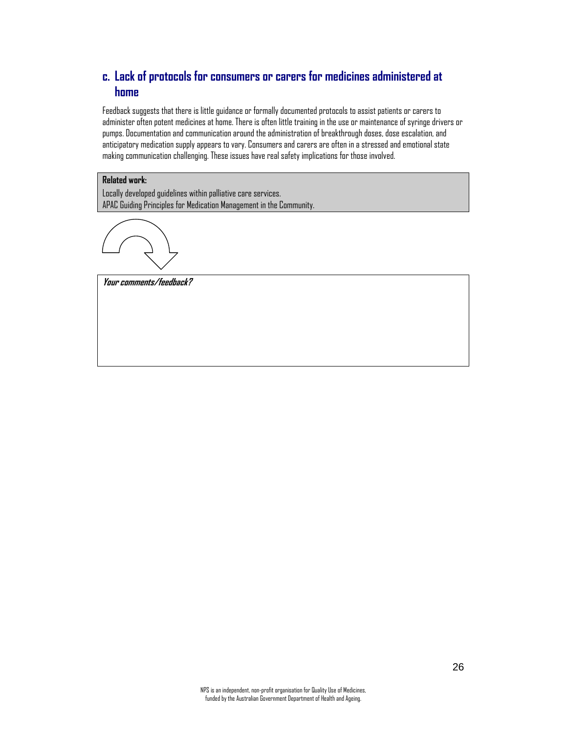## c. Lack of protocols for consumers or carers for medicines administered at home

Feedback suggests that there is little guidance or formally documented protocols to assist patients or carers to administer often potent medicines at home. There is often little training in the use or maintenance of syringe drivers or pumps. Documentation and communication around the administration of breakthrough doses, dose escalation, and anticipatory medication supply appears to vary. Consumers and carers are often in a stressed and emotional state making communication challenging. These issues have real safety implications for those involved.

**Related work:**
Locally developed guidelines within palliative care services.
APAC Guiding Principles for Medication Management in the Community.

***Your comments/feedback?***

NPS is an independent, non-profit organisation for Quality Use of Medicines, funded by the Australian Government Department of Health and Ageing.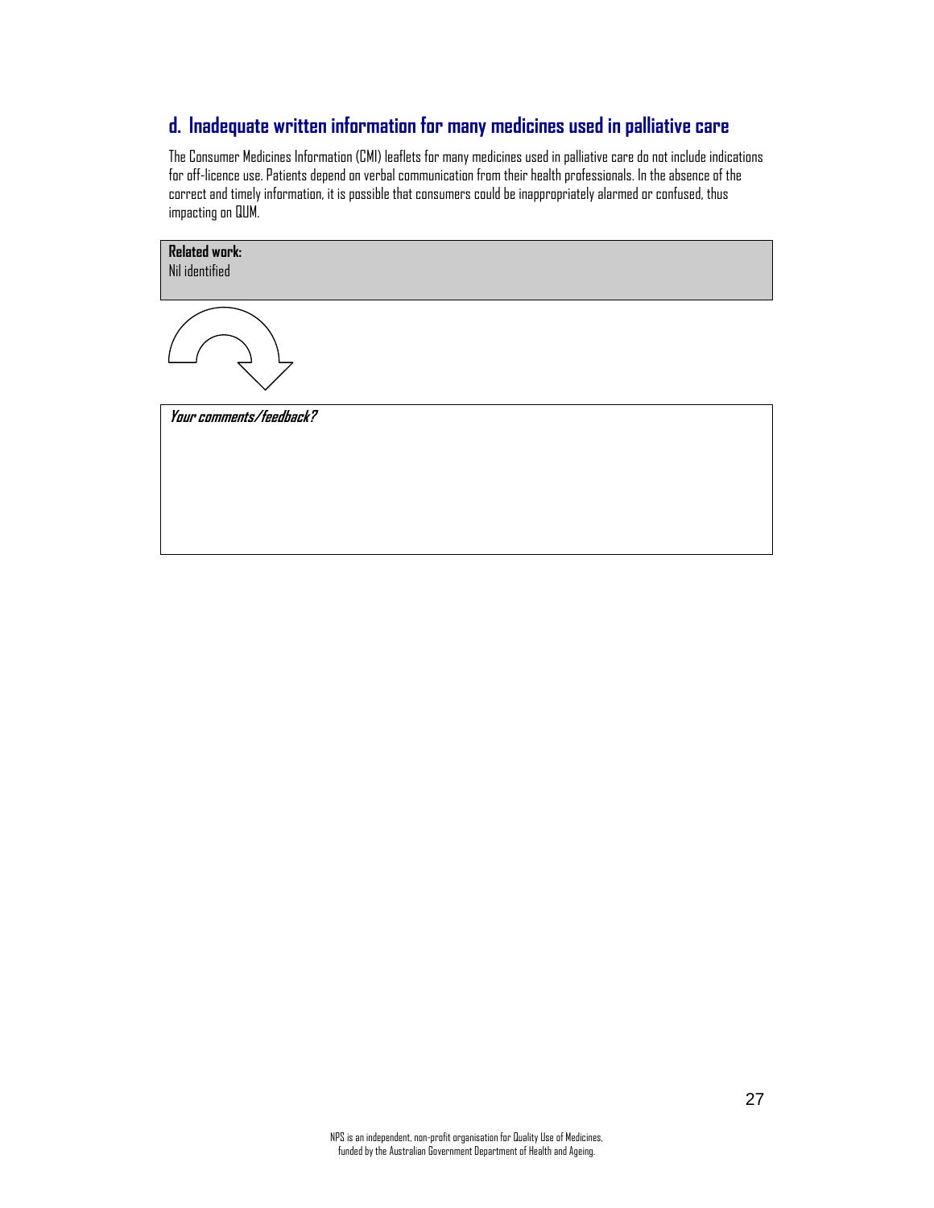## d. Inadequate written information for many medicines used in palliative care

The Consumer Medicines Information (CMI) leaflets for many medicines used in palliative care do not include indications for off-licence use. Patients depend on verbal communication from their health professionals. In the absence of the correct and timely information, it is possible that consumers could be inappropriately alarmed or confused, thus impacting on QUM.

**Related work:**
Nil identified

***Your comments/feedback?***

NPS is an independent, non-profit organisation for Quality Use of Medicines, funded by the Australian Government Department of Health and Ageing.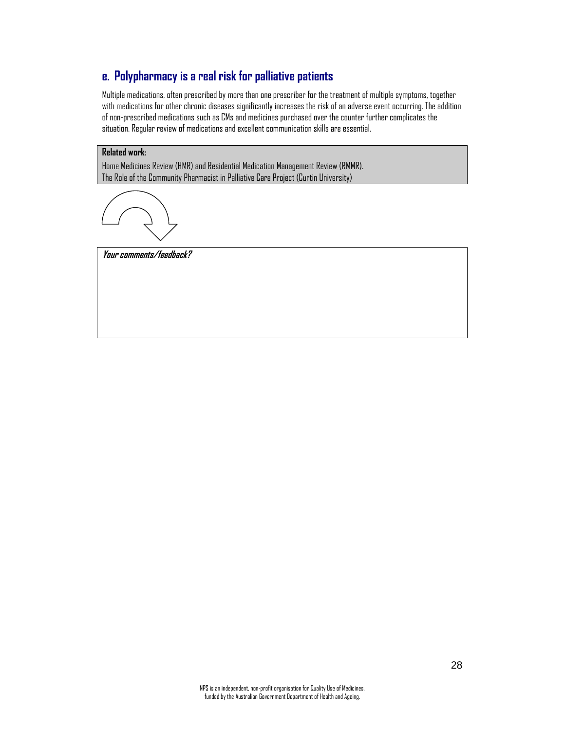## e. Polypharmacy is a real risk for palliative patients

Multiple medications, often prescribed by more than one prescriber for the treatment of multiple symptoms, together with medications for other chronic diseases significantly increases the risk of an adverse event occurring. The addition of non-prescribed medications such as CMs and medicines purchased over the counter further complicates the situation. Regular review of medications and excellent communication skills are essential.

**Related work:**

Home Medicines Review (HMR) and Residential Medication Management Review (RMMR).
The Role of the Community Pharmacist in Palliative Care Project (Curtin University)

***Your comments/feedback?***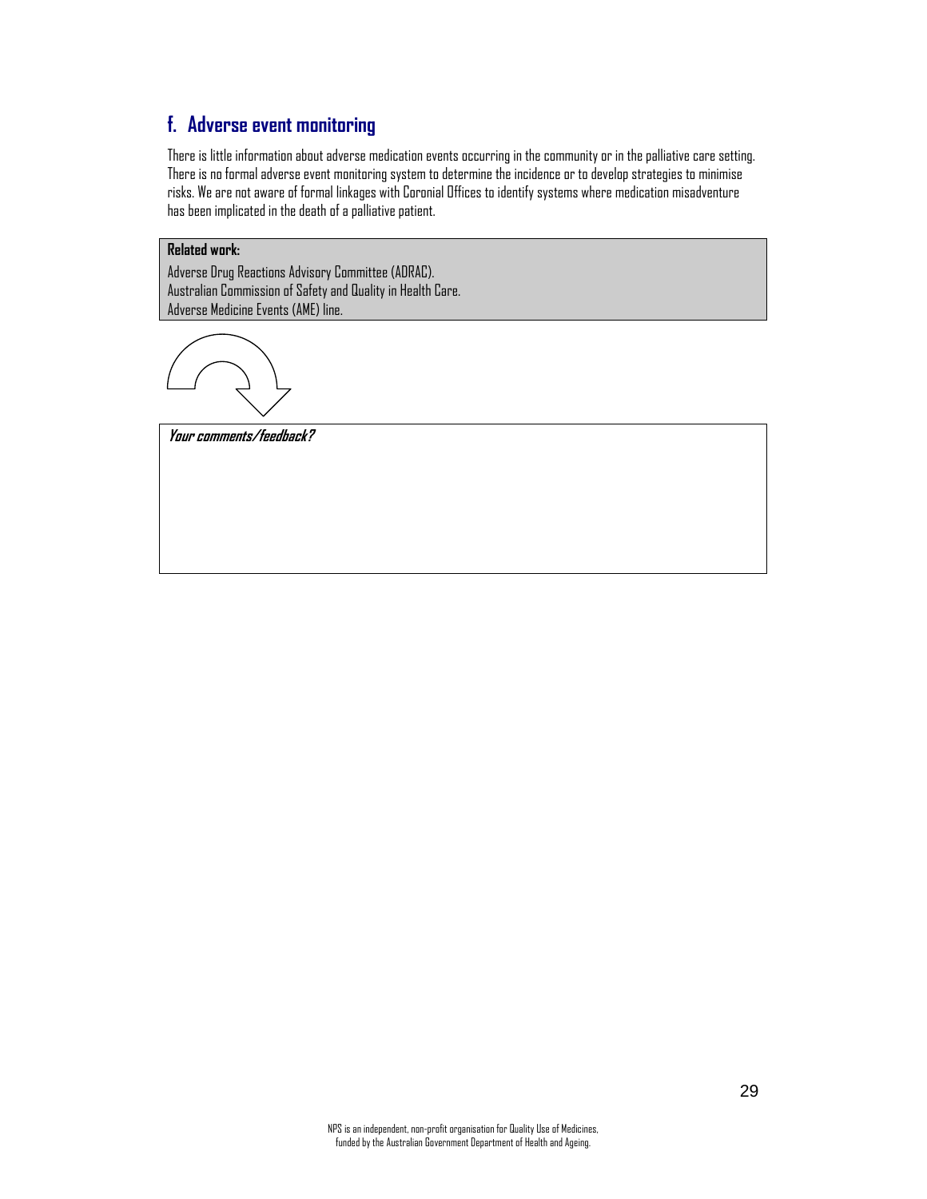## f. Adverse event monitoring

There is little information about adverse medication events occurring in the community or in the palliative care setting. There is no formal adverse event monitoring system to determine the incidence or to develop strategies to minimise risks. We are not aware of formal linkages with Coronial Offices to identify systems where medication misadventure has been implicated in the death of a palliative patient.

**Related work:**

Adverse Drug Reactions Advisory Committee (ADRAC).
Australian Commission of Safety and Quality in Health Care.
Adverse Medicine Events (AME) line.

***Your comments/feedback?***

NPS is an independent, non-profit organisation for Quality Use of Medicines, funded by the Australian Government Department of Health and Ageing.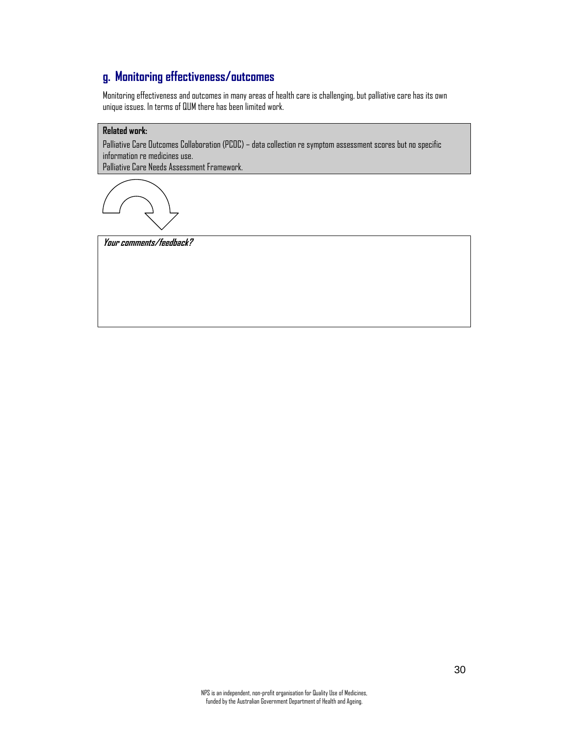## g. Monitoring effectiveness/outcomes

Monitoring effectiveness and outcomes in many areas of health care is challenging, but palliative care has its own unique issues. In terms of QUM there has been limited work.

**Related work:**

Palliative Care Outcomes Collaboration (PCOC) – data collection re symptom assessment scores but no specific information re medicines use.

Palliative Care Needs Assessment Framework.

***Your comments/feedback?***

NPS is an independent, non-profit organisation for Quality Use of Medicines, funded by the Australian Government Department of Health and Ageing.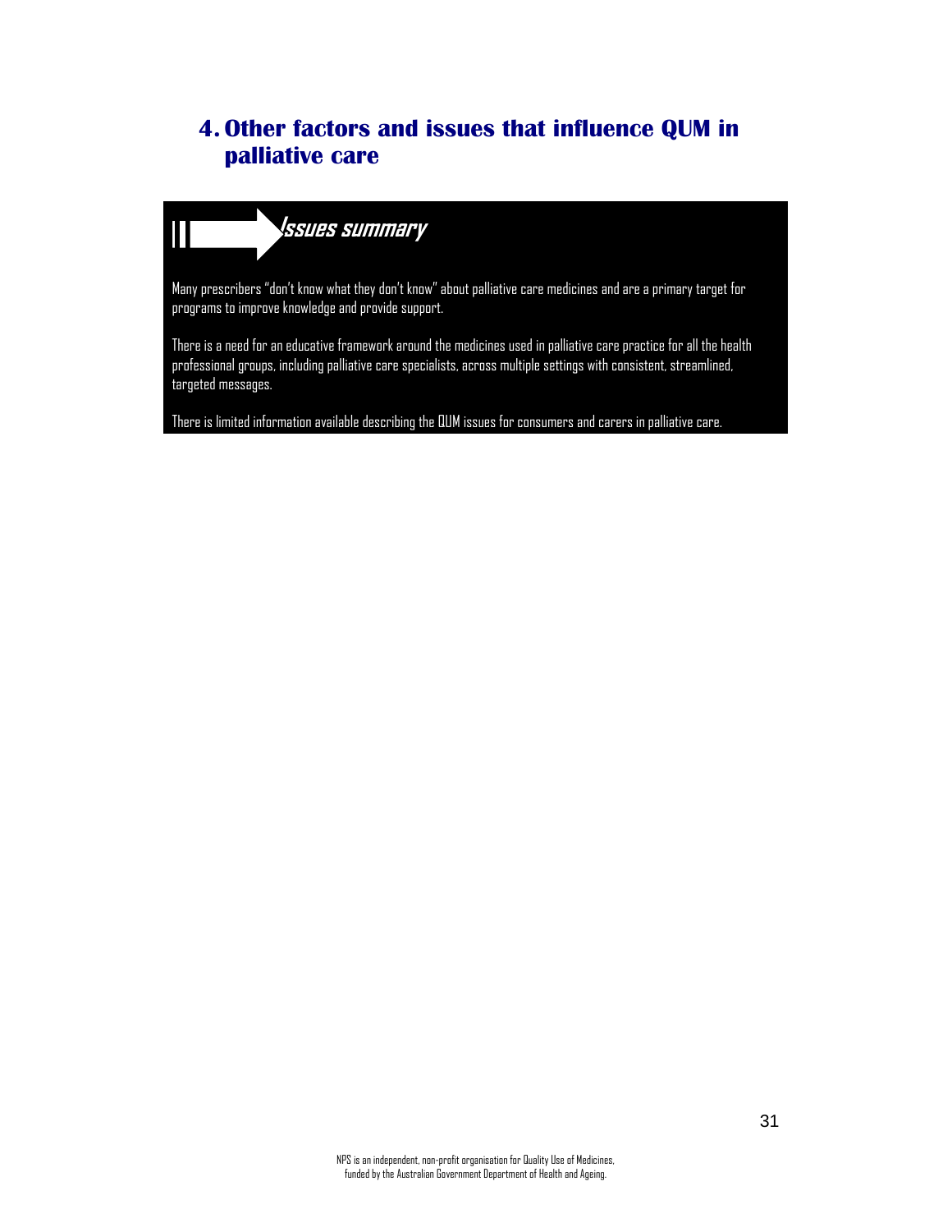# 4. Other factors and issues that influence QUM in palliative care

**Issues summary**

Many prescribers "don't know what they don't know" about palliative care medicines and are a primary target for programs to improve knowledge and provide support.

There is a need for an educative framework around the medicines used in palliative care practice for all the health professional groups, including palliative care specialists, across multiple settings with consistent, streamlined, targeted messages.

There is limited information available describing the QUM issues for consumers and carers in palliative care.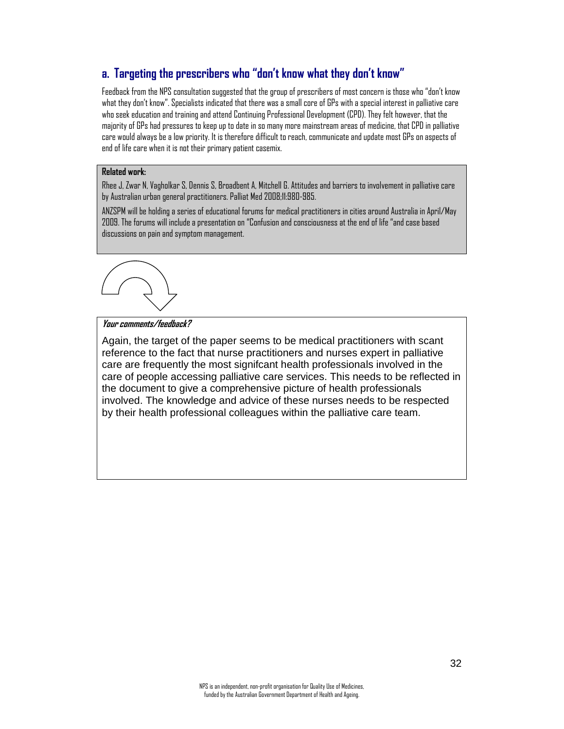## a. Targeting the prescribers who "don't know what they don't know"

Feedback from the NPS consultation suggested that the group of prescribers of most concern is those who "don't know what they don't know". Specialists indicated that there was a small core of GPs with a special interest in palliative care who seek education and training and attend Continuing Professional Development (CPD). They felt however, that the majority of GPs had pressures to keep up to date in so many more mainstream areas of medicine, that CPD in palliative care would always be a low priority. It is therefore difficult to reach, communicate and update most GPs on aspects of end of life care when it is not their primary patient casemix.

**Related work:**

Rhee J, Zwar N, Vagholkar S, Dennis S, Broadbent A, Mitchell G. Attitudes and barriers to involvement in palliative care by Australian urban general practitioners. Palliat Med 2008;11:980-985.

ANZSPM will be holding a series of educational forums for medical practitioners in cities around Australia in April/May 2009. The forums will include a presentation on "Confusion and consciousness at the end of life "and case based discussions on pain and symptom management.

***Your comments/feedback?***

Again, the target of the paper seems to be medical practitioners with scant reference to the fact that nurse practitioners and nurses expert in palliative care are frequently the most signifcant health professionals involved in the care of people accessing palliative care services. This needs to be reflected in the document to give a comprehensive picture of health professionals involved. The knowledge and advice of these nurses needs to be respected by their health professional colleagues within the palliative care team.

NPS is an independent, non-profit organisation for Quality Use of Medicines, funded by the Australian Government Department of Health and Ageing.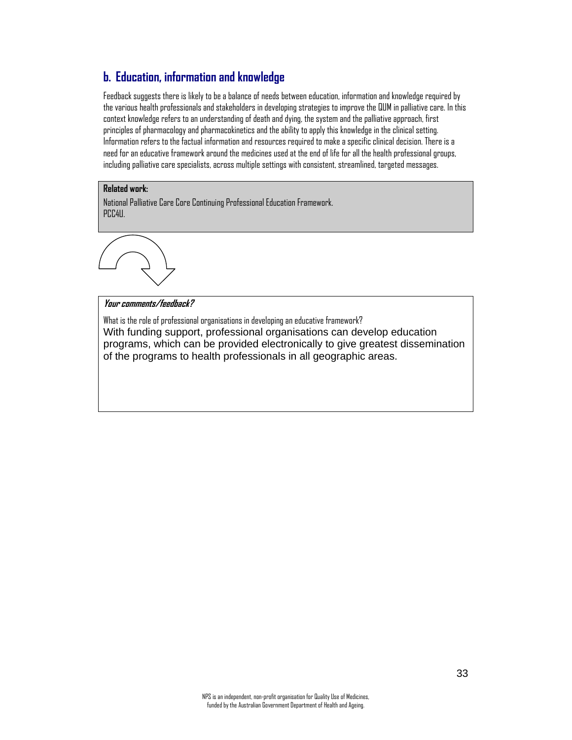## b. Education, information and knowledge

Feedback suggests there is likely to be a balance of needs between education, information and knowledge required by the various health professionals and stakeholders in developing strategies to improve the QUM in palliative care. In this context knowledge refers to an understanding of death and dying, the system and the palliative approach, first principles of pharmacology and pharmacokinetics and the ability to apply this knowledge in the clinical setting. Information refers to the factual information and resources required to make a specific clinical decision. There is a need for an educative framework around the medicines used at the end of life for all the health professional groups, including palliative care specialists, across multiple settings with consistent, streamlined, targeted messages.

**Related work:**

National Palliative Care Core Continuing Professional Education Framework.
PCC4U.

***Your comments/feedback?***

What is the role of professional organisations in developing an educative framework?

With funding support, professional organisations can develop education programs, which can be provided electronically to give greatest dissemination of the programs to health professionals in all geographic areas.

NPS is an independent, non-profit organisation for Quality Use of Medicines, funded by the Australian Government Department of Health and Ageing.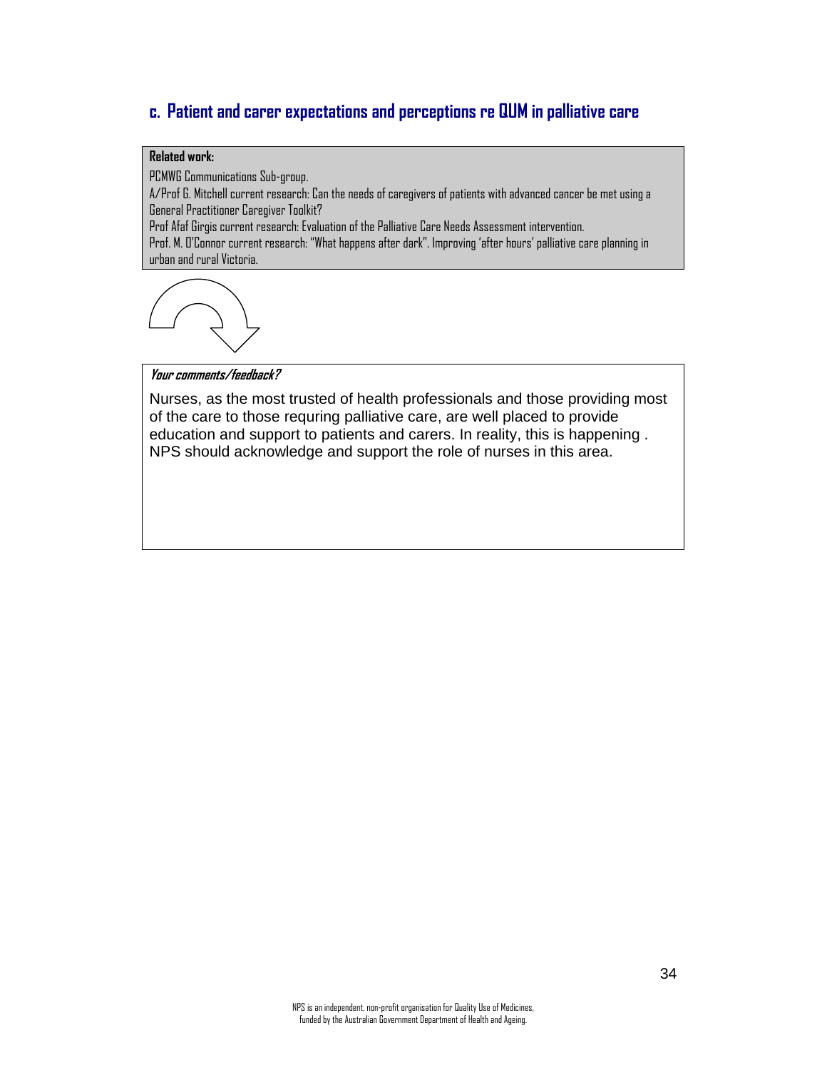### c. Patient and carer expectations and perceptions re QUM in palliative care

**Related work:**

PCMWG Communications Sub-group.

A/Prof G. Mitchell current research: Can the needs of caregivers of patients with advanced cancer be met using a General Practitioner Caregiver Toolkit?

Prof Afaf Girgis current research: Evaluation of the Palliative Care Needs Assessment intervention.

Prof. M. O'Connor current research: "What happens after dark". Improving 'after hours' palliative care planning in urban and rural Victoria.

***Your comments/feedback?***

Nurses, as the most trusted of health professionals and those providing most of the care to those requring palliative care, are well placed to provide education and support to patients and carers. In reality, this is happening . NPS should acknowledge and support the role of nurses in this area.

NPS is an independent, non-profit organisation for Quality Use of Medicines, funded by the Australian Government Department of Health and Ageing.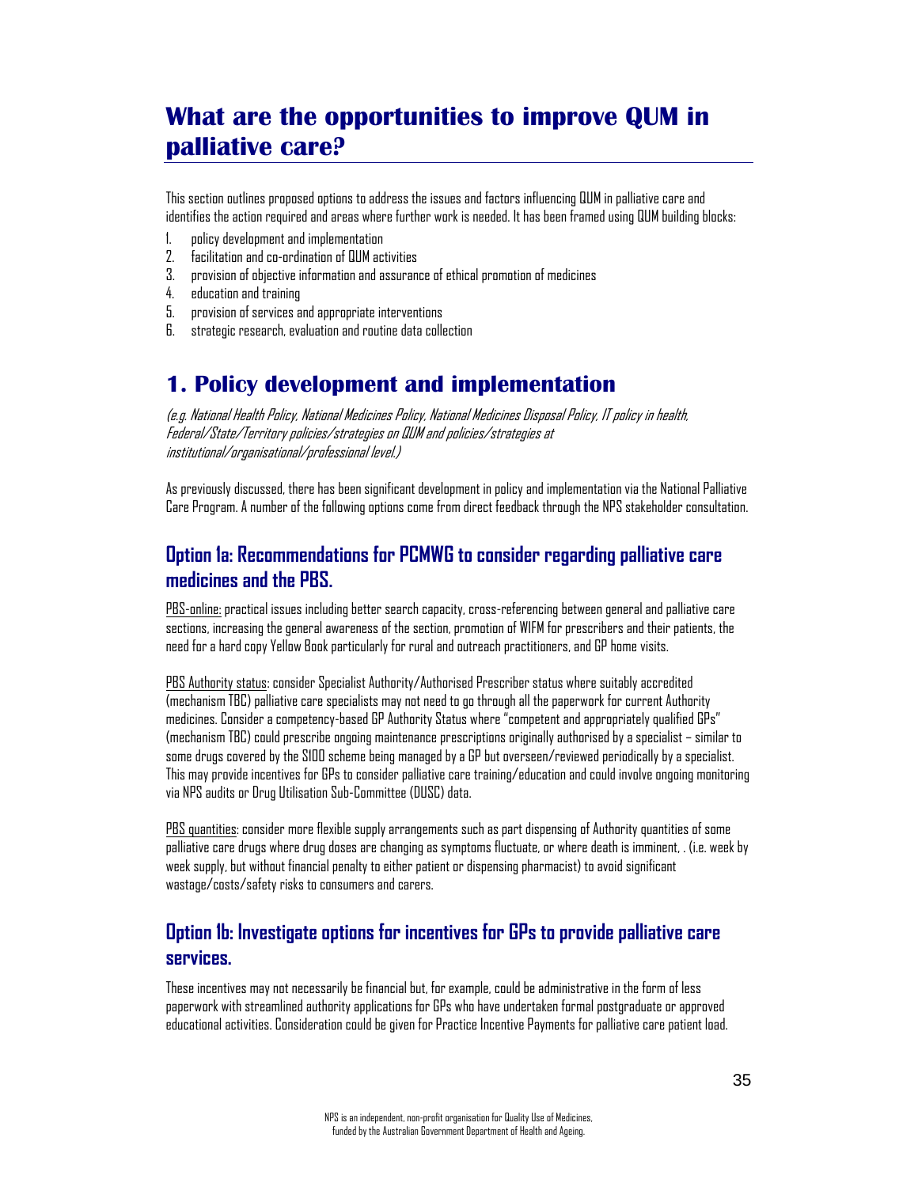# What are the opportunities to improve QUM in palliative care?

This section outlines proposed options to address the issues and factors influencing QUM in palliative care and identifies the action required and areas where further work is needed. It has been framed using QUM building blocks:

1. policy development and implementation
2. facilitation and co-ordination of QUM activities
3. provision of objective information and assurance of ethical promotion of medicines
4. education and training
5. provision of services and appropriate interventions
6. strategic research, evaluation and routine data collection

## 1. Policy development and implementation

*(e.g. National Health Policy, National Medicines Policy, National Medicines Disposal Policy, IT policy in health, Federal/State/Territory policies/strategies on QUM and policies/strategies at institutional/organisational/professional level.)*

As previously discussed, there has been significant development in policy and implementation via the National Palliative Care Program. A number of the following options come from direct feedback through the NPS stakeholder consultation.

### Option 1a: Recommendations for PCMWG to consider regarding palliative care medicines and the PBS.

<u>PBS-online:</u> practical issues including better search capacity, cross-referencing between general and palliative care sections, increasing the general awareness of the section, promotion of WIFM for prescribers and their patients, the need for a hard copy Yellow Book particularly for rural and outreach practitioners, and GP home visits.

<u>PBS Authority status</u>: consider Specialist Authority/Authorised Prescriber status where suitably accredited (mechanism TBC) palliative care specialists may not need to go through all the paperwork for current Authority medicines. Consider a competency-based GP Authority Status where "competent and appropriately qualified GPs" (mechanism TBC) could prescribe ongoing maintenance prescriptions originally authorised by a specialist – similar to some drugs covered by the S100 scheme being managed by a GP but overseen/reviewed periodically by a specialist. This may provide incentives for GPs to consider palliative care training/education and could involve ongoing monitoring via NPS audits or Drug Utilisation Sub-Committee (DUSC) data.

<u>PBS quantities</u>: consider more flexible supply arrangements such as part dispensing of Authority quantities of some palliative care drugs where drug doses are changing as symptoms fluctuate, or where death is imminent, . (i.e. week by week supply, but without financial penalty to either patient or dispensing pharmacist) to avoid significant wastage/costs/safety risks to consumers and carers.

### Option 1b: Investigate options for incentives for GPs to provide palliative care services.

These incentives may not necessarily be financial but, for example, could be administrative in the form of less paperwork with streamlined authority applications for GPs who have undertaken formal postgraduate or approved educational activities. Consideration could be given for Practice Incentive Payments for palliative care patient load.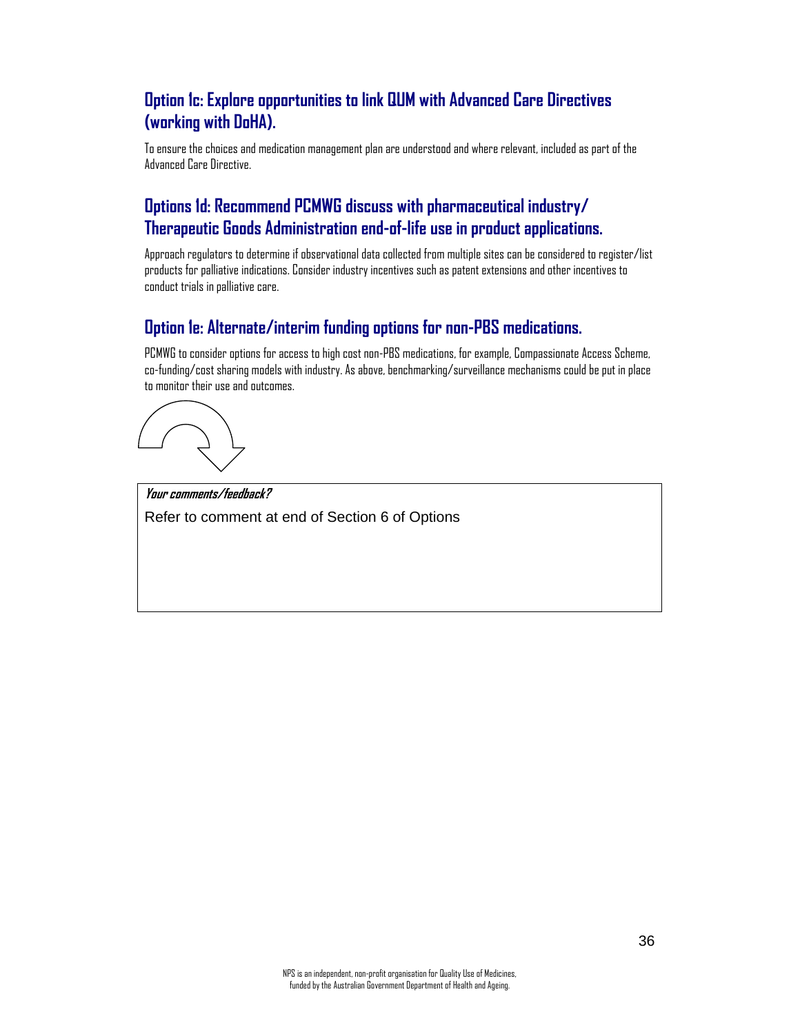## Option 1c: Explore opportunities to link QUM with Advanced Care Directives (working with DoHA).

To ensure the choices and medication management plan are understood and where relevant, included as part of the Advanced Care Directive.

## Options 1d: Recommend PCMWG discuss with pharmaceutical industry/ Therapeutic Goods Administration end-of-life use in product applications.

Approach regulators to determine if observational data collected from multiple sites can be considered to register/list products for palliative indications. Consider industry incentives such as patent extensions and other incentives to conduct trials in palliative care.

## Option 1e: Alternate/interim funding options for non-PBS medications.

PCMWG to consider options for access to high cost non-PBS medications, for example, Compassionate Access Scheme, co-funding/cost sharing models with industry. As above, benchmarking/surveillance mechanisms could be put in place to monitor their use and outcomes.

***Your comments/feedback?***

Refer to comment at end of Section 6 of Options

NPS is an independent, non-profit organisation for Quality Use of Medicines, funded by the Australian Government Department of Health and Ageing.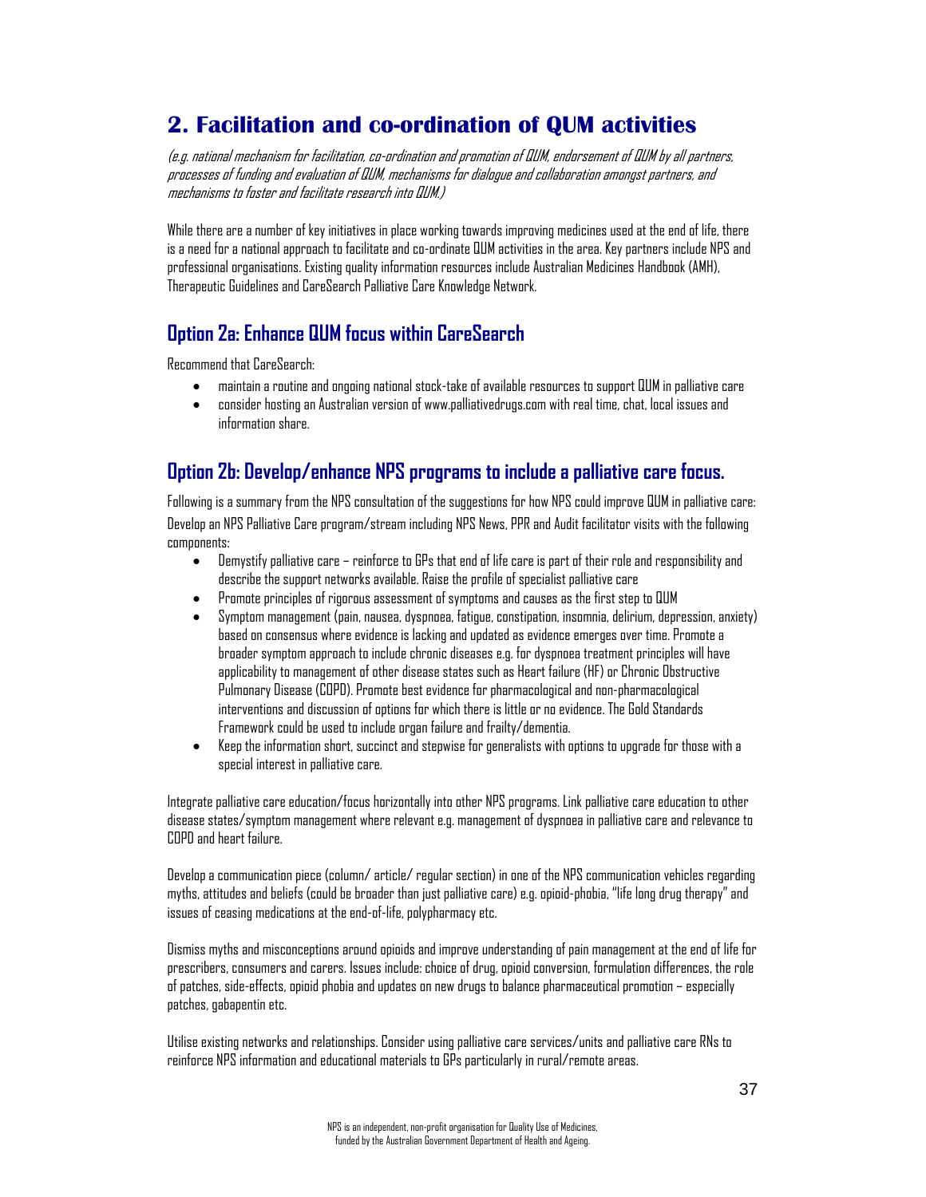## 2. Facilitation and co-ordination of QUM activities

*(e.g. national mechanism for facilitation, co-ordination and promotion of QUM, endorsement of QUM by all partners, processes of funding and evaluation of QUM, mechanisms for dialogue and collaboration amongst partners, and mechanisms to foster and facilitate research into QUM.)*

While there are a number of key initiatives in place working towards improving medicines used at the end of life, there is a need for a national approach to facilitate and co-ordinate QUM activities in the area. Key partners include NPS and professional organisations. Existing quality information resources include Australian Medicines Handbook (AMH), Therapeutic Guidelines and CareSearch Palliative Care Knowledge Network.

### Option 2a: Enhance QUM focus within CareSearch

Recommend that CareSearch:

- maintain a routine and ongoing national stock-take of available resources to support QUM in palliative care
- consider hosting an Australian version of www.palliativedrugs.com with real time, chat, local issues and information share.

### Option 2b: Develop/enhance NPS programs to include a palliative care focus.

Following is a summary from the NPS consultation of the suggestions for how NPS could improve QUM in palliative care:

Develop an NPS Palliative Care program/stream including NPS News, PPR and Audit facilitator visits with the following components:

- Demystify palliative care – reinforce to GPs that end of life care is part of their role and responsibility and describe the support networks available. Raise the profile of specialist palliative care
- Promote principles of rigorous assessment of symptoms and causes as the first step to QUM
- Symptom management (pain, nausea, dyspnoea, fatigue, constipation, insomnia, delirium, depression, anxiety) based on consensus where evidence is lacking and updated as evidence emerges over time. Promote a broader symptom approach to include chronic diseases e.g. for dyspnoea treatment principles will have applicability to management of other disease states such as Heart failure (HF) or Chronic Obstructive Pulmonary Disease (COPD). Promote best evidence for pharmacological and non-pharmacological interventions and discussion of options for which there is little or no evidence. The Gold Standards Framework could be used to include organ failure and frailty/dementia.
- Keep the information short, succinct and stepwise for generalists with options to upgrade for those with a special interest in palliative care.

Integrate palliative care education/focus horizontally into other NPS programs. Link palliative care education to other disease states/symptom management where relevant e.g. management of dyspnoea in palliative care and relevance to COPD and heart failure.

Develop a communication piece (column/ article/ regular section) in one of the NPS communication vehicles regarding myths, attitudes and beliefs (could be broader than just palliative care) e.g. opioid-phobia, "life long drug therapy" and issues of ceasing medications at the end-of-life, polypharmacy etc.

Dismiss myths and misconceptions around opioids and improve understanding of pain management at the end of life for prescribers, consumers and carers. Issues include: choice of drug, opioid conversion, formulation differences, the role of patches, side-effects, opioid phobia and updates on new drugs to balance pharmaceutical promotion – especially patches, gabapentin etc.

Utilise existing networks and relationships. Consider using palliative care services/units and palliative care RNs to reinforce NPS information and educational materials to GPs particularly in rural/remote areas.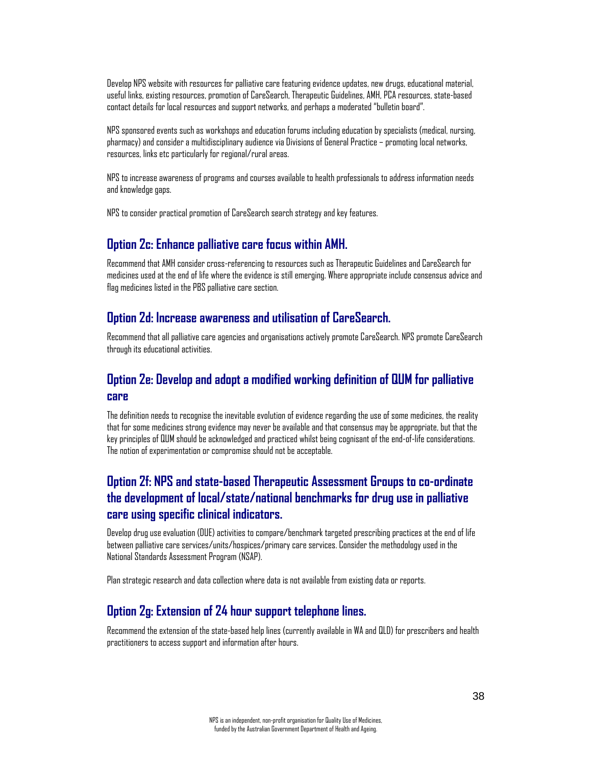Develop NPS website with resources for palliative care featuring evidence updates, new drugs, educational material, useful links, existing resources, promotion of CareSearch, Therapeutic Guidelines, AMH, PCA resources, state-based contact details for local resources and support networks, and perhaps a moderated "bulletin board".

NPS sponsored events such as workshops and education forums including education by specialists (medical, nursing, pharmacy) and consider a multidisciplinary audience via Divisions of General Practice – promoting local networks, resources, links etc particularly for regional/rural areas.

NPS to increase awareness of programs and courses available to health professionals to address information needs and knowledge gaps.

NPS to consider practical promotion of CareSearch search strategy and key features.

## Option 2c: Enhance palliative care focus within AMH.

Recommend that AMH consider cross-referencing to resources such as Therapeutic Guidelines and CareSearch for medicines used at the end of life where the evidence is still emerging. Where appropriate include consensus advice and flag medicines listed in the PBS palliative care section.

## Option 2d: Increase awareness and utilisation of CareSearch.

Recommend that all palliative care agencies and organisations actively promote CareSearch. NPS promote CareSearch through its educational activities.

## Option 2e: Develop and adopt a modified working definition of QUM for palliative care

The definition needs to recognise the inevitable evolution of evidence regarding the use of some medicines, the reality that for some medicines strong evidence may never be available and that consensus may be appropriate, but that the key principles of QUM should be acknowledged and practiced whilst being cognisant of the end-of-life considerations. The notion of experimentation or compromise should not be acceptable.

## Option 2f: NPS and state-based Therapeutic Assessment Groups to co-ordinate the development of local/state/national benchmarks for drug use in palliative care using specific clinical indicators.

Develop drug use evaluation (DUE) activities to compare/benchmark targeted prescribing practices at the end of life between palliative care services/units/hospices/primary care services. Consider the methodology used in the National Standards Assessment Program (NSAP).

Plan strategic research and data collection where data is not available from existing data or reports.

## Option 2g: Extension of 24 hour support telephone lines.

Recommend the extension of the state-based help lines (currently available in WA and QLD) for prescribers and health practitioners to access support and information after hours.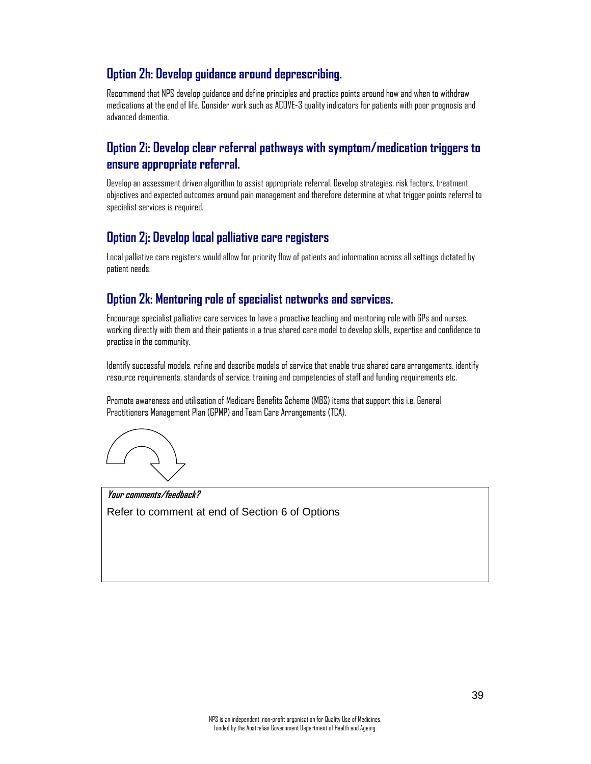## Option 2h: Develop guidance around deprescribing.

Recommend that NPS develop guidance and define principles and practice points around how and when to withdraw medications at the end of life. Consider work such as ACOVE-3 quality indicators for patients with poor prognosis and advanced dementia.

## Option 2i: Develop clear referral pathways with symptom/medication triggers to ensure appropriate referral.

Develop an assessment driven algorithm to assist appropriate referral. Develop strategies, risk factors, treatment objectives and expected outcomes around pain management and therefore determine at what trigger points referral to specialist services is required.

## Option 2j: Develop local palliative care registers

Local palliative care registers would allow for priority flow of patients and information across all settings dictated by patient needs.

## Option 2k: Mentoring role of specialist networks and services.

Encourage specialist palliative care services to have a proactive teaching and mentoring role with GPs and nurses, working directly with them and their patients in a true shared care model to develop skills, expertise and confidence to practise in the community.

Identify successful models, refine and describe models of service that enable true shared care arrangements, identify resource requirements, standards of service, training and competencies of staff and funding requirements etc.

Promote awareness and utilisation of Medicare Benefits Scheme (MBS) items that support this i.e. General Practitioners Management Plan (GPMP) and Team Care Arrangements (TCA).

***Your comments/feedback?***

Refer to comment at end of Section 6 of Options

NPS is an independent, non-profit organisation for Quality Use of Medicines, funded by the Australian Government Department of Health and Ageing.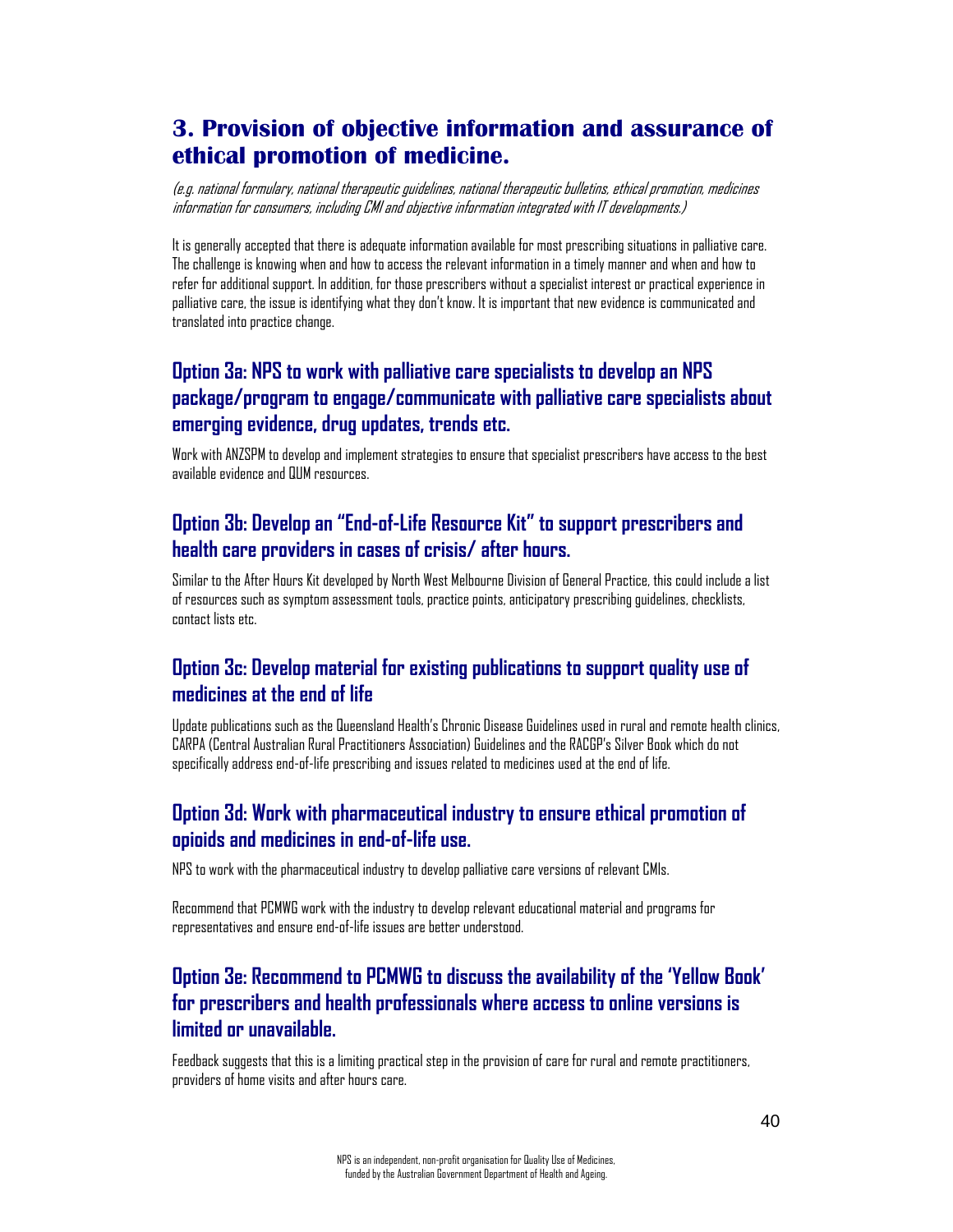## 3. Provision of objective information and assurance of ethical promotion of medicine.

*(e.g. national formulary, national therapeutic guidelines, national therapeutic bulletins, ethical promotion, medicines information for consumers, including CMI and objective information integrated with IT developments.)*

It is generally accepted that there is adequate information available for most prescribing situations in palliative care. The challenge is knowing when and how to access the relevant information in a timely manner and when and how to refer for additional support. In addition, for those prescribers without a specialist interest or practical experience in palliative care, the issue is identifying what they don't know. It is important that new evidence is communicated and translated into practice change.

### Option 3a: NPS to work with palliative care specialists to develop an NPS package/program to engage/communicate with palliative care specialists about emerging evidence, drug updates, trends etc.

Work with ANZSPM to develop and implement strategies to ensure that specialist prescribers have access to the best available evidence and QUM resources.

### Option 3b: Develop an "End-of-Life Resource Kit" to support prescribers and health care providers in cases of crisis/ after hours.

Similar to the After Hours Kit developed by North West Melbourne Division of General Practice, this could include a list of resources such as symptom assessment tools, practice points, anticipatory prescribing guidelines, checklists, contact lists etc.

### Option 3c: Develop material for existing publications to support quality use of medicines at the end of life

Update publications such as the Queensland Health's Chronic Disease Guidelines used in rural and remote health clinics, CARPA (Central Australian Rural Practitioners Association) Guidelines and the RACGP's Silver Book which do not specifically address end-of-life prescribing and issues related to medicines used at the end of life.

### Option 3d: Work with pharmaceutical industry to ensure ethical promotion of opioids and medicines in end-of-life use.

NPS to work with the pharmaceutical industry to develop palliative care versions of relevant CMIs.

Recommend that PCMWG work with the industry to develop relevant educational material and programs for representatives and ensure end-of-life issues are better understood.

### Option 3e: Recommend to PCMWG to discuss the availability of the 'Yellow Book' for prescribers and health professionals where access to online versions is limited or unavailable.

Feedback suggests that this is a limiting practical step in the provision of care for rural and remote practitioners, providers of home visits and after hours care.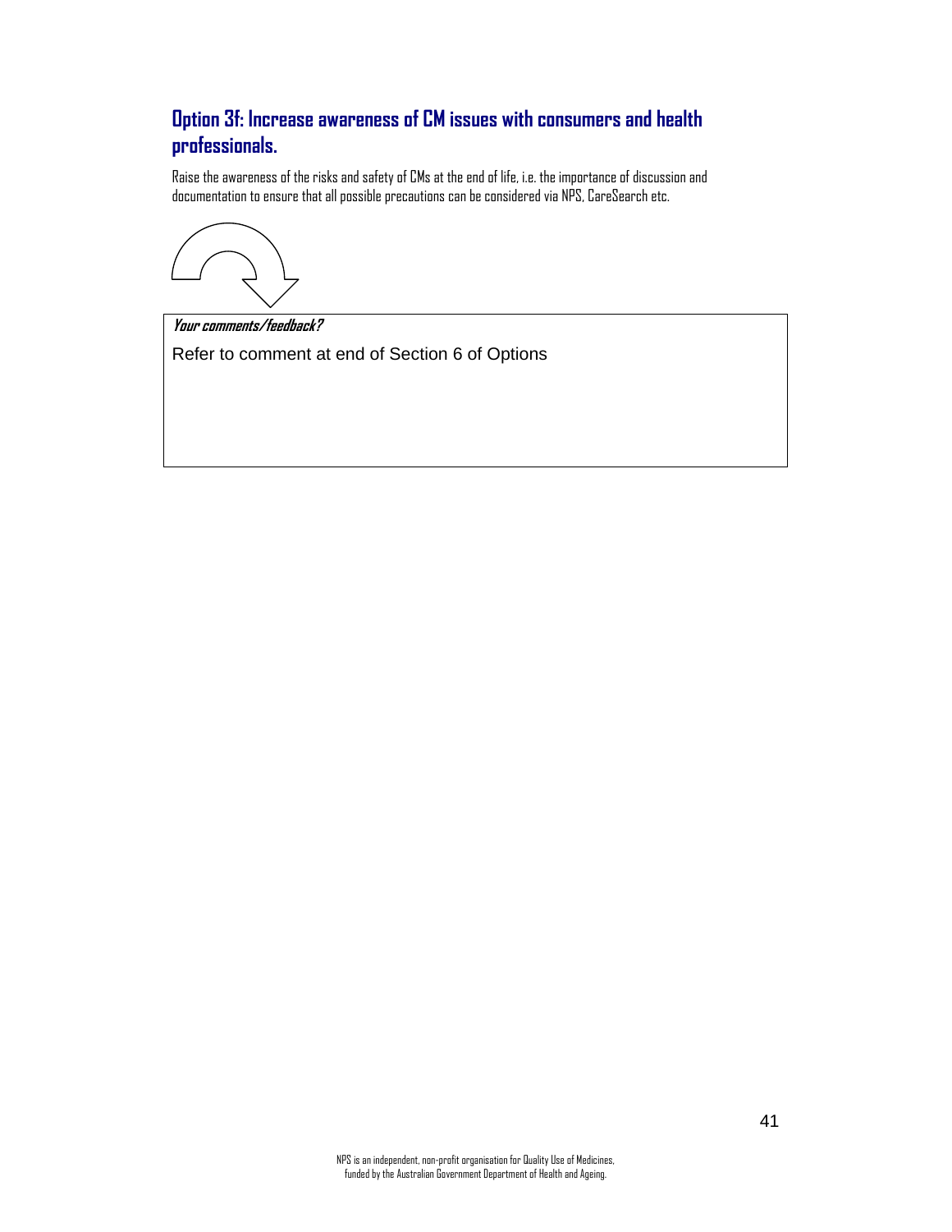## Option 3f: Increase awareness of CM issues with consumers and health professionals.

Raise the awareness of the risks and safety of CMs at the end of life, i.e. the importance of discussion and documentation to ensure that all possible precautions can be considered via NPS, CareSearch etc.

***Your comments/feedback?***

Refer to comment at end of Section 6 of Options

NPS is an independent, non-profit organisation for Quality Use of Medicines, funded by the Australian Government Department of Health and Ageing.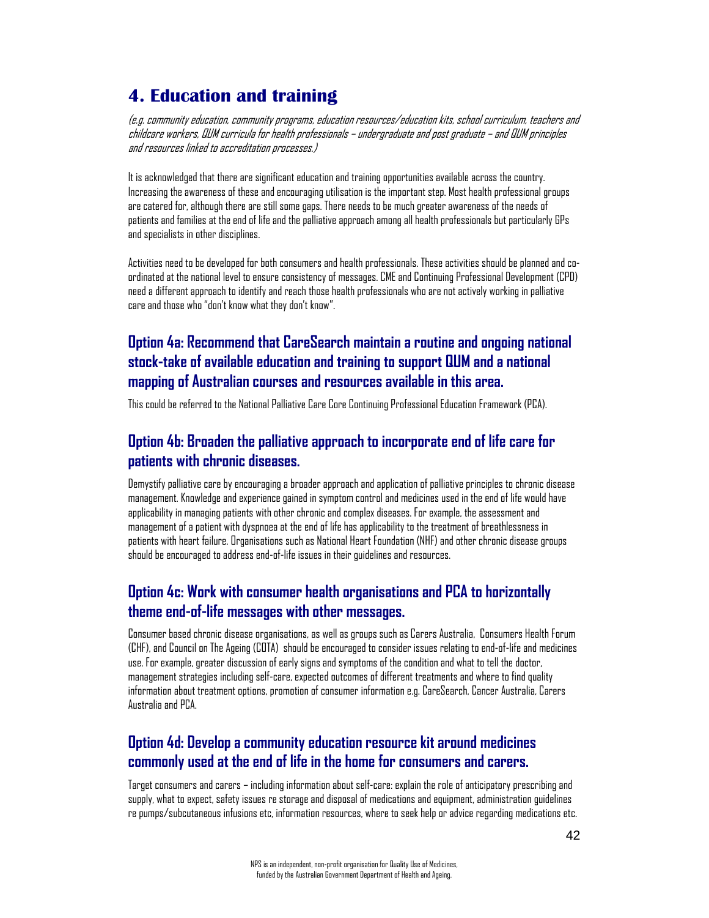## 4. Education and training

*(e.g. community education, community programs, education resources/education kits, school curriculum, teachers and childcare workers, QUM curricula for health professionals – undergraduate and post graduate – and QUM principles and resources linked to accreditation processes.)*

It is acknowledged that there are significant education and training opportunities available across the country. Increasing the awareness of these and encouraging utilisation is the important step. Most health professional groups are catered for, although there are still some gaps. There needs to be much greater awareness of the needs of patients and families at the end of life and the palliative approach among all health professionals but particularly GPs and specialists in other disciplines.

Activities need to be developed for both consumers and health professionals. These activities should be planned and co-ordinated at the national level to ensure consistency of messages. CME and Continuing Professional Development (CPD) need a different approach to identify and reach those health professionals who are not actively working in palliative care and those who "don't know what they don't know".

### Option 4a: Recommend that CareSearch maintain a routine and ongoing national stock-take of available education and training to support QUM and a national mapping of Australian courses and resources available in this area.

This could be referred to the National Palliative Care Core Continuing Professional Education Framework (PCA).

### Option 4b: Broaden the palliative approach to incorporate end of life care for patients with chronic diseases.

Demystify palliative care by encouraging a broader approach and application of palliative principles to chronic disease management. Knowledge and experience gained in symptom control and medicines used in the end of life would have applicability in managing patients with other chronic and complex diseases. For example, the assessment and management of a patient with dyspnoea at the end of life has applicability to the treatment of breathlessness in patients with heart failure. Organisations such as National Heart Foundation (NHF) and other chronic disease groups should be encouraged to address end-of-life issues in their guidelines and resources.

### Option 4c: Work with consumer health organisations and PCA to horizontally theme end-of-life messages with other messages.

Consumer based chronic disease organisations, as well as groups such as Carers Australia, Consumers Health Forum (CHF), and Council on The Ageing (COTA) should be encouraged to consider issues relating to end-of-life and medicines use. For example, greater discussion of early signs and symptoms of the condition and what to tell the doctor, management strategies including self-care, expected outcomes of different treatments and where to find quality information about treatment options, promotion of consumer information e.g. CareSearch, Cancer Australia, Carers Australia and PCA.

### Option 4d: Develop a community education resource kit around medicines commonly used at the end of life in the home for consumers and carers.

Target consumers and carers – including information about self-care: explain the role of anticipatory prescribing and supply, what to expect, safety issues re storage and disposal of medications and equipment, administration guidelines re pumps/subcutaneous infusions etc, information resources, where to seek help or advice regarding medications etc.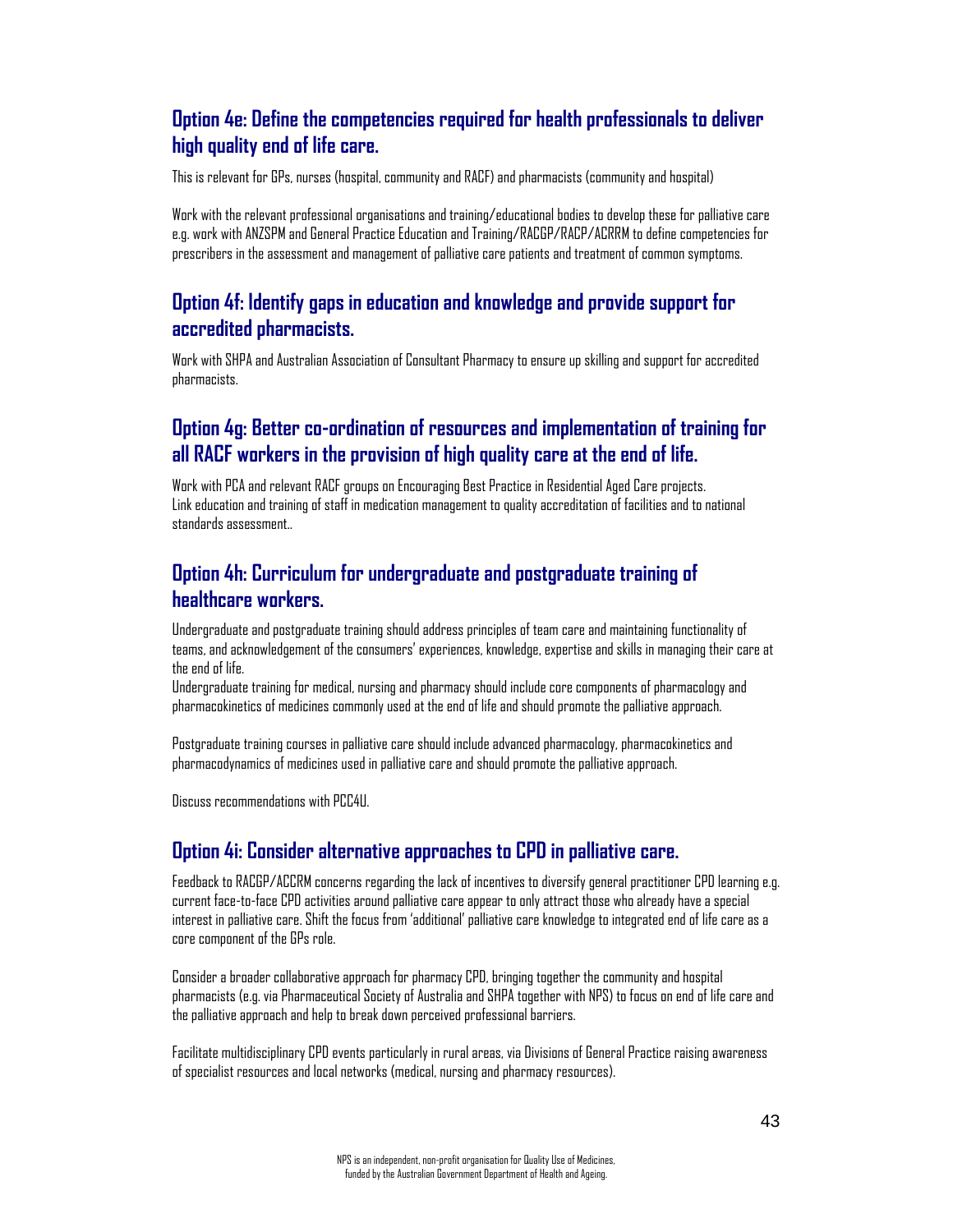## Option 4e: Define the competencies required for health professionals to deliver high quality end of life care.

This is relevant for GPs, nurses (hospital, community and RACF) and pharmacists (community and hospital)

Work with the relevant professional organisations and training/educational bodies to develop these for palliative care e.g. work with ANZSPM and General Practice Education and Training/RACGP/RACP/ACRRM to define competencies for prescribers in the assessment and management of palliative care patients and treatment of common symptoms.

## Option 4f: Identify gaps in education and knowledge and provide support for accredited pharmacists.

Work with SHPA and Australian Association of Consultant Pharmacy to ensure up skilling and support for accredited pharmacists.

## Option 4g: Better co-ordination of resources and implementation of training for all RACF workers in the provision of high quality care at the end of life.

Work with PCA and relevant RACF groups on Encouraging Best Practice in Residential Aged Care projects.
Link education and training of staff in medication management to quality accreditation of facilities and to national standards assessment..

## Option 4h: Curriculum for undergraduate and postgraduate training of healthcare workers.

Undergraduate and postgraduate training should address principles of team care and maintaining functionality of teams, and acknowledgement of the consumers' experiences, knowledge, expertise and skills in managing their care at the end of life.
Undergraduate training for medical, nursing and pharmacy should include core components of pharmacology and pharmacokinetics of medicines commonly used at the end of life and should promote the palliative approach.

Postgraduate training courses in palliative care should include advanced pharmacology, pharmacokinetics and pharmacodynamics of medicines used in palliative care and should promote the palliative approach.

Discuss recommendations with PCC4U.

## Option 4i: Consider alternative approaches to CPD in palliative care.

Feedback to RACGP/ACCRM concerns regarding the lack of incentives to diversify general practitioner CPD learning e.g. current face-to-face CPD activities around palliative care appear to only attract those who already have a special interest in palliative care. Shift the focus from 'additional' palliative care knowledge to integrated end of life care as a core component of the GPs role.

Consider a broader collaborative approach for pharmacy CPD, bringing together the community and hospital pharmacists (e.g. via Pharmaceutical Society of Australia and SHPA together with NPS) to focus on end of life care and the palliative approach and help to break down perceived professional barriers.

Facilitate multidisciplinary CPD events particularly in rural areas, via Divisions of General Practice raising awareness of specialist resources and local networks (medical, nursing and pharmacy resources).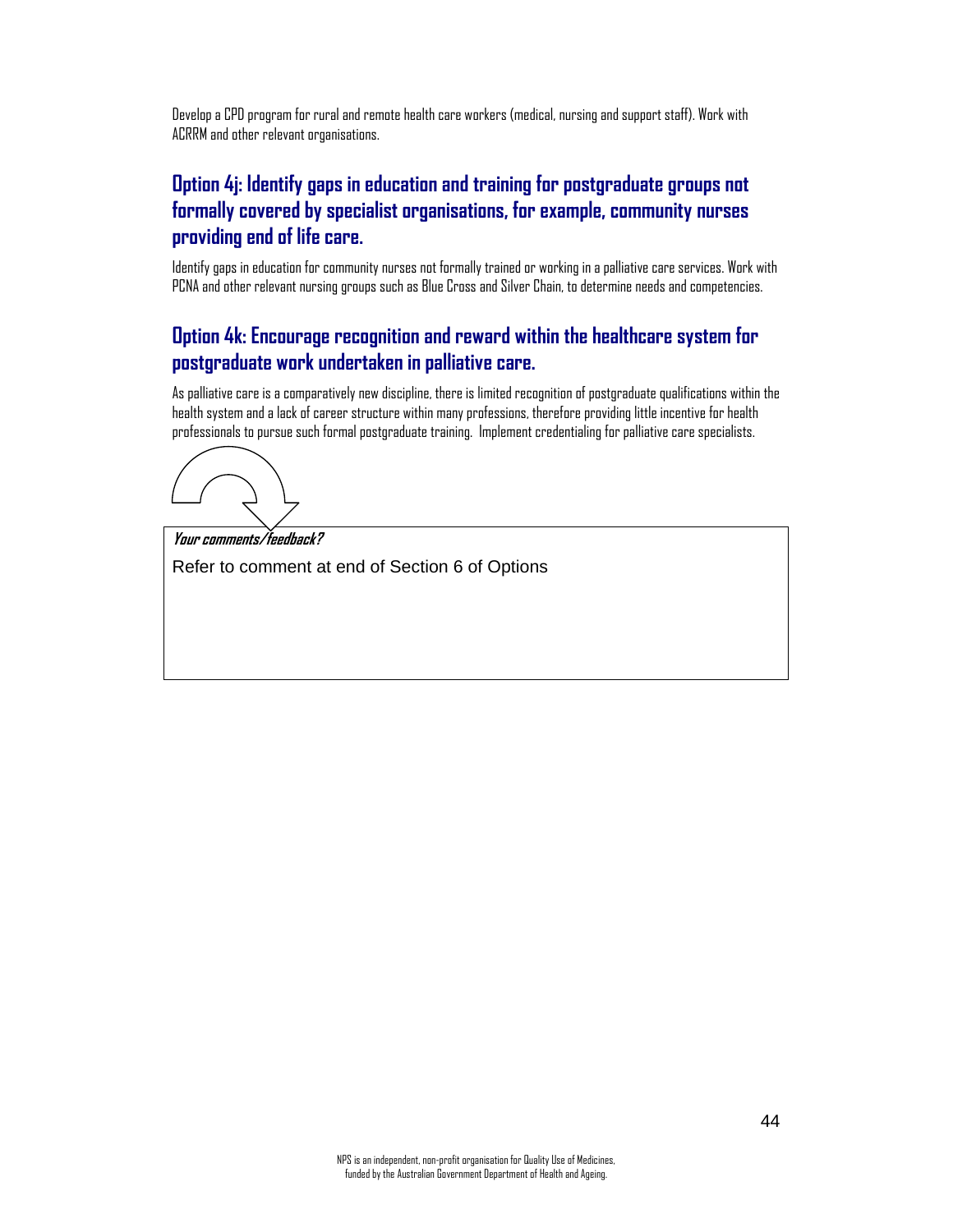Develop a CPD program for rural and remote health care workers (medical, nursing and support staff). Work with ACRRM and other relevant organisations.

### Option 4j: Identify gaps in education and training for postgraduate groups not formally covered by specialist organisations, for example, community nurses providing end of life care.

Identify gaps in education for community nurses not formally trained or working in a palliative care services. Work with PCNA and other relevant nursing groups such as Blue Cross and Silver Chain, to determine needs and competencies.

### Option 4k: Encourage recognition and reward within the healthcare system for postgraduate work undertaken in palliative care.

As palliative care is a comparatively new discipline, there is limited recognition of postgraduate qualifications within the health system and a lack of career structure within many professions, therefore providing little incentive for health professionals to pursue such formal postgraduate training. Implement credentialing for palliative care specialists.

***Your comments/feedback?***

Refer to comment at end of Section 6 of Options

NPS is an independent, non-profit organisation for Quality Use of Medicines, funded by the Australian Government Department of Health and Ageing.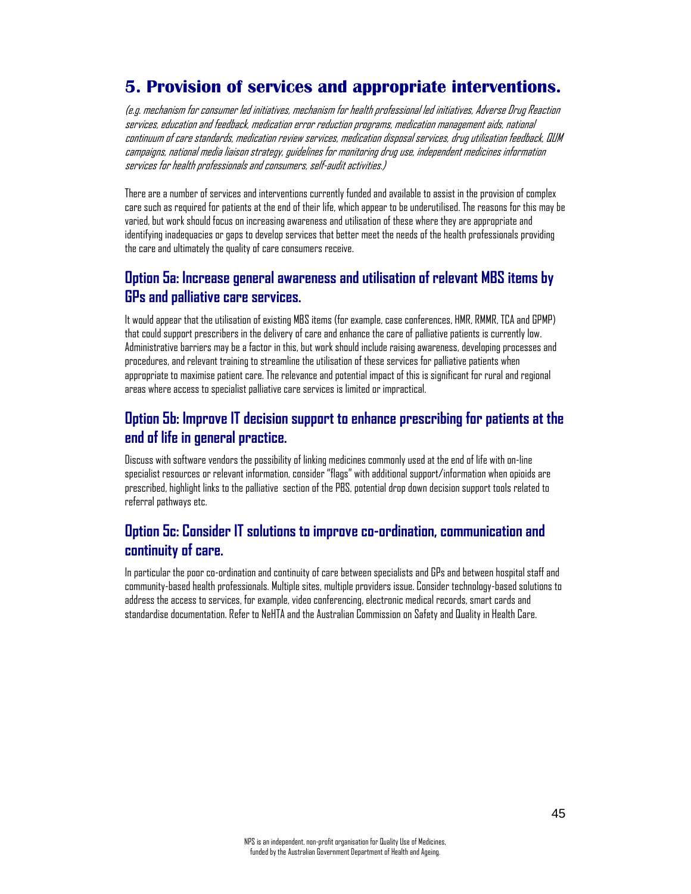## 5. Provision of services and appropriate interventions.

*(e.g. mechanism for consumer led initiatives, mechanism for health professional led initiatives, Adverse Drug Reaction services, education and feedback, medication error reduction programs, medication management aids, national continuum of care standards, medication review services, medication disposal services, drug utilisation feedback, QUM campaigns, national media liaison strategy, guidelines for monitoring drug use, independent medicines information services for health professionals and consumers, self-audit activities.)*

There are a number of services and interventions currently funded and available to assist in the provision of complex care such as required for patients at the end of their life, which appear to be underutilised. The reasons for this may be varied, but work should focus on increasing awareness and utilisation of these where they are appropriate and identifying inadequacies or gaps to develop services that better meet the needs of the health professionals providing the care and ultimately the quality of care consumers receive.

### Option 5a: Increase general awareness and utilisation of relevant MBS items by GPs and palliative care services.

It would appear that the utilisation of existing MBS items (for example, case conferences, HMR, RMMR, TCA and GPMP) that could support prescribers in the delivery of care and enhance the care of palliative patients is currently low. Administrative barriers may be a factor in this, but work should include raising awareness, developing processes and procedures, and relevant training to streamline the utilisation of these services for palliative patients when appropriate to maximise patient care. The relevance and potential impact of this is significant for rural and regional areas where access to specialist palliative care services is limited or impractical.

### Option 5b: Improve IT decision support to enhance prescribing for patients at the end of life in general practice.

Discuss with software vendors the possibility of linking medicines commonly used at the end of life with on-line specialist resources or relevant information, consider "flags" with additional support/information when opioids are prescribed, highlight links to the palliative section of the PBS, potential drop down decision support tools related to referral pathways etc.

### Option 5c: Consider IT solutions to improve co-ordination, communication and continuity of care.

In particular the poor co-ordination and continuity of care between specialists and GPs and between hospital staff and community-based health professionals. Multiple sites, multiple providers issue. Consider technology-based solutions to address the access to services, for example, video conferencing, electronic medical records, smart cards and standardise documentation. Refer to NeHTA and the Australian Commission on Safety and Quality in Health Care.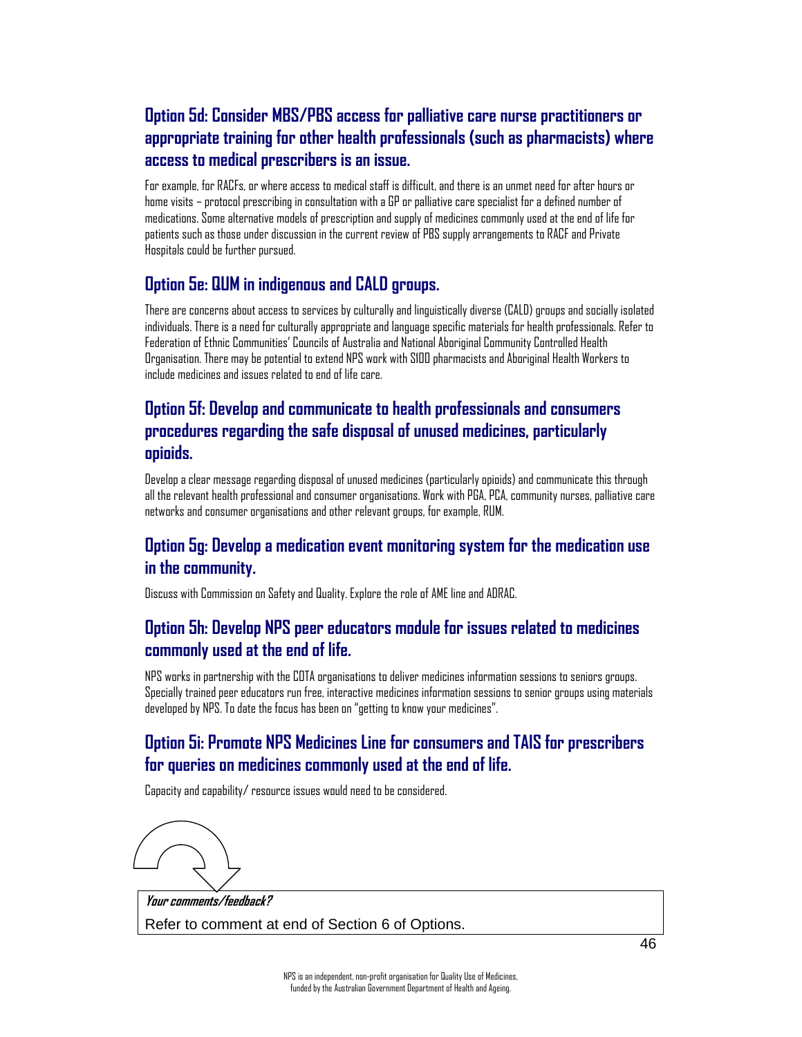## Option 5d: Consider MBS/PBS access for palliative care nurse practitioners or appropriate training for other health professionals (such as pharmacists) where access to medical prescribers is an issue.

For example, for RACFs, or where access to medical staff is difficult, and there is an unmet need for after hours or home visits – protocol prescribing in consultation with a GP or palliative care specialist for a defined number of medications. Some alternative models of prescription and supply of medicines commonly used at the end of life for patients such as those under discussion in the current review of PBS supply arrangements to RACF and Private Hospitals could be further pursued.

## Option 5e: QUM in indigenous and CALD groups.

There are concerns about access to services by culturally and linguistically diverse (CALD) groups and socially isolated individuals. There is a need for culturally appropriate and language specific materials for health professionals. Refer to Federation of Ethnic Communities' Councils of Australia and National Aboriginal Community Controlled Health Organisation. There may be potential to extend NPS work with S100 pharmacists and Aboriginal Health Workers to include medicines and issues related to end of life care.

## Option 5f: Develop and communicate to health professionals and consumers procedures regarding the safe disposal of unused medicines, particularly opioids.

Develop a clear message regarding disposal of unused medicines (particularly opioids) and communicate this through all the relevant health professional and consumer organisations. Work with PGA, PCA, community nurses, palliative care networks and consumer organisations and other relevant groups, for example, RUM.

## Option 5g: Develop a medication event monitoring system for the medication use in the community.

Discuss with Commission on Safety and Quality. Explore the role of AME line and ADRAC.

## Option 5h: Develop NPS peer educators module for issues related to medicines commonly used at the end of life.

NPS works in partnership with the COTA organisations to deliver medicines information sessions to seniors groups. Specially trained peer educators run free, interactive medicines information sessions to senior groups using materials developed by NPS. To date the focus has been on "getting to know your medicines".

## Option 5i: Promote NPS Medicines Line for consumers and TAIS for prescribers for queries on medicines commonly used at the end of life.

Capacity and capability/ resource issues would need to be considered.

***Your comments/feedback?***

Refer to comment at end of Section 6 of Options.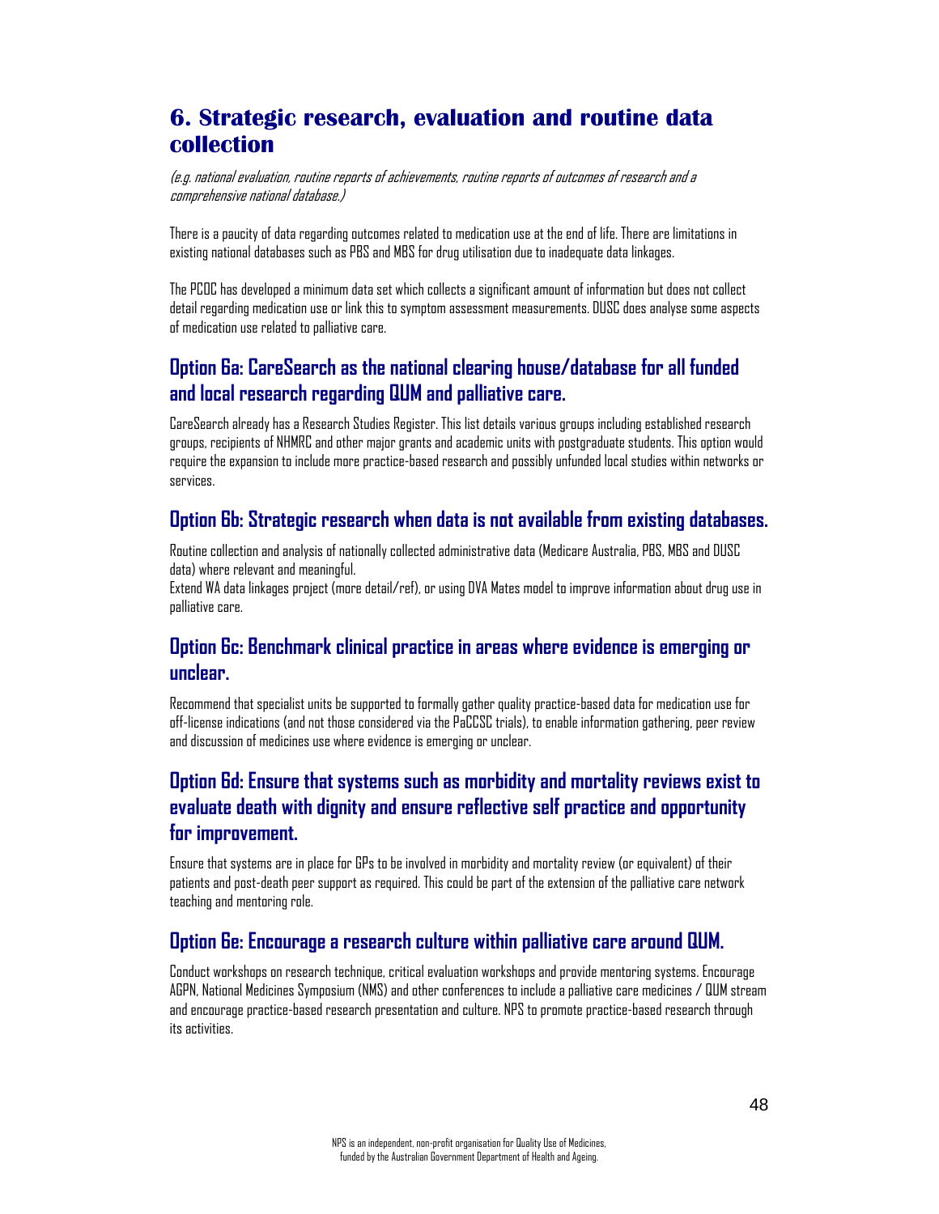## 6. Strategic research, evaluation and routine data collection

*(e.g. national evaluation, routine reports of achievements, routine reports of outcomes of research and a comprehensive national database.)*

There is a paucity of data regarding outcomes related to medication use at the end of life. There are limitations in existing national databases such as PBS and MBS for drug utilisation due to inadequate data linkages.

The PCOC has developed a minimum data set which collects a significant amount of information but does not collect detail regarding medication use or link this to symptom assessment measurements. DUSC does analyse some aspects of medication use related to palliative care.

### Option 6a: CareSearch as the national clearing house/database for all funded and local research regarding QUM and palliative care.

CareSearch already has a Research Studies Register. This list details various groups including established research groups, recipients of NHMRC and other major grants and academic units with postgraduate students. This option would require the expansion to include more practice-based research and possibly unfunded local studies within networks or services.

### Option 6b: Strategic research when data is not available from existing databases.

Routine collection and analysis of nationally collected administrative data (Medicare Australia, PBS, MBS and DUSC data) where relevant and meaningful.
Extend WA data linkages project (more detail/ref), or using DVA Mates model to improve information about drug use in palliative care.

### Option 6c: Benchmark clinical practice in areas where evidence is emerging or unclear.

Recommend that specialist units be supported to formally gather quality practice-based data for medication use for off-license indications (and not those considered via the PaCCSC trials), to enable information gathering, peer review and discussion of medicines use where evidence is emerging or unclear.

### Option 6d: Ensure that systems such as morbidity and mortality reviews exist to evaluate death with dignity and ensure reflective self practice and opportunity for improvement.

Ensure that systems are in place for GPs to be involved in morbidity and mortality review (or equivalent) of their patients and post-death peer support as required. This could be part of the extension of the palliative care network teaching and mentoring role.

### Option 6e: Encourage a research culture within palliative care around QUM.

Conduct workshops on research technique, critical evaluation workshops and provide mentoring systems. Encourage AGPN, National Medicines Symposium (NMS) and other conferences to include a palliative care medicines / QUM stream and encourage practice-based research presentation and culture. NPS to promote practice-based research through its activities.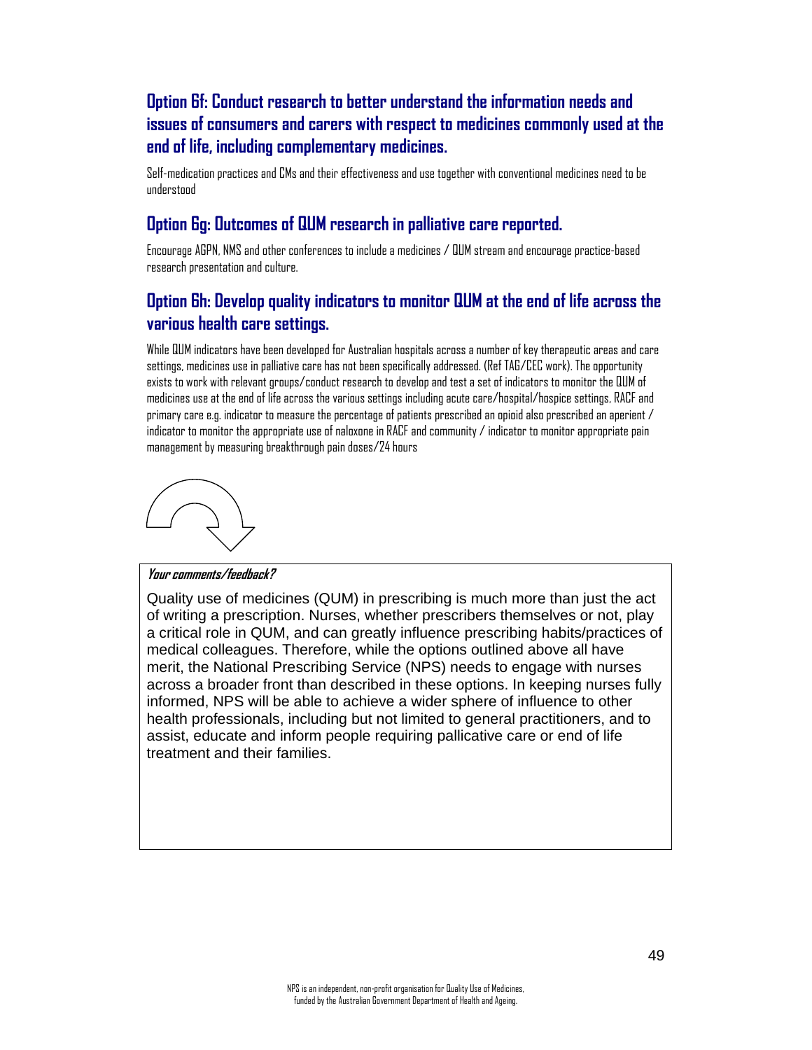## Option 6f: Conduct research to better understand the information needs and issues of consumers and carers with respect to medicines commonly used at the end of life, including complementary medicines.

Self-medication practices and CMs and their effectiveness and use together with conventional medicines need to be understood

## Option 6g: Outcomes of QUM research in palliative care reported.

Encourage AGPN, NMS and other conferences to include a medicines / QUM stream and encourage practice-based research presentation and culture.

## Option 6h: Develop quality indicators to monitor QUM at the end of life across the various health care settings.

While QUM indicators have been developed for Australian hospitals across a number of key therapeutic areas and care settings, medicines use in palliative care has not been specifically addressed. (Ref TAG/CEC work). The opportunity exists to work with relevant groups/conduct research to develop and test a set of indicators to monitor the QUM of medicines use at the end of life across the various settings including acute care/hospital/hospice settings, RACF and primary care e.g. indicator to measure the percentage of patients prescribed an opioid also prescribed an aperient / indicator to monitor the appropriate use of naloxone in RACF and community / indicator to monitor appropriate pain management by measuring breakthrough pain doses/24 hours

***Your comments/feedback?***

Quality use of medicines (QUM) in prescribing is much more than just the act of writing a prescription. Nurses, whether prescribers themselves or not, play a critical role in QUM, and can greatly influence prescribing habits/practices of medical colleagues. Therefore, while the options outlined above all have merit, the National Prescribing Service (NPS) needs to engage with nurses across a broader front than described in these options. In keeping nurses fully informed, NPS will be able to achieve a wider sphere of influence to other health professionals, including but not limited to general practitioners, and to assist, educate and inform people requiring pallicative care or end of life treatment and their families.

NPS is an independent, non-profit organisation for Quality Use of Medicines, funded by the Australian Government Department of Health and Ageing.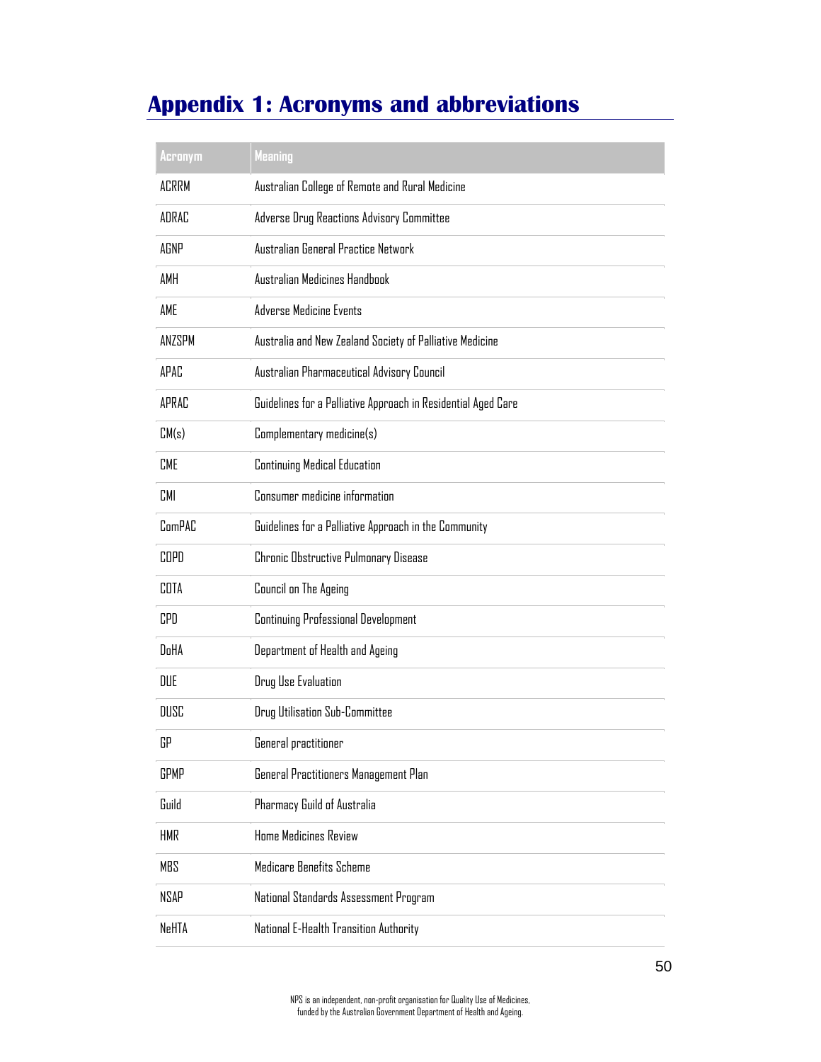# Appendix 1: Acronyms and abbreviations

| Acronym | Meaning |
| --- | --- |
| ACRRM | Australian College of Remote and Rural Medicine |
| ADRAC | Adverse Drug Reactions Advisory Committee |
| AGNP | Australian General Practice Network |
| AMH | Australian Medicines Handbook |
| AME | Adverse Medicine Events |
| ANZSPM | Australia and New Zealand Society of Palliative Medicine |
| APAC | Australian Pharmaceutical Advisory Council |
| APRAC | Guidelines for a Palliative Approach in Residential Aged Care |
| CM(s) | Complementary medicine(s) |
| CME | Continuing Medical Education |
| CMI | Consumer medicine information |
| ComPAC | Guidelines for a Palliative Approach in the Community |
| COPD | Chronic Obstructive Pulmonary Disease |
| COTA | Council on The Ageing |
| CPD | Continuing Professional Development |
| DoHA | Department of Health and Ageing |
| DUE | Drug Use Evaluation |
| DUSC | Drug Utilisation Sub-Committee |
| GP | General practitioner |
| GPMP | General Practitioners Management Plan |
| Guild | Pharmacy Guild of Australia |
| HMR | Home Medicines Review |
| MBS | Medicare Benefits Scheme |
| NSAP | National Standards Assessment Program |
| NeHTA | National E-Health Transition Authority |

NPS is an independent, non-profit organisation for Quality Use of Medicines, funded by the Australian Government Department of Health and Ageing.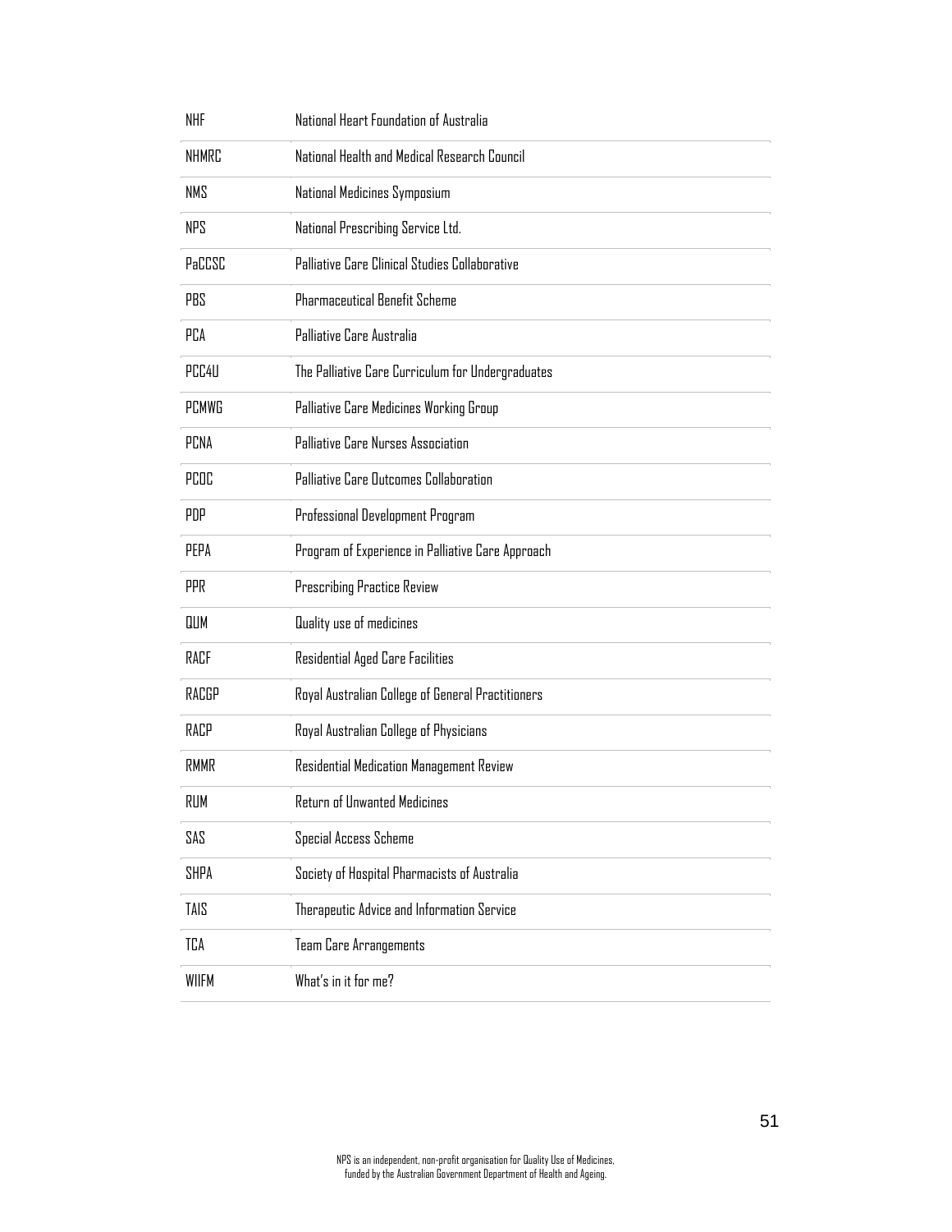| | |
|---|---|
| NHF | National Heart Foundation of Australia |
| NHMRC | National Health and Medical Research Council |
| NMS | National Medicines Symposium |
| NPS | National Prescribing Service Ltd. |
| PaCCSC | Palliative Care Clinical Studies Collaborative |
| PBS | Pharmaceutical Benefit Scheme |
| PCA | Palliative Care Australia |
| PCC4U | The Palliative Care Curriculum for Undergraduates |
| PCMWG | Palliative Care Medicines Working Group |
| PCNA | Palliative Care Nurses Association |
| PCOC | Palliative Care Outcomes Collaboration |
| PDP | Professional Development Program |
| PEPA | Program of Experience in Palliative Care Approach |
| PPR | Prescribing Practice Review |
| QUM | Quality use of medicines |
| RACF | Residential Aged Care Facilities |
| RACGP | Royal Australian College of General Practitioners |
| RACP | Royal Australian College of Physicians |
| RMMR | Residential Medication Management Review |
| RUM | Return of Unwanted Medicines |
| SAS | Special Access Scheme |
| SHPA | Society of Hospital Pharmacists of Australia |
| TAIS | Therapeutic Advice and Information Service |
| TCA | Team Care Arrangements |
| WIIFM | What's in it for me? |

NPS is an independent, non-profit organisation for Quality Use of Medicines, funded by the Australian Government Department of Health and Ageing.